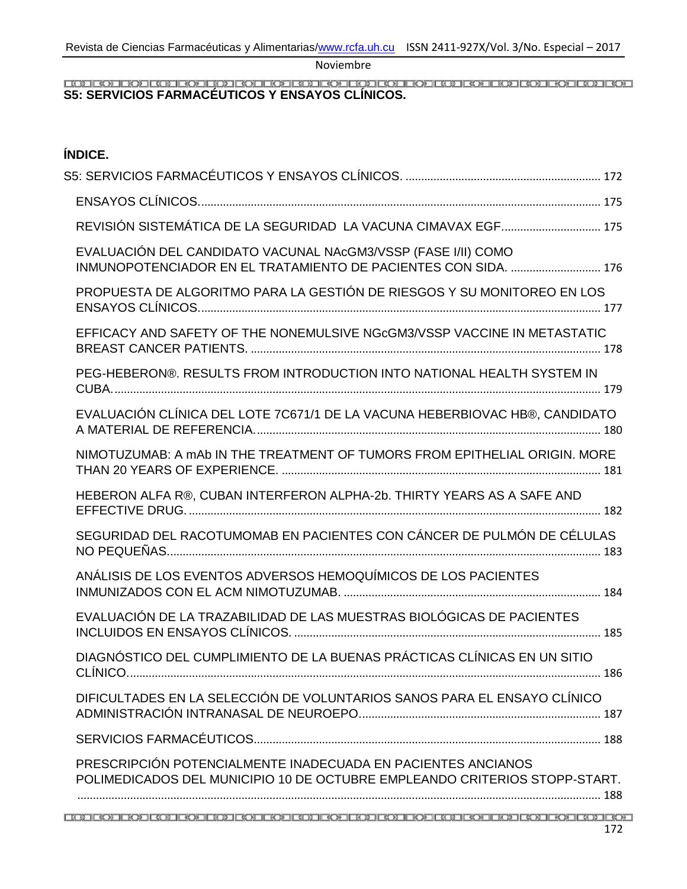# S5: SERVICIOS FARMACÉUTICOS Y ENSAYOS CLÍNICOS.

## ÍNDICE.

S5: SERVICIOS FARMACÉUTICOS Y ENSAYOS CLÍNICOS. .............................................................. 172

- ENSAYOS CLÍNICOS................................................................................................................ 175
- REVISIÓN SISTEMÁTICA DE LA SEGURIDAD LA VACUNA CIMAVAX EGF................................ 175
- EVALUACIÓN DEL CANDIDATO VACUNAL NAcGM3/VSSP (FASE I/II) COMO INMUNOPOTENCIADOR EN EL TRATAMIENTO DE PACIENTES CON SIDA. ............................ 176
- PROPUESTA DE ALGORITMO PARA LA GESTIÓN DE RIESGOS Y SU MONITOREO EN LOS ENSAYOS CLÍNICOS................................................................................................................ 177
- EFFICACY AND SAFETY OF THE NONEMULSIVE NGcGM3/VSSP VACCINE IN METASTATIC BREAST CANCER PATIENTS. ................................................................................................ 178
- PEG-HEBERON®. RESULTS FROM INTRODUCTION INTO NATIONAL HEALTH SYSTEM IN CUBA........................................................................................................................................ 179
- EVALUACIÓN CLÍNICA DEL LOTE 7C671/1 DE LA VACUNA HEBERBIOVAC HB®, CANDIDATO A MATERIAL DE REFERENCIA.............................................................................................. 180
- NIMOTUZUMAB: A mAb IN THE TREATMENT OF TUMORS FROM EPITHELIAL ORIGIN. MORE THAN 20 YEARS OF EXPERIENCE. ...................................................................................... 181
- HEBERON ALFA R®, CUBAN INTERFERON ALPHA-2b. THIRTY YEARS AS A SAFE AND EFFECTIVE DRUG. .................................................................................................................... 182
- SEGURIDAD DEL RACOTUMOMAB EN PACIENTES CON CÁNCER DE PULMÓN DE CÉLULAS NO PEQUEÑAS.......................................................................................................................... 183
- ANÁLISIS DE LOS EVENTOS ADVERSOS HEMOQUÍMICOS DE LOS PACIENTES INMUNIZADOS CON EL ACM NIMOTUZUMAB. .................................................................................. 184
- EVALUACIÓN DE LA TRAZABILIDAD DE LAS MUESTRAS BIOLÓGICAS DE PACIENTES INCLUIDOS EN ENSAYOS CLÍNICOS. .................................................................................. 185
- DIAGNÓSTICO DEL CUMPLIMIENTO DE LA BUENAS PRÁCTICAS CLÍNICAS EN UN SITIO CLÍNICO...................................................................................................................................... 186
- DIFICULTADES EN LA SELECCIÓN DE VOLUNTARIOS SANOS PARA EL ENSAYO CLÍNICO ADMINISTRACIÓN INTRANASAL DE NEUROEPO............................................................................. 187
- SERVICIOS FARMACÉUTICOS.............................................................................................. 188
- PRESCRIPCIÓN POTENCIALMENTE INADECUADA EN PACIENTES ANCIANOS POLIMEDICADOS DEL MUNICIPIO 10 DE OCTUBRE EMPLEANDO CRITERIOS STOPP-START. ....................................................................................................................................................... 188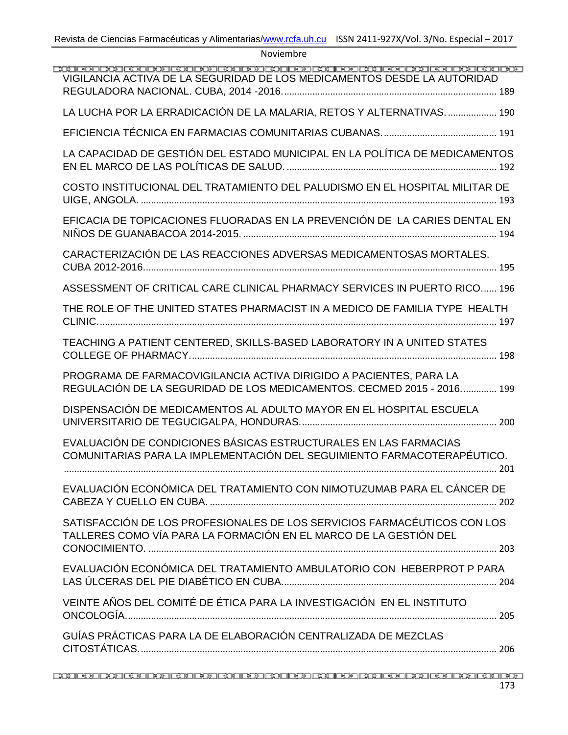VIGILANCIA ACTIVA DE LA SEGURIDAD DE LOS MEDICAMENTOS DESDE LA AUTORIDAD REGULADORA NACIONAL. CUBA, 2014 -2016. .... 189

LA LUCHA POR LA ERRADICACIÓN DE LA MALARIA, RETOS Y ALTERNATIVAS. .... 190

EFICIENCIA TÉCNICA EN FARMACIAS COMUNITARIAS CUBANAS. .... 191

LA CAPACIDAD DE GESTIÓN DEL ESTADO MUNICIPAL EN LA POLÍTICA DE MEDICAMENTOS EN EL MARCO DE LAS POLÍTICAS DE SALUD. .... 192

COSTO INSTITUCIONAL DEL TRATAMIENTO DEL PALUDISMO EN EL HOSPITAL MILITAR DE UIGE, ANGOLA. .... 193

EFICACIA DE TOPICACIONES FLUORADAS EN LA PREVENCIÓN DE LA CARIES DENTAL EN NIÑOS DE GUANABACOA 2014-2015. .... 194

CARACTERIZACIÓN DE LAS REACCIONES ADVERSAS MEDICAMENTOSAS MORTALES. CUBA 2012-2016. .... 195

ASSESSMENT OF CRITICAL CARE CLINICAL PHARMACY SERVICES IN PUERTO RICO. .... 196

THE ROLE OF THE UNITED STATES PHARMACIST IN A MEDICO DE FAMILIA TYPE HEALTH CLINIC. .... 197

TEACHING A PATIENT CENTERED, SKILLS-BASED LABORATORY IN A UNITED STATES COLLEGE OF PHARMACY. .... 198

PROGRAMA DE FARMACOVIGILANCIA ACTIVA DIRIGIDO A PACIENTES, PARA LA REGULACIÓN DE LA SEGURIDAD DE LOS MEDICAMENTOS. CECMED 2015 - 2016. .... 199

DISPENSACIÓN DE MEDICAMENTOS AL ADULTO MAYOR EN EL HOSPITAL ESCUELA UNIVERSITARIO DE TEGUCIGALPA, HONDURAS. .... 200

EVALUACIÓN DE CONDICIONES BÁSICAS ESTRUCTURALES EN LAS FARMACIAS COMUNITARIAS PARA LA IMPLEMENTACIÓN DEL SEGUIMIENTO FARMACOTERAPÉUTICO. .... 201

EVALUACIÓN ECONÓMICA DEL TRATAMIENTO CON NIMOTUZUMAB PARA EL CÁNCER DE CABEZA Y CUELLO EN CUBA. .... 202

SATISFACCIÓN DE LOS PROFESIONALES DE LOS SERVICIOS FARMACÉUTICOS CON LOS TALLERES COMO VÍA PARA LA FORMACIÓN EN EL MARCO DE LA GESTIÓN DEL CONOCIMIENTO. .... 203

EVALUACIÓN ECONÓMICA DEL TRATAMIENTO AMBULATORIO CON HEBERPROT P PARA LAS ÚLCERAS DEL PIE DIABÉTICO EN CUBA. .... 204

VEINTE AÑOS DEL COMITÉ DE ÉTICA PARA LA INVESTIGACIÓN EN EL INSTITUTO ONCOLOGÍA. .... 205

GUÍAS PRÁCTICAS PARA LA DE ELABORACIÓN CENTRALIZADA DE MEZCLAS CITOSTÁTICAS. .... 206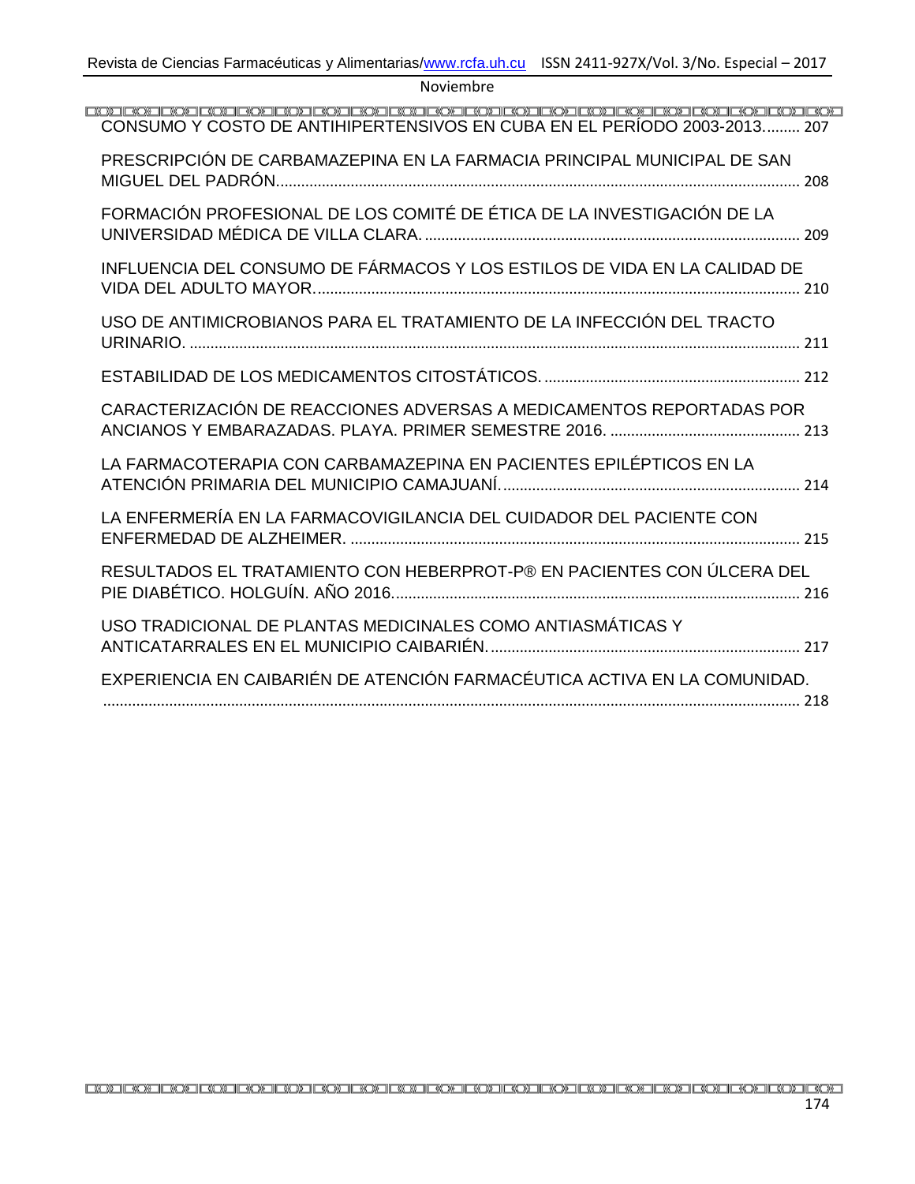CONSUMO Y COSTO DE ANTIHIPERTENSIVOS EN CUBA EN EL PERÍODO 2003-2013......... 207

PRESCRIPCIÓN DE CARBAMAZEPINA EN LA FARMACIA PRINCIPAL MUNICIPAL DE SAN MIGUEL DEL PADRÓN............................................................................................................. 208

FORMACIÓN PROFESIONAL DE LOS COMITÉ DE ÉTICA DE LA INVESTIGACIÓN DE LA UNIVERSIDAD MÉDICA DE VILLA CLARA. ......................................................................................... 209

INFLUENCIA DEL CONSUMO DE FÁRMACOS Y LOS ESTILOS DE VIDA EN LA CALIDAD DE VIDA DEL ADULTO MAYOR.................................................................................................................... 210

USO DE ANTIMICROBIANOS PARA EL TRATAMIENTO DE LA INFECCIÓN DEL TRACTO URINARIO. ................................................................................................................................................. 211

ESTABILIDAD DE LOS MEDICAMENTOS CITOSTÁTICOS. ............................................................ 212

CARACTERIZACIÓN DE REACCIONES ADVERSAS A MEDICAMENTOS REPORTADAS POR ANCIANOS Y EMBARAZADAS. PLAYA. PRIMER SEMESTRE 2016. ............................................ 213

LA FARMACOTERAPIA CON CARBAMAZEPINA EN PACIENTES EPILÉPTICOS EN LA ATENCIÓN PRIMARIA DEL MUNICIPIO CAMAJUANÍ. ...................................................................... 214

LA ENFERMERÍA EN LA FARMACOVIGILANCIA DEL CUIDADOR DEL PACIENTE CON ENFERMEDAD DE ALZHEIMER. ............................................................................................................ 215

RESULTADOS EL TRATAMIENTO CON HEBERPROT-P® EN PACIENTES CON ÚLCERA DEL PIE DIABÉTICO. HOLGUÍN. AÑO 2016.................................................................................................. 216

USO TRADICIONAL DE PLANTAS MEDICINALES COMO ANTIASMÁTICAS Y ANTICATARRALES EN EL MUNICIPIO CAIBARIÉN. .......................................................................... 217

EXPERIENCIA EN CAIBARIÉN DE ATENCIÓN FARMACÉUTICA ACTIVA EN LA COMUNIDAD. ....................................................................................................................................................... 218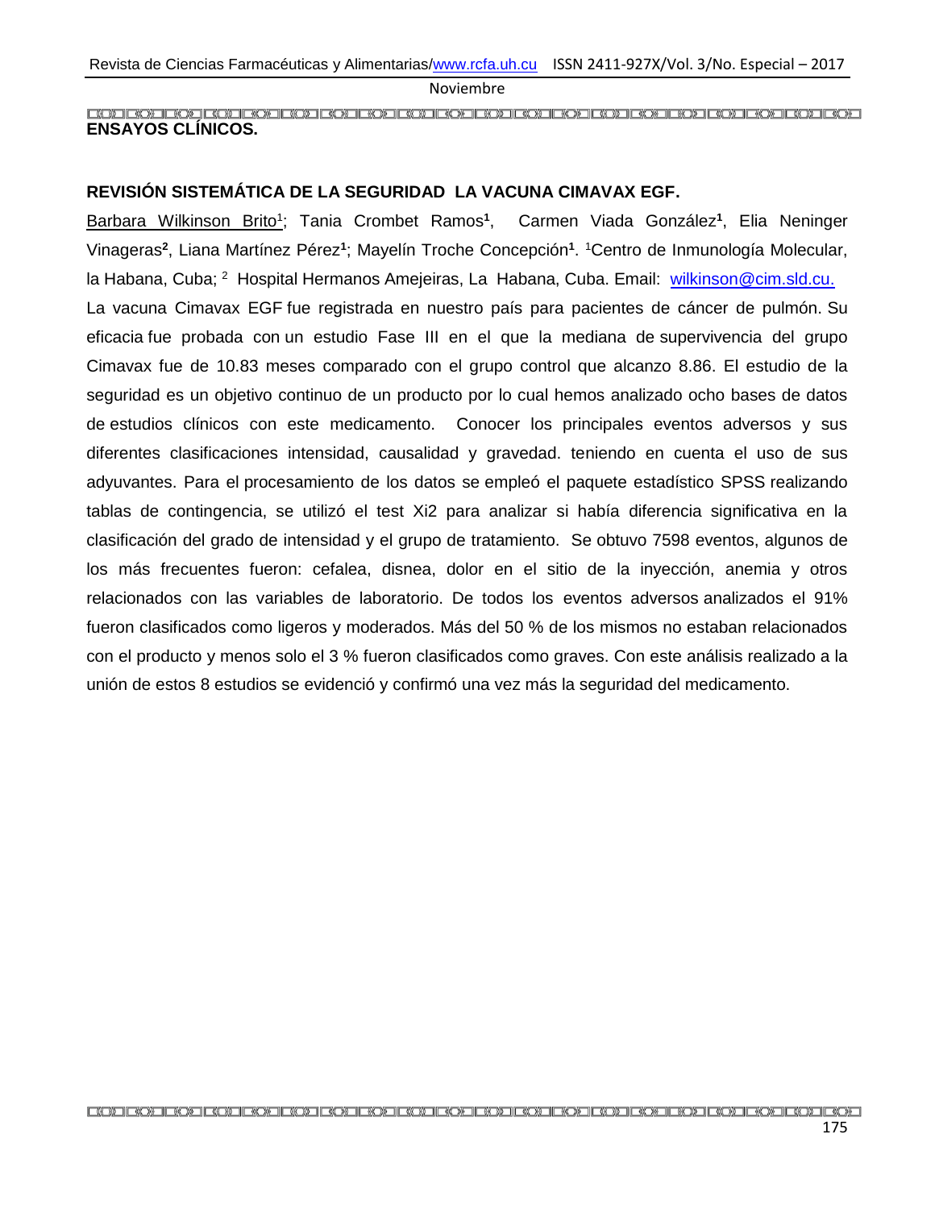**ENSAYOS CLÍNICOS.**

## REVISIÓN SISTEMÁTICA DE LA SEGURIDAD LA VACUNA CIMAVAX EGF.

Barbara Wilkinson Brito[1]; Tania Crombet Ramos[1], Carmen Viada González[1], Elia Neninger Vinageras[2], Liana Martínez Pérez[1]; Mayelín Troche Concepción[1]. [1]Centro de Inmunología Molecular, la Habana, Cuba; [2] Hospital Hermanos Amejeiras, La Habana, Cuba. Email: wilkinson@cim.sld.cu.

La vacuna Cimavax EGF fue registrada en nuestro país para pacientes de cáncer de pulmón. Su eficacia fue probada con un estudio Fase III en el que la mediana de supervivencia del grupo Cimavax fue de 10.83 meses comparado con el grupo control que alcanzo 8.86. El estudio de la seguridad es un objetivo continuo de un producto por lo cual hemos analizado ocho bases de datos de estudios clínicos con este medicamento. Conocer los principales eventos adversos y sus diferentes clasificaciones intensidad, causalidad y gravedad. teniendo en cuenta el uso de sus adyuvantes. Para el procesamiento de los datos se empleó el paquete estadístico SPSS realizando tablas de contingencia, se utilizó el test Xi2 para analizar si había diferencia significativa en la clasificación del grado de intensidad y el grupo de tratamiento. Se obtuvo 7598 eventos, algunos de los más frecuentes fueron: cefalea, disnea, dolor en el sitio de la inyección, anemia y otros relacionados con las variables de laboratorio. De todos los eventos adversos analizados el 91% fueron clasificados como ligeros y moderados. Más del 50 % de los mismos no estaban relacionados con el producto y menos solo el 3 % fueron clasificados como graves. Con este análisis realizado a la unión de estos 8 estudios se evidenció y confirmó una vez más la seguridad del medicamento.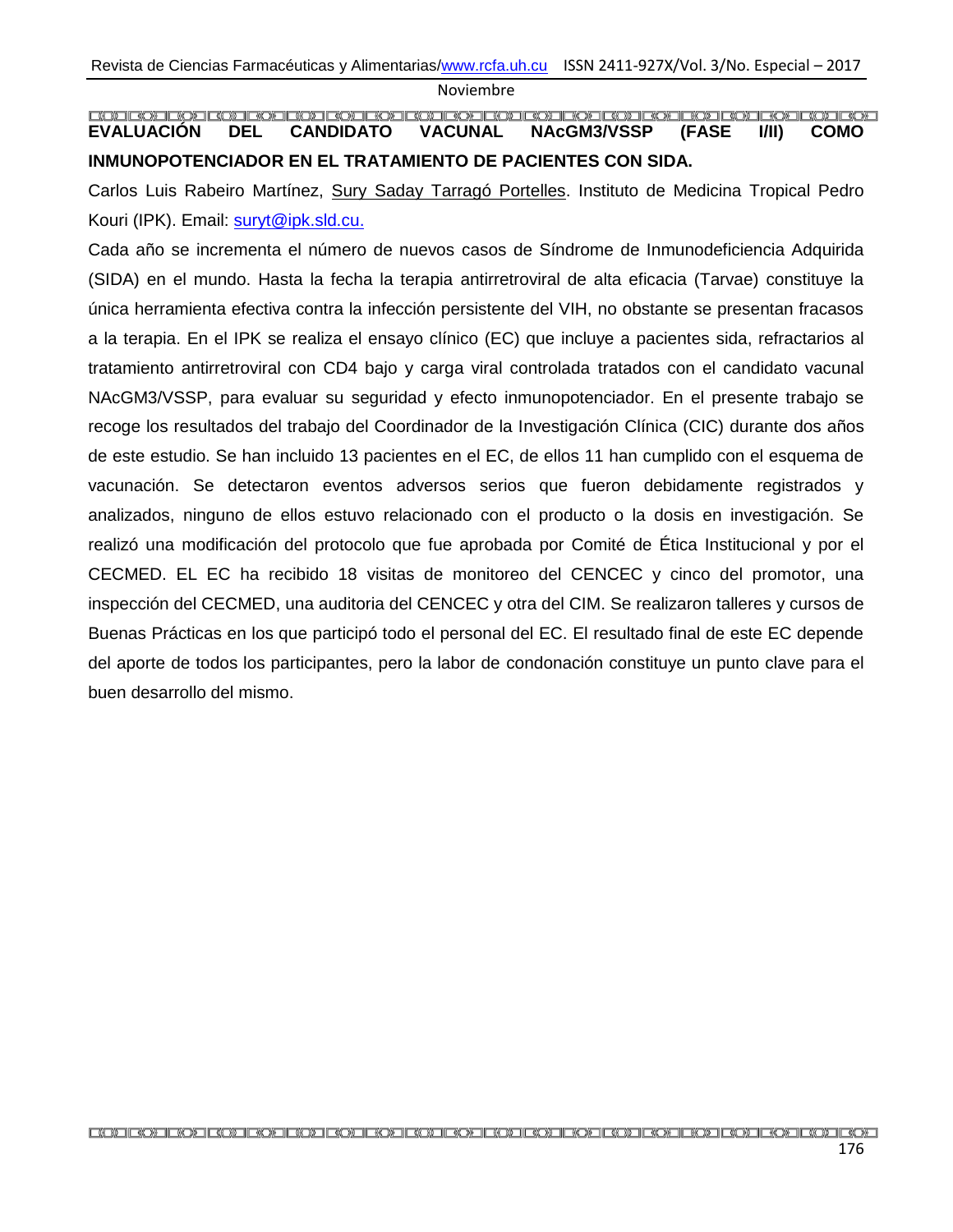## EVALUACIÓN DEL CANDIDATO VACUNAL NAcGM3/VSSP (FASE I/II) COMO INMUNOPOTENCIADOR EN EL TRATAMIENTO DE PACIENTES CON SIDA.

Carlos Luis Rabeiro Martínez, Sury Saday Tarragó Portelles. Instituto de Medicina Tropical Pedro Kouri (IPK). Email: suryt@ipk.sld.cu.

Cada año se incrementa el número de nuevos casos de Síndrome de Inmunodeficiencia Adquirida (SIDA) en el mundo. Hasta la fecha la terapia antirretroviral de alta eficacia (Tarvae) constituye la única herramienta efectiva contra la infección persistente del VIH, no obstante se presentan fracasos a la terapia. En el IPK se realiza el ensayo clínico (EC) que incluye a pacientes sida, refractarios al tratamiento antirretroviral con CD4 bajo y carga viral controlada tratados con el candidato vacunal NAcGM3/VSSP, para evaluar su seguridad y efecto inmunopotenciador. En el presente trabajo se recoge los resultados del trabajo del Coordinador de la Investigación Clínica (CIC) durante dos años de este estudio. Se han incluido 13 pacientes en el EC, de ellos 11 han cumplido con el esquema de vacunación. Se detectaron eventos adversos serios que fueron debidamente registrados y analizados, ninguno de ellos estuvo relacionado con el producto o la dosis en investigación. Se realizó una modificación del protocolo que fue aprobada por Comité de Ética Institucional y por el CECMED. EL EC ha recibido 18 visitas de monitoreo del CENCEC y cinco del promotor, una inspección del CECMED, una auditoria del CENCEC y otra del CIM. Se realizaron talleres y cursos de Buenas Prácticas en los que participó todo el personal del EC. El resultado final de este EC depende del aporte de todos los participantes, pero la labor de condonación constituye un punto clave para el buen desarrollo del mismo.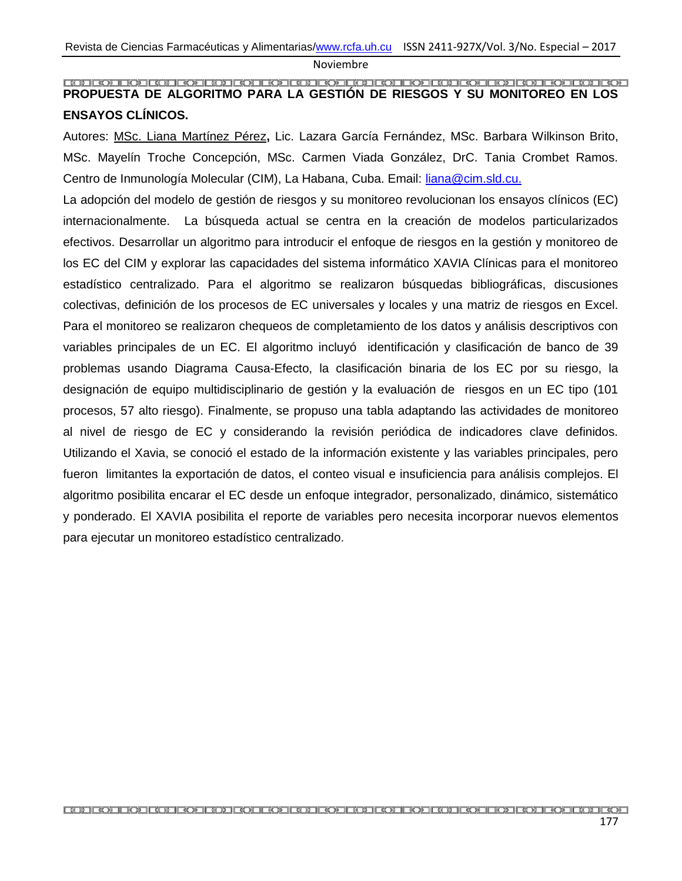# PROPUESTA DE ALGORITMO PARA LA GESTIÓN DE RIESGOS Y SU MONITOREO EN LOS ENSAYOS CLÍNICOS.

Autores: MSc. Liana Martínez Pérez**,** Lic. Lazara García Fernández, MSc. Barbara Wilkinson Brito, MSc. Mayelín Troche Concepción, MSc. Carmen Viada González, DrC. Tania Crombet Ramos. Centro de Inmunología Molecular (CIM), La Habana, Cuba. Email: liana@cim.sld.cu.

La adopción del modelo de gestión de riesgos y su monitoreo revolucionan los ensayos clínicos (EC) internacionalmente. La búsqueda actual se centra en la creación de modelos particularizados efectivos. Desarrollar un algoritmo para introducir el enfoque de riesgos en la gestión y monitoreo de los EC del CIM y explorar las capacidades del sistema informático XAVIA Clínicas para el monitoreo estadístico centralizado. Para el algoritmo se realizaron búsquedas bibliográficas, discusiones colectivas, definición de los procesos de EC universales y locales y una matriz de riesgos en Excel. Para el monitoreo se realizaron chequeos de completamiento de los datos y análisis descriptivos con variables principales de un EC. El algoritmo incluyó identificación y clasificación de banco de 39 problemas usando Diagrama Causa-Efecto, la clasificación binaria de los EC por su riesgo, la designación de equipo multidisciplinario de gestión y la evaluación de riesgos en un EC tipo (101 procesos, 57 alto riesgo). Finalmente, se propuso una tabla adaptando las actividades de monitoreo al nivel de riesgo de EC y considerando la revisión periódica de indicadores clave definidos. Utilizando el Xavia, se conoció el estado de la información existente y las variables principales, pero fueron limitantes la exportación de datos, el conteo visual e insuficiencia para análisis complejos. El algoritmo posibilita encarar el EC desde un enfoque integrador, personalizado, dinámico, sistemático y ponderado. El XAVIA posibilita el reporte de variables pero necesita incorporar nuevos elementos para ejecutar un monitoreo estadístico centralizado.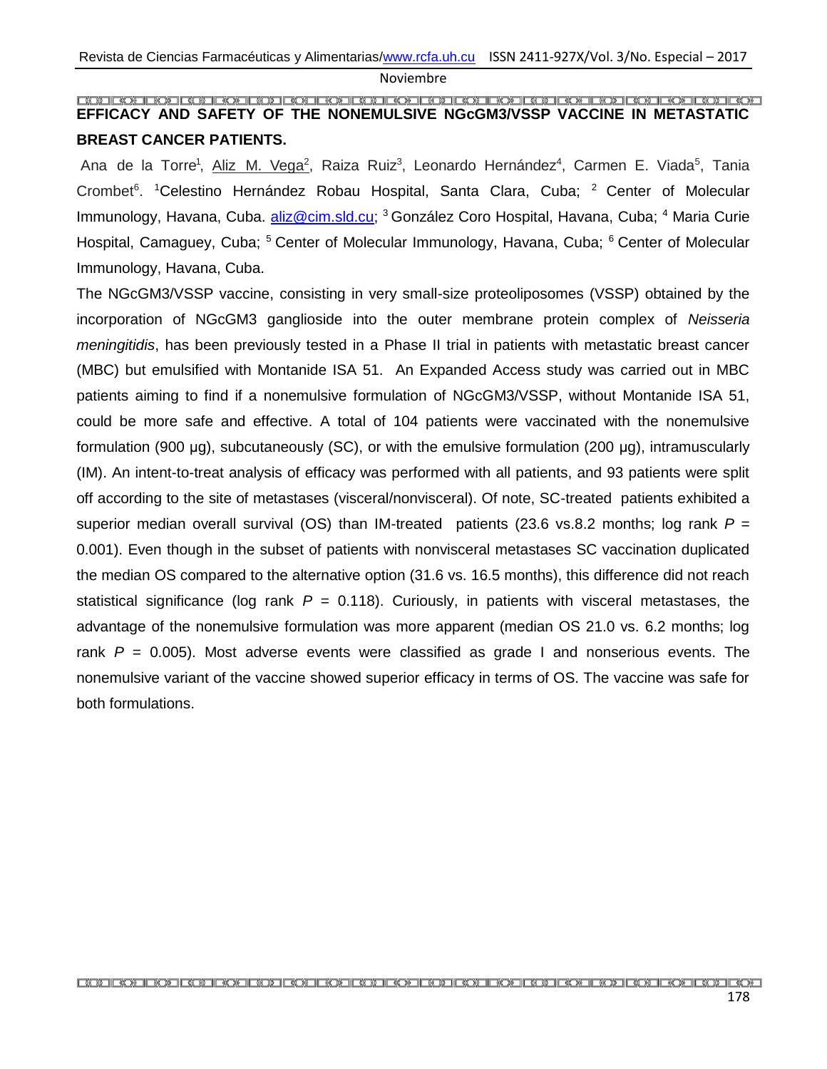# EFFICACY AND SAFETY OF THE NONEMULSIVE NGcGM3/VSSP VACCINE IN METASTATIC BREAST CANCER PATIENTS.

Ana de la Torre[1], Aliz M. Vega[2], Raiza Ruiz[3], Leonardo Hernández[4], Carmen E. Viada[5], Tania Crombet[6]. [1]Celestino Hernández Robau Hospital, Santa Clara, Cuba; [2] Center of Molecular Immunology, Havana, Cuba. aliz@cim.sld.cu; [3] González Coro Hospital, Havana, Cuba; [4] Maria Curie Hospital, Camaguey, Cuba; [5] Center of Molecular Immunology, Havana, Cuba; [6] Center of Molecular Immunology, Havana, Cuba.

The NGcGM3/VSSP vaccine, consisting in very small-size proteoliposomes (VSSP) obtained by the incorporation of NGcGM3 ganglioside into the outer membrane protein complex of *Neisseria meningitidis*, has been previously tested in a Phase II trial in patients with metastatic breast cancer (MBC) but emulsified with Montanide ISA 51. An Expanded Access study was carried out in MBC patients aiming to find if a nonemulsive formulation of NGcGM3/VSSP, without Montanide ISA 51, could be more safe and effective. A total of 104 patients were vaccinated with the nonemulsive formulation (900 µg), subcutaneously (SC), or with the emulsive formulation (200 µg), intramuscularly (IM). An intent-to-treat analysis of efficacy was performed with all patients, and 93 patients were split off according to the site of metastases (visceral/nonvisceral). Of note, SC-treated patients exhibited a superior median overall survival (OS) than IM-treated patients (23.6 vs.8.2 months; log rank $P$ = 0.001). Even though in the subset of patients with nonvisceral metastases SC vaccination duplicated the median OS compared to the alternative option (31.6 vs. 16.5 months), this difference did not reach statistical significance (log rank $P$ = 0.118). Curiously, in patients with visceral metastases, the advantage of the nonemulsive formulation was more apparent (median OS 21.0 vs. 6.2 months; log rank $P$ = 0.005). Most adverse events were classified as grade I and nonserious events. The nonemulsive variant of the vaccine showed superior efficacy in terms of OS. The vaccine was safe for both formulations.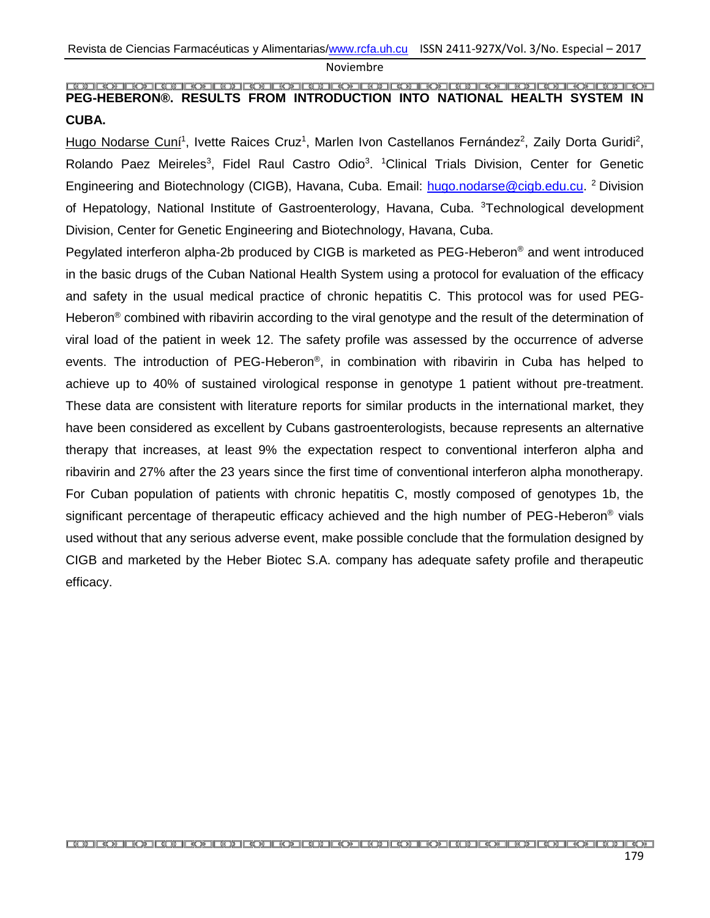# PEG-HEBERON®. RESULTS FROM INTRODUCTION INTO NATIONAL HEALTH SYSTEM IN CUBA.

Hugo Nodarse Cuní[1], Ivette Raices Cruz[1], Marlen Ivon Castellanos Fernández[2], Zaily Dorta Guridi[2], Rolando Paez Meireles[3], Fidel Raul Castro Odio[3]. [1]Clinical Trials Division, Center for Genetic Engineering and Biotechnology (CIGB), Havana, Cuba. Email: hugo.nodarse@cigb.edu.cu. [2] Division of Hepatology, National Institute of Gastroenterology, Havana, Cuba. [3]Technological development Division, Center for Genetic Engineering and Biotechnology, Havana, Cuba.

Pegylated interferon alpha-2b produced by CIGB is marketed as PEG-Heberon® and went introduced in the basic drugs of the Cuban National Health System using a protocol for evaluation of the efficacy and safety in the usual medical practice of chronic hepatitis C. This protocol was for used PEG-Heberon® combined with ribavirin according to the viral genotype and the result of the determination of viral load of the patient in week 12. The safety profile was assessed by the occurrence of adverse events. The introduction of PEG-Heberon®, in combination with ribavirin in Cuba has helped to achieve up to 40% of sustained virological response in genotype 1 patient without pre-treatment. These data are consistent with literature reports for similar products in the international market, they have been considered as excellent by Cubans gastroenterologists, because represents an alternative therapy that increases, at least 9% the expectation respect to conventional interferon alpha and ribavirin and 27% after the 23 years since the first time of conventional interferon alpha monotherapy. For Cuban population of patients with chronic hepatitis C, mostly composed of genotypes 1b, the significant percentage of therapeutic efficacy achieved and the high number of PEG-Heberon® vials used without that any serious adverse event, make possible conclude that the formulation designed by CIGB and marketed by the Heber Biotec S.A. company has adequate safety profile and therapeutic efficacy.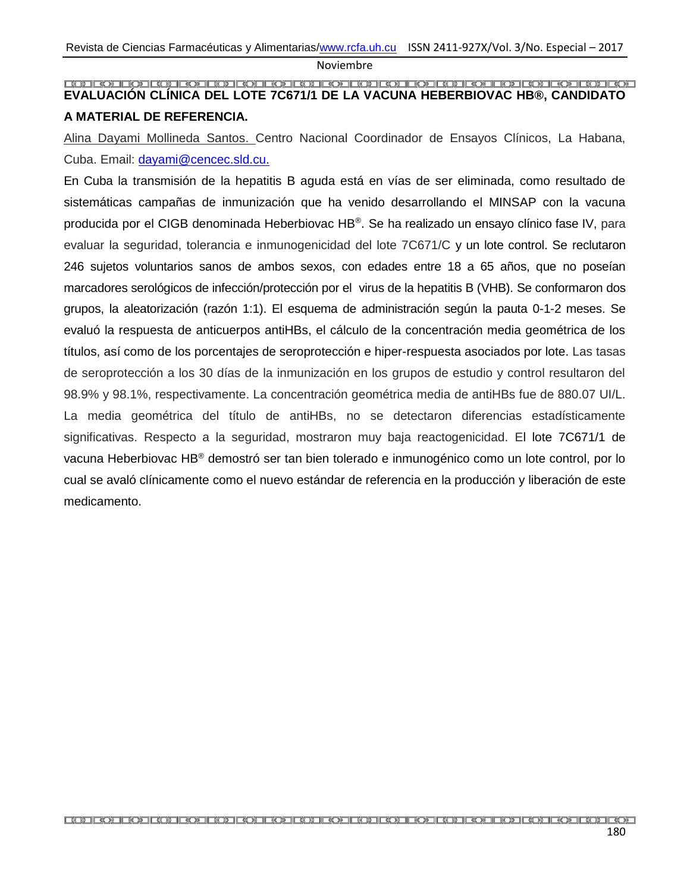# EVALUACIÓN CLÍNICA DEL LOTE 7C671/1 DE LA VACUNA HEBERBIOVAC HB®, CANDIDATO A MATERIAL DE REFERENCIA.

Alina Dayami Mollineda Santos. Centro Nacional Coordinador de Ensayos Clínicos, La Habana, Cuba. Email: dayami@cencec.sld.cu.

En Cuba la transmisión de la hepatitis B aguda está en vías de ser eliminada, como resultado de sistemáticas campañas de inmunización que ha venido desarrollando el MINSAP con la vacuna producida por el CIGB denominada Heberbiovac HB®. Se ha realizado un ensayo clínico fase IV, para evaluar la seguridad, tolerancia e inmunogenicidad del lote 7C671/C y un lote control. Se reclutaron 246 sujetos voluntarios sanos de ambos sexos, con edades entre 18 a 65 años, que no poseían marcadores serológicos de infección/protección por el virus de la hepatitis B (VHB). Se conformaron dos grupos, la aleatorización (razón 1:1). El esquema de administración según la pauta 0-1-2 meses. Se evaluó la respuesta de anticuerpos antiHBs, el cálculo de la concentración media geométrica de los títulos, así como de los porcentajes de seroprotección e hiper-respuesta asociados por lote. Las tasas de seroprotección a los 30 días de la inmunización en los grupos de estudio y control resultaron del 98.9% y 98.1%, respectivamente. La concentración geométrica media de antiHBs fue de 880.07 UI/L. La media geométrica del título de antiHBs, no se detectaron diferencias estadísticamente significativas. Respecto a la seguridad, mostraron muy baja reactogenicidad. El lote 7C671/1 de vacuna Heberbiovac HB® demostró ser tan bien tolerado e inmunogénico como un lote control, por lo cual se avaló clínicamente como el nuevo estándar de referencia en la producción y liberación de este medicamento.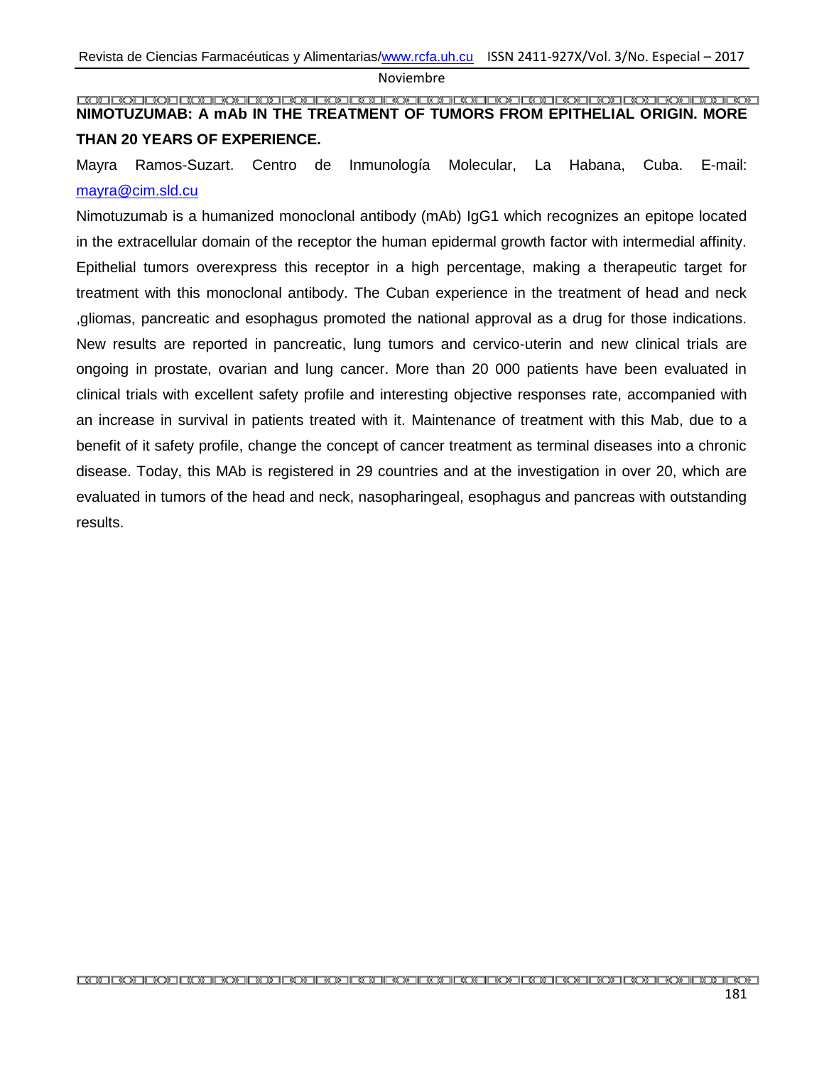**NIMOTUZUMAB: A mAb IN THE TREATMENT OF TUMORS FROM EPITHELIAL ORIGIN. MORE THAN 20 YEARS OF EXPERIENCE.**

Mayra Ramos-Suzart. Centro de Inmunología Molecular, La Habana, Cuba. E-mail: mayra@cim.sld.cu

Nimotuzumab is a humanized monoclonal antibody (mAb) IgG1 which recognizes an epitope located in the extracellular domain of the receptor the human epidermal growth factor with intermedial affinity. Epithelial tumors overexpress this receptor in a high percentage, making a therapeutic target for treatment with this monoclonal antibody. The Cuban experience in the treatment of head and neck ,gliomas, pancreatic and esophagus promoted the national approval as a drug for those indications. New results are reported in pancreatic, lung tumors and cervico-uterin and new clinical trials are ongoing in prostate, ovarian and lung cancer. More than 20 000 patients have been evaluated in clinical trials with excellent safety profile and interesting objective responses rate, accompanied with an increase in survival in patients treated with it. Maintenance of treatment with this Mab, due to a benefit of it safety profile, change the concept of cancer treatment as terminal diseases into a chronic disease. Today, this MAb is registered in 29 countries and at the investigation in over 20, which are evaluated in tumors of the head and neck, nasopharingeal, esophagus and pancreas with outstanding results.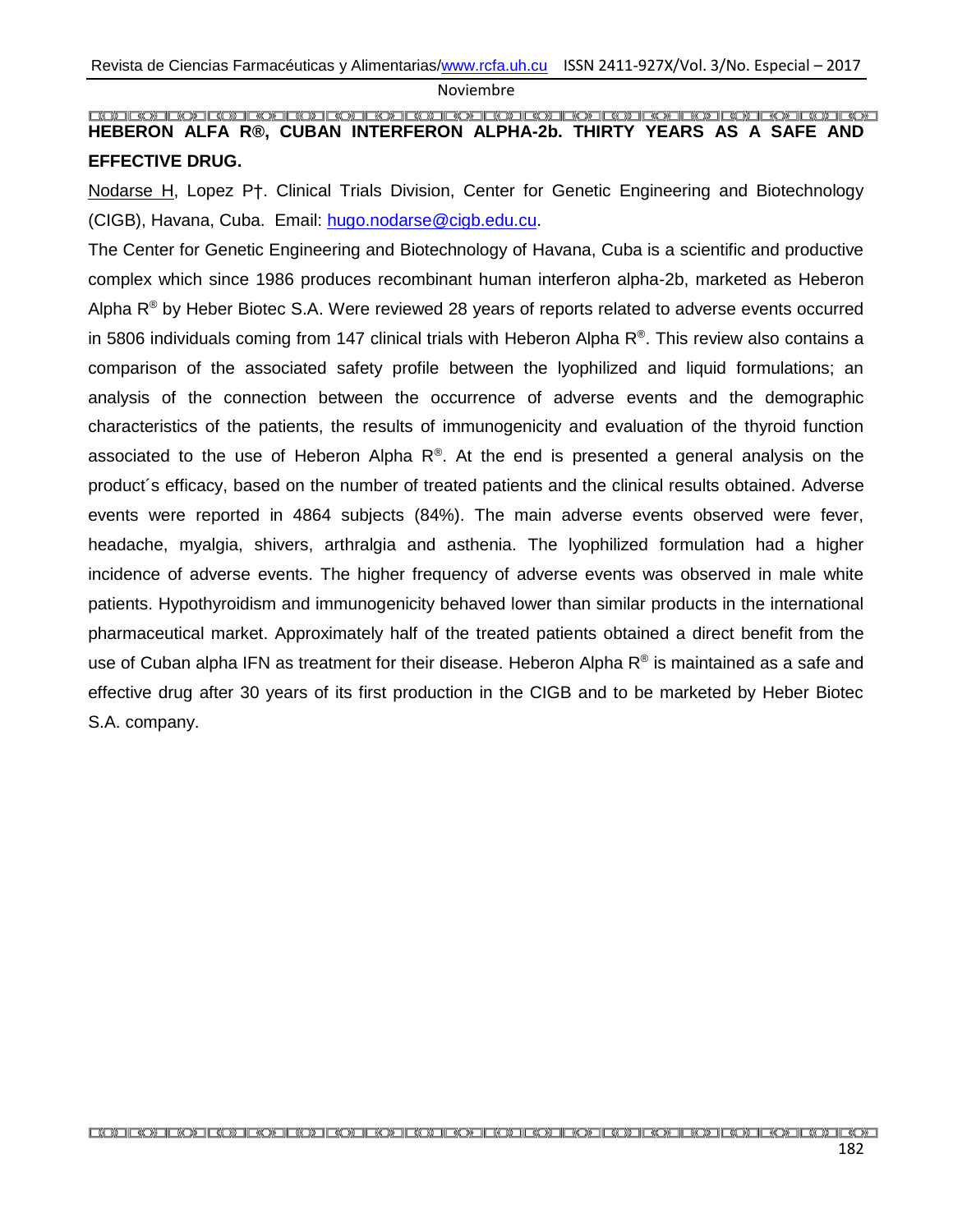**HEBERON ALFA R®, CUBAN INTERFERON ALPHA-2b. THIRTY YEARS AS A SAFE AND EFFECTIVE DRUG.**

Nodarse H, Lopez P†. Clinical Trials Division, Center for Genetic Engineering and Biotechnology (CIGB), Havana, Cuba. Email: hugo.nodarse@cigb.edu.cu.

The Center for Genetic Engineering and Biotechnology of Havana, Cuba is a scientific and productive complex which since 1986 produces recombinant human interferon alpha-2b, marketed as Heberon Alpha R® by Heber Biotec S.A. Were reviewed 28 years of reports related to adverse events occurred in 5806 individuals coming from 147 clinical trials with Heberon Alpha R®. This review also contains a comparison of the associated safety profile between the lyophilized and liquid formulations; an analysis of the connection between the occurrence of adverse events and the demographic characteristics of the patients, the results of immunogenicity and evaluation of the thyroid function associated to the use of Heberon Alpha R®. At the end is presented a general analysis on the product´s efficacy, based on the number of treated patients and the clinical results obtained. Adverse events were reported in 4864 subjects (84%). The main adverse events observed were fever, headache, myalgia, shivers, arthralgia and asthenia. The lyophilized formulation had a higher incidence of adverse events. The higher frequency of adverse events was observed in male white patients. Hypothyroidism and immunogenicity behaved lower than similar products in the international pharmaceutical market. Approximately half of the treated patients obtained a direct benefit from the use of Cuban alpha IFN as treatment for their disease. Heberon Alpha R® is maintained as a safe and effective drug after 30 years of its first production in the CIGB and to be marketed by Heber Biotec S.A. company.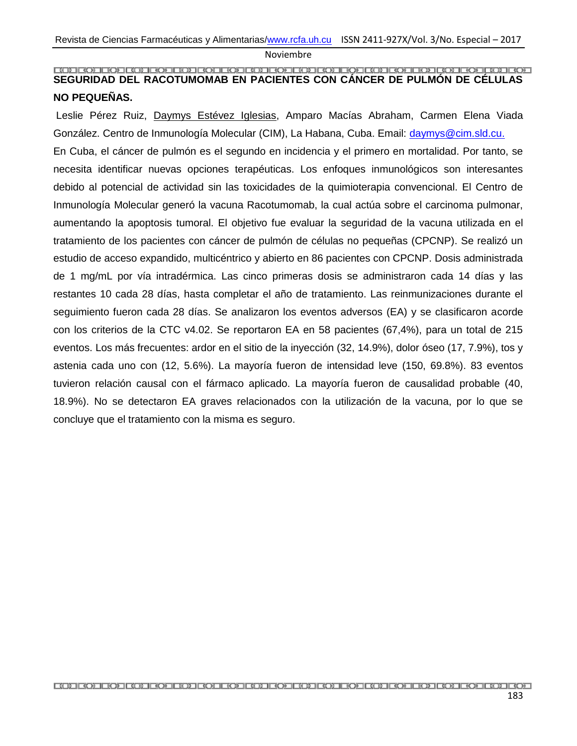## SEGURIDAD DEL RACOTUMOMAB EN PACIENTES CON CÁNCER DE PULMÓN DE CÉLULAS NO PEQUEÑAS.

Leslie Pérez Ruiz, <u>Daymys Estévez Iglesias</u>, Amparo Macías Abraham, Carmen Elena Viada González. Centro de Inmunología Molecular (CIM), La Habana, Cuba. Email: daymys@cim.sld.cu.

En Cuba, el cáncer de pulmón es el segundo en incidencia y el primero en mortalidad. Por tanto, se necesita identificar nuevas opciones terapéuticas. Los enfoques inmunológicos son interesantes debido al potencial de actividad sin las toxicidades de la quimioterapia convencional. El Centro de Inmunología Molecular generó la vacuna Racotumomab, la cual actúa sobre el carcinoma pulmonar, aumentando la apoptosis tumoral. El objetivo fue evaluar la seguridad de la vacuna utilizada en el tratamiento de los pacientes con cáncer de pulmón de células no pequeñas (CPCNP). Se realizó un estudio de acceso expandido, multicéntrico y abierto en 86 pacientes con CPCNP. Dosis administrada de 1 mg/mL por vía intradérmica. Las cinco primeras dosis se administraron cada 14 días y las restantes 10 cada 28 días, hasta completar el año de tratamiento. Las reinmunizaciones durante el seguimiento fueron cada 28 días. Se analizaron los eventos adversos (EA) y se clasificaron acorde con los criterios de la CTC v4.02. Se reportaron EA en 58 pacientes (67,4%), para un total de 215 eventos. Los más frecuentes: ardor en el sitio de la inyección (32, 14.9%), dolor óseo (17, 7.9%), tos y astenia cada uno con (12, 5.6%). La mayoría fueron de intensidad leve (150, 69.8%). 83 eventos tuvieron relación causal con el fármaco aplicado. La mayoría fueron de causalidad probable (40, 18.9%). No se detectaron EA graves relacionados con la utilización de la vacuna, por lo que se concluye que el tratamiento con la misma es seguro.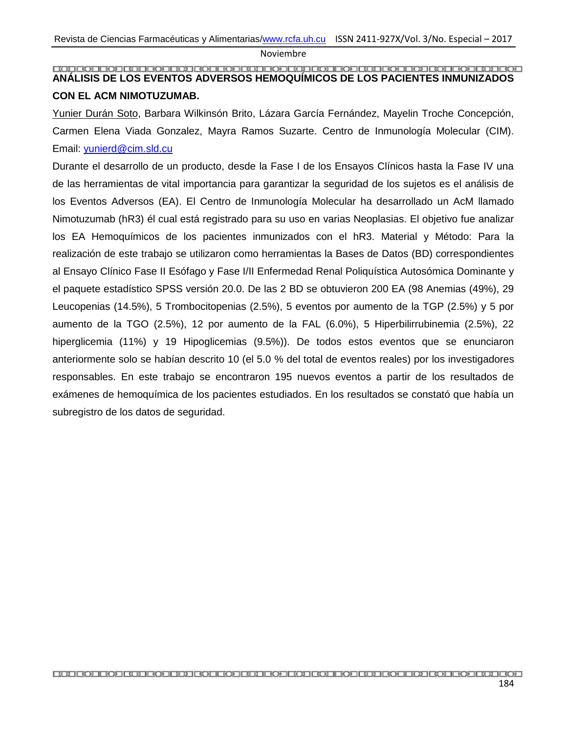## ANÁLISIS DE LOS EVENTOS ADVERSOS HEMOQUÍMICOS DE LOS PACIENTES INMUNIZADOS CON EL ACM NIMOTUZUMAB.

Yunier Durán Soto, Barbara Wilkinsón Brito, Lázara García Fernández, Mayelin Troche Concepción, Carmen Elena Viada Gonzalez, Mayra Ramos Suzarte. Centro de Inmunología Molecular (CIM). Email: yunierd@cim.sld.cu

Durante el desarrollo de un producto, desde la Fase I de los Ensayos Clínicos hasta la Fase IV una de las herramientas de vital importancia para garantizar la seguridad de los sujetos es el análisis de los Eventos Adversos (EA). El Centro de Inmunología Molecular ha desarrollado un AcM llamado Nimotuzumab (hR3) él cual está registrado para su uso en varias Neoplasias. El objetivo fue analizar los EA Hemoquímicos de los pacientes inmunizados con el hR3. Material y Método: Para la realización de este trabajo se utilizaron como herramientas la Bases de Datos (BD) correspondientes al Ensayo Clínico Fase II Esófago y Fase I/II Enfermedad Renal Poliquística Autosómica Dominante y el paquete estadístico SPSS versión 20.0. De las 2 BD se obtuvieron 200 EA (98 Anemias (49%), 29 Leucopenias (14.5%), 5 Trombocitopenias (2.5%), 5 eventos por aumento de la TGP (2.5%) y 5 por aumento de la TGO (2.5%), 12 por aumento de la FAL (6.0%), 5 Hiperbilirrubinemia (2.5%), 22 hiperglicemia (11%) y 19 Hipoglicemias (9.5%)). De todos estos eventos que se enunciaron anteriormente solo se habían descrito 10 (el 5.0 % del total de eventos reales) por los investigadores responsables. En este trabajo se encontraron 195 nuevos eventos a partir de los resultados de exámenes de hemoquímica de los pacientes estudiados. En los resultados se constató que había un subregistro de los datos de seguridad.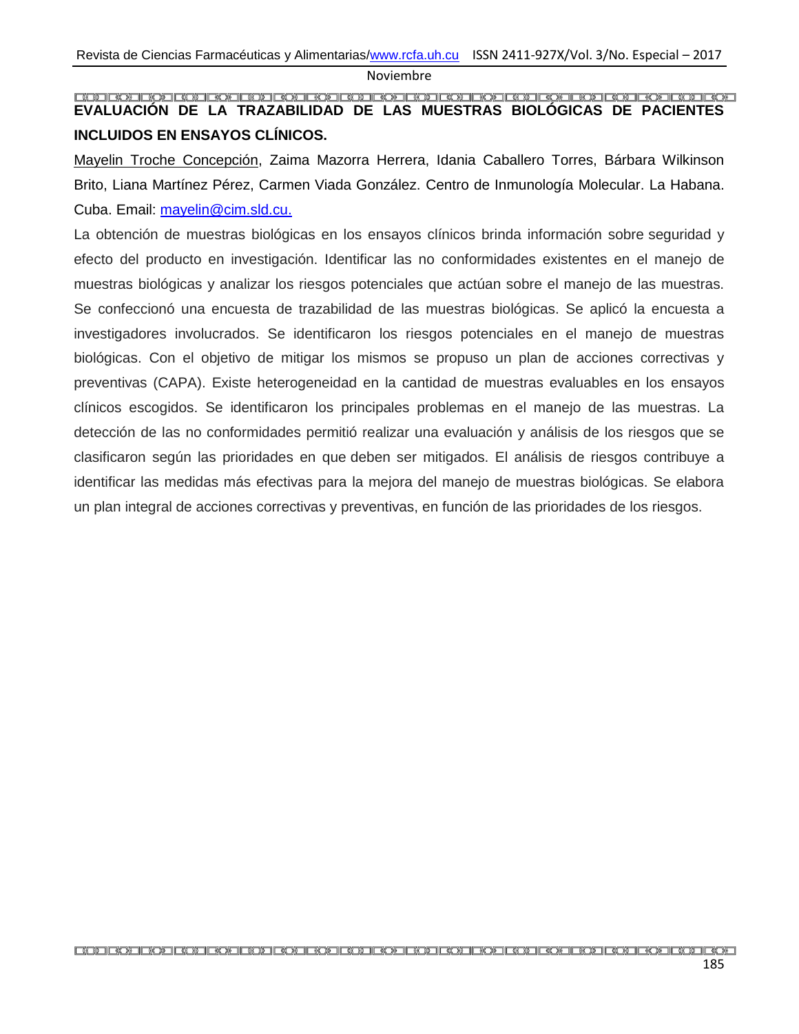## EVALUACIÓN DE LA TRAZABILIDAD DE LAS MUESTRAS BIOLÓGICAS DE PACIENTES INCLUIDOS EN ENSAYOS CLÍNICOS.

Mayelin Troche Concepción, Zaima Mazorra Herrera, Idania Caballero Torres, Bárbara Wilkinson Brito, Liana Martínez Pérez, Carmen Viada González. Centro de Inmunología Molecular. La Habana. Cuba. Email: mayelin@cim.sld.cu.

La obtención de muestras biológicas en los ensayos clínicos brinda información sobre seguridad y efecto del producto en investigación. Identificar las no conformidades existentes en el manejo de muestras biológicas y analizar los riesgos potenciales que actúan sobre el manejo de las muestras. Se confeccionó una encuesta de trazabilidad de las muestras biológicas. Se aplicó la encuesta a investigadores involucrados. Se identificaron los riesgos potenciales en el manejo de muestras biológicas. Con el objetivo de mitigar los mismos se propuso un plan de acciones correctivas y preventivas (CAPA). Existe heterogeneidad en la cantidad de muestras evaluables en los ensayos clínicos escogidos. Se identificaron los principales problemas en el manejo de las muestras. La detección de las no conformidades permitió realizar una evaluación y análisis de los riesgos que se clasificaron según las prioridades en que deben ser mitigados. El análisis de riesgos contribuye a identificar las medidas más efectivas para la mejora del manejo de muestras biológicas. Se elabora un plan integral de acciones correctivas y preventivas, en función de las prioridades de los riesgos.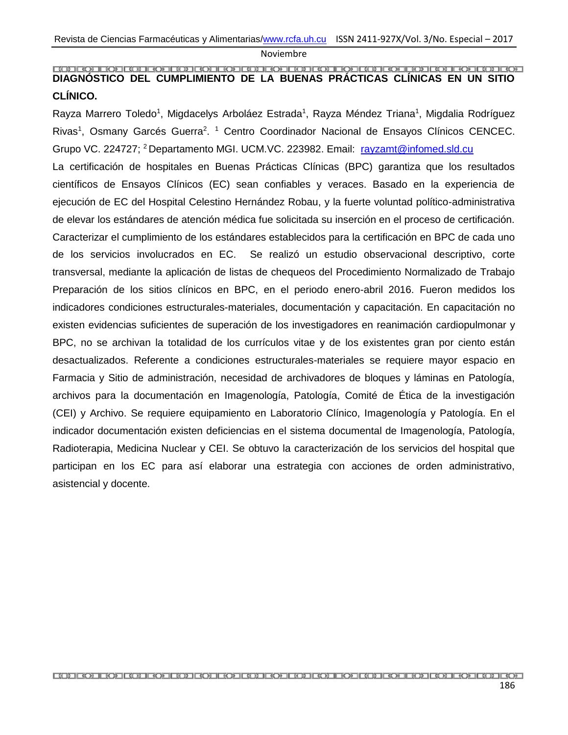# DIAGNÓSTICO DEL CUMPLIMIENTO DE LA BUENAS PRÁCTICAS CLÍNICAS EN UN SITIO CLÍNICO.

Rayza Marrero Toledo[1], Migdacelys Arboláez Estrada[1], Rayza Méndez Triana[1], Migdalia Rodríguez Rivas[1], Osmany Garcés Guerra[2]. [1] Centro Coordinador Nacional de Ensayos Clínicos CENCEC. Grupo VC. 224727; [2] Departamento MGI. UCM.VC. 223982. Email: rayzamt@infomed.sld.cu

La certificación de hospitales en Buenas Prácticas Clínicas (BPC) garantiza que los resultados científicos de Ensayos Clínicos (EC) sean confiables y veraces. Basado en la experiencia de ejecución de EC del Hospital Celestino Hernández Robau, y la fuerte voluntad político-administrativa de elevar los estándares de atención médica fue solicitada su inserción en el proceso de certificación. Caracterizar el cumplimiento de los estándares establecidos para la certificación en BPC de cada uno de los servicios involucrados en EC. Se realizó un estudio observacional descriptivo, corte transversal, mediante la aplicación de listas de chequeos del Procedimiento Normalizado de Trabajo Preparación de los sitios clínicos en BPC, en el periodo enero-abril 2016. Fueron medidos los indicadores condiciones estructurales-materiales, documentación y capacitación. En capacitación no existen evidencias suficientes de superación de los investigadores en reanimación cardiopulmonar y BPC, no se archivan la totalidad de los currículos vitae y de los existentes gran por ciento están desactualizados. Referente a condiciones estructurales-materiales se requiere mayor espacio en Farmacia y Sitio de administración, necesidad de archivadores de bloques y láminas en Patología, archivos para la documentación en Imagenología, Patología, Comité de Ética de la investigación (CEI) y Archivo. Se requiere equipamiento en Laboratorio Clínico, Imagenología y Patología. En el indicador documentación existen deficiencias en el sistema documental de Imagenología, Patología, Radioterapia, Medicina Nuclear y CEI. Se obtuvo la caracterización de los servicios del hospital que participan en los EC para así elaborar una estrategia con acciones de orden administrativo, asistencial y docente.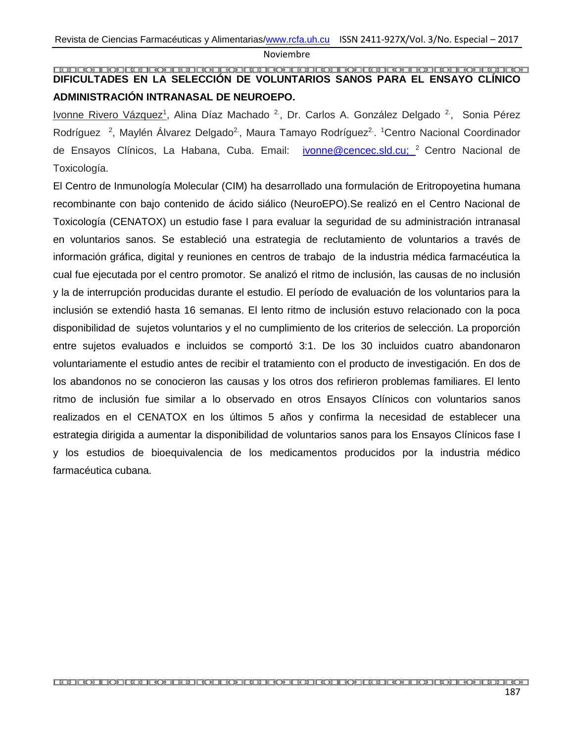**DIFICULTADES EN LA SELECCIÓN DE VOLUNTARIOS SANOS PARA EL ENSAYO CLÍNICO ADMINISTRACIÓN INTRANASAL DE NEUROEPO.**

Ivonne Rivero Vázquez[1], Alina Díaz Machado [2], Dr. Carlos A. González Delgado [2], Sonia Pérez Rodríguez [2], Maylén Álvarez Delgado[2], Maura Tamayo Rodríguez[2]. [1]Centro Nacional Coordinador de Ensayos Clínicos, La Habana, Cuba. Email: ivonne@cencec.sld.cu; [2] Centro Nacional de Toxicología.

El Centro de Inmunología Molecular (CIM) ha desarrollado una formulación de Eritropoyetina humana recombinante con bajo contenido de ácido siálico (NeuroEPO).Se realizó en el Centro Nacional de Toxicología (CENATOX) un estudio fase I para evaluar la seguridad de su administración intranasal en voluntarios sanos. Se estableció una estrategia de reclutamiento de voluntarios a través de información gráfica, digital y reuniones en centros de trabajo de la industria médica farmacéutica la cual fue ejecutada por el centro promotor. Se analizó el ritmo de inclusión, las causas de no inclusión y la de interrupción producidas durante el estudio. El período de evaluación de los voluntarios para la inclusión se extendió hasta 16 semanas. El lento ritmo de inclusión estuvo relacionado con la poca disponibilidad de sujetos voluntarios y el no cumplimiento de los criterios de selección. La proporción entre sujetos evaluados e incluidos se comportó 3:1. De los 30 incluidos cuatro abandonaron voluntariamente el estudio antes de recibir el tratamiento con el producto de investigación. En dos de los abandonos no se conocieron las causas y los otros dos refirieron problemas familiares. El lento ritmo de inclusión fue similar a lo observado en otros Ensayos Clínicos con voluntarios sanos realizados en el CENATOX en los últimos 5 años y confirma la necesidad de establecer una estrategia dirigida a aumentar la disponibilidad de voluntarios sanos para los Ensayos Clínicos fase I y los estudios de bioequivalencia de los medicamentos producidos por la industria médico farmacéutica cubana.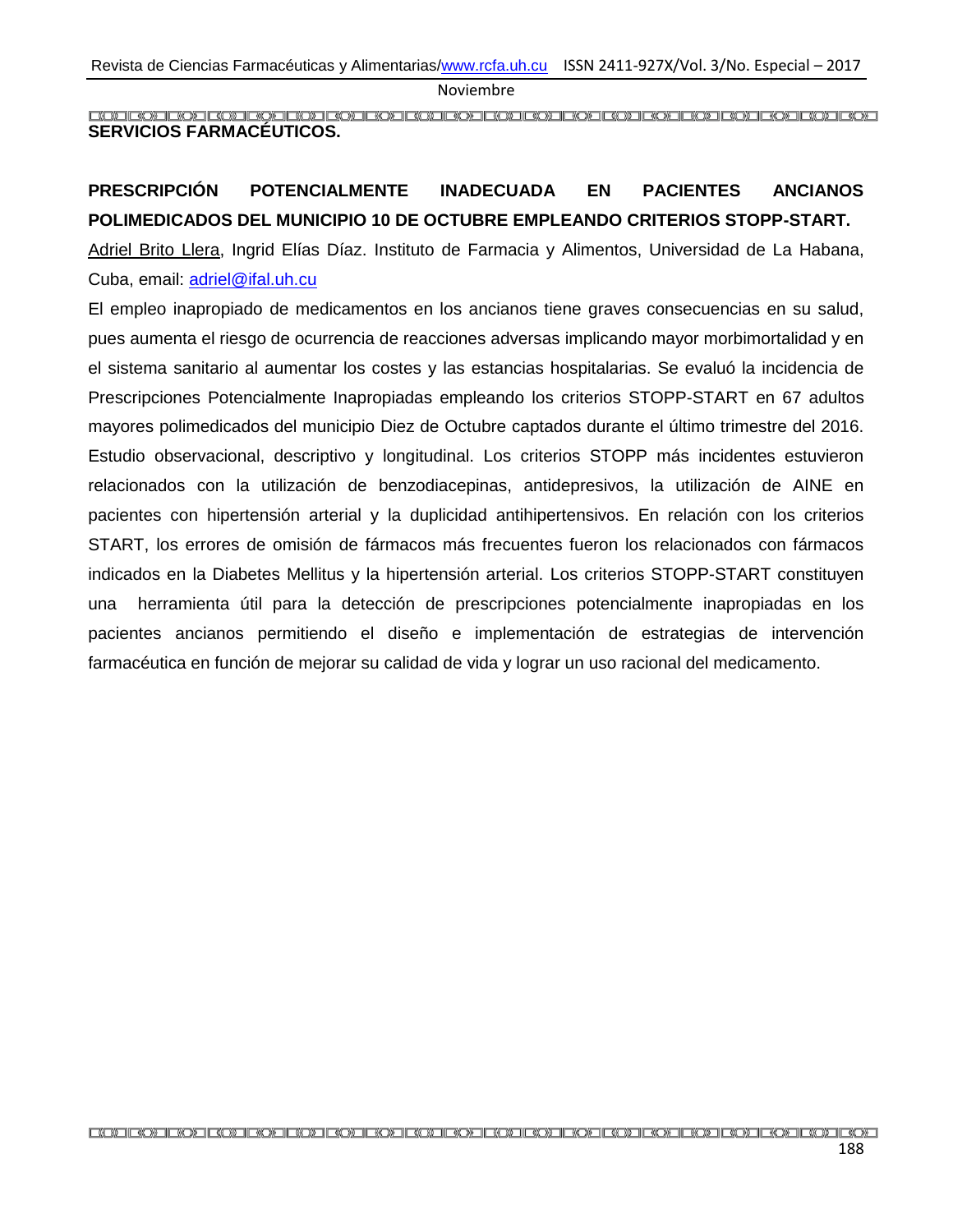**SERVICIOS FARMACÉUTICOS.**

## PRESCRIPCIÓN POTENCIALMENTE INADECUADA EN PACIENTES ANCIANOS POLIMEDICADOS DEL MUNICIPIO 10 DE OCTUBRE EMPLEANDO CRITERIOS STOPP-START.

Adriel Brito Llera, Ingrid Elías Díaz. Instituto de Farmacia y Alimentos, Universidad de La Habana, Cuba, email: adriel@ifal.uh.cu

El empleo inapropiado de medicamentos en los ancianos tiene graves consecuencias en su salud, pues aumenta el riesgo de ocurrencia de reacciones adversas implicando mayor morbimortalidad y en el sistema sanitario al aumentar los costes y las estancias hospitalarias. Se evaluó la incidencia de Prescripciones Potencialmente Inapropiadas empleando los criterios STOPP-START en 67 adultos mayores polimedicados del municipio Diez de Octubre captados durante el último trimestre del 2016. Estudio observacional, descriptivo y longitudinal. Los criterios STOPP más incidentes estuvieron relacionados con la utilización de benzodiacepinas, antidepresivos, la utilización de AINE en pacientes con hipertensión arterial y la duplicidad antihipertensivos. En relación con los criterios START, los errores de omisión de fármacos más frecuentes fueron los relacionados con fármacos indicados en la Diabetes Mellitus y la hipertensión arterial. Los criterios STOPP-START constituyen una herramienta útil para la detección de prescripciones potencialmente inapropiadas en los pacientes ancianos permitiendo el diseño e implementación de estrategias de intervención farmacéutica en función de mejorar su calidad de vida y lograr un uso racional del medicamento.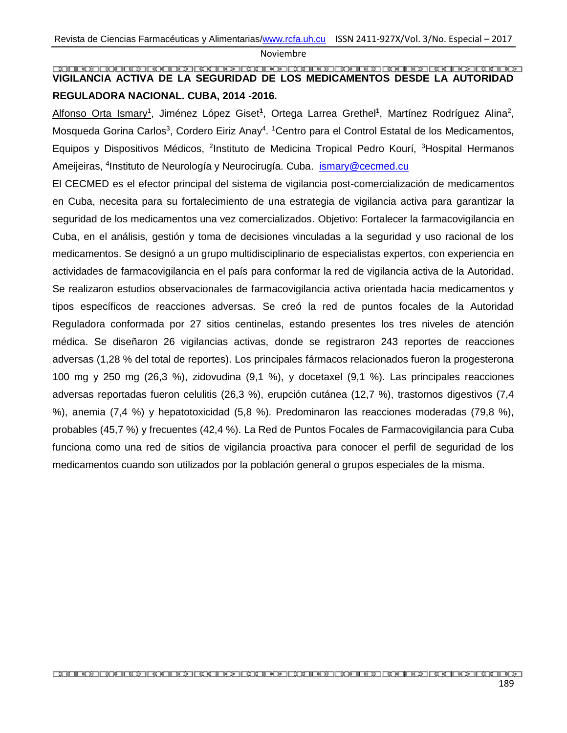## VIGILANCIA ACTIVA DE LA SEGURIDAD DE LOS MEDICAMENTOS DESDE LA AUTORIDAD REGULADORA NACIONAL. CUBA, 2014 -2016.

Alfonso Orta Ismary[1], Jiménez López Giset[1], Ortega Larrea Grethel[1], Martínez Rodríguez Alina[2], Mosqueda Gorina Carlos[3], Cordero Eiriz Anay[4]. [1]Centro para el Control Estatal de los Medicamentos, Equipos y Dispositivos Médicos, [2]Instituto de Medicina Tropical Pedro Kourí, [3]Hospital Hermanos Ameijeiras, [4]Instituto de Neurología y Neurocirugía. Cuba. ismary@cecmed.cu

El CECMED es el efector principal del sistema de vigilancia post-comercialización de medicamentos en Cuba, necesita para su fortalecimiento de una estrategia de vigilancia activa para garantizar la seguridad de los medicamentos una vez comercializados. Objetivo: Fortalecer la farmacovigilancia en Cuba, en el análisis, gestión y toma de decisiones vinculadas a la seguridad y uso racional de los medicamentos. Se designó a un grupo multidisciplinario de especialistas expertos, con experiencia en actividades de farmacovigilancia en el país para conformar la red de vigilancia activa de la Autoridad. Se realizaron estudios observacionales de farmacovigilancia activa orientada hacia medicamentos y tipos específicos de reacciones adversas. Se creó la red de puntos focales de la Autoridad Reguladora conformada por 27 sitios centinelas, estando presentes los tres niveles de atención médica. Se diseñaron 26 vigilancias activas, donde se registraron 243 reportes de reacciones adversas (1,28 % del total de reportes). Los principales fármacos relacionados fueron la progesterona 100 mg y 250 mg (26,3 %), zidovudina (9,1 %), y docetaxel (9,1 %). Las principales reacciones adversas reportadas fueron celulitis (26,3 %), erupción cutánea (12,7 %), trastornos digestivos (7,4 %), anemia (7,4 %) y hepatotoxicidad (5,8 %). Predominaron las reacciones moderadas (79,8 %), probables (45,7 %) y frecuentes (42,4 %). La Red de Puntos Focales de Farmacovigilancia para Cuba funciona como una red de sitios de vigilancia proactiva para conocer el perfil de seguridad de los medicamentos cuando son utilizados por la población general o grupos especiales de la misma.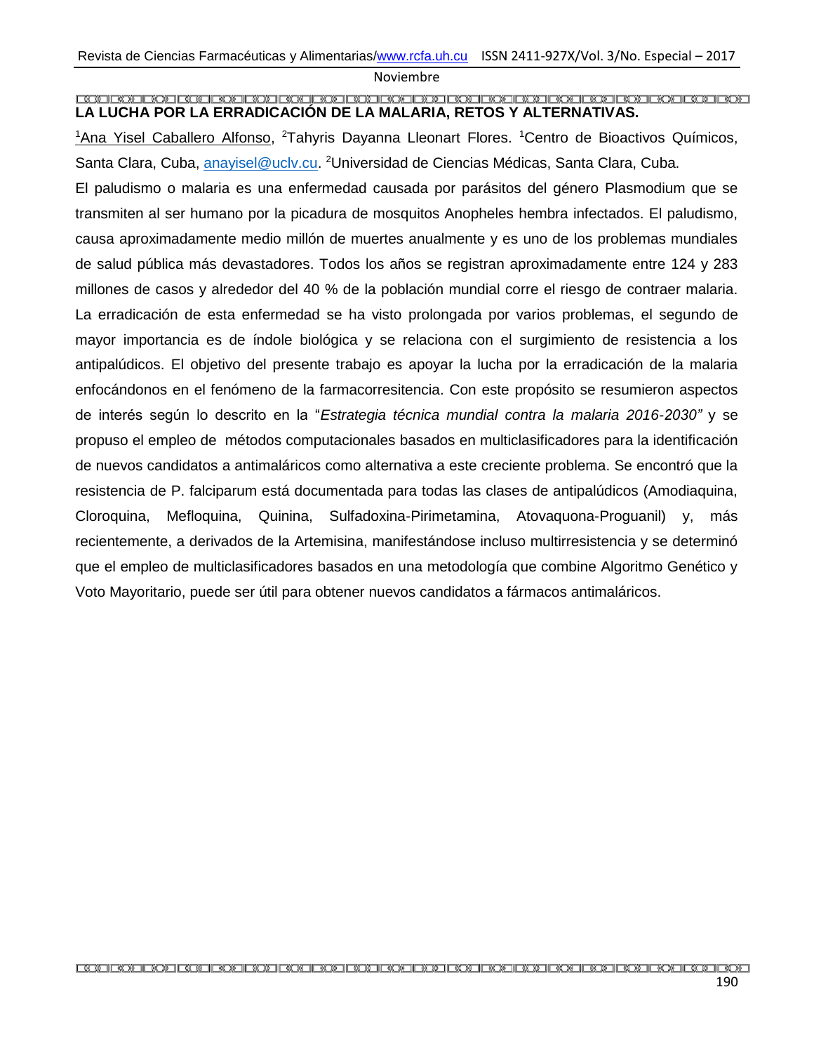## LA LUCHA POR LA ERRADICACIÓN DE LA MALARIA, RETOS Y ALTERNATIVAS.

[1]Ana Yisel Caballero Alfonso, [2]Tahyris Dayanna Lleonart Flores. [1]Centro de Bioactivos Químicos, Santa Clara, Cuba, anayisel@uclv.cu. [2]Universidad de Ciencias Médicas, Santa Clara, Cuba.

El paludismo o malaria es una enfermedad causada por parásitos del género Plasmodium que se transmiten al ser humano por la picadura de mosquitos Anopheles hembra infectados. El paludismo, causa aproximadamente medio millón de muertes anualmente y es uno de los problemas mundiales de salud pública más devastadores. Todos los años se registran aproximadamente entre 124 y 283 millones de casos y alrededor del 40 % de la población mundial corre el riesgo de contraer malaria. La erradicación de esta enfermedad se ha visto prolongada por varios problemas, el segundo de mayor importancia es de índole biológica y se relaciona con el surgimiento de resistencia a los antipalúdicos. El objetivo del presente trabajo es apoyar la lucha por la erradicación de la malaria enfocándonos en el fenómeno de la farmacorresitencia. Con este propósito se resumieron aspectos de interés según lo descrito en la "*Estrategia técnica mundial contra la malaria 2016-2030"* y se propuso el empleo de métodos computacionales basados en multiclasificadores para la identificación de nuevos candidatos a antimaláricos como alternativa a este creciente problema. Se encontró que la resistencia de P. falciparum está documentada para todas las clases de antipalúdicos (Amodiaquina, Cloroquina, Mefloquina, Quinina, Sulfadoxina-Pirimetamina, Atovaquona-Proguanil) y, más recientemente, a derivados de la Artemisina, manifestándose incluso multirresistencia y se determinó que el empleo de multiclasificadores basados en una metodología que combine Algoritmo Genético y Voto Mayoritario, puede ser útil para obtener nuevos candidatos a fármacos antimaláricos.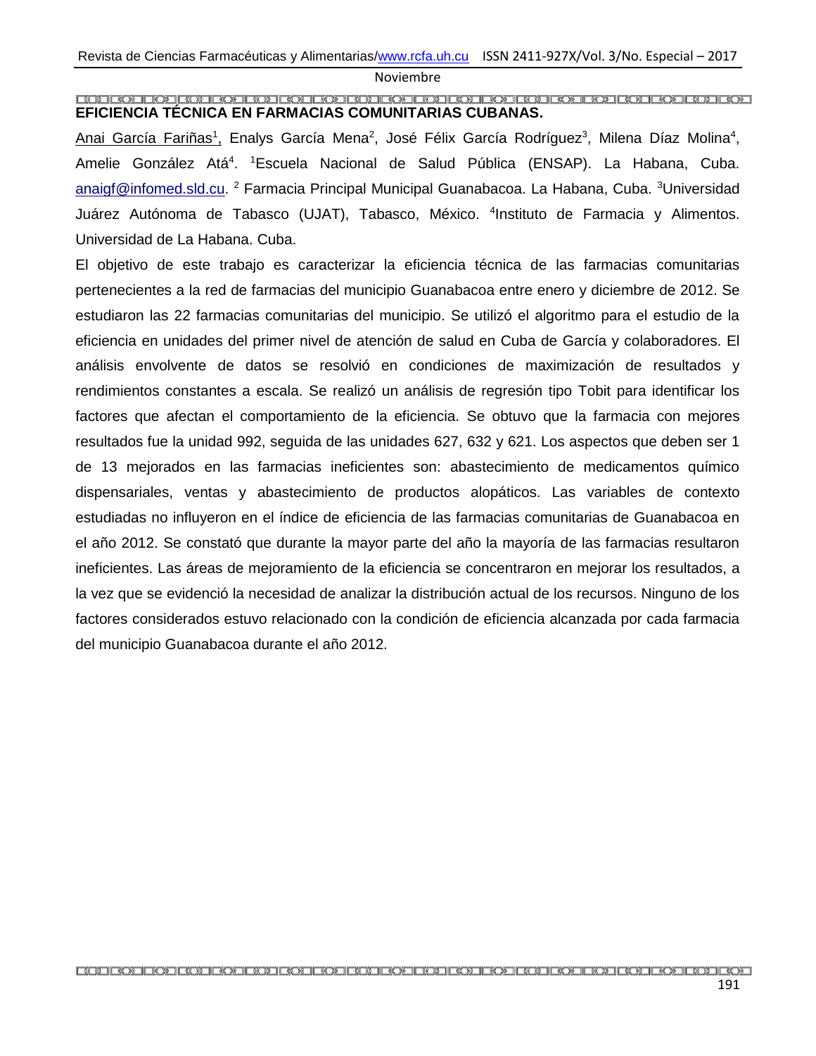# EFICIENCIA TÉCNICA EN FARMACIAS COMUNITARIAS CUBANAS.

Anai García Fariñas[1], Enalys García Mena[2], José Félix García Rodríguez[3], Milena Díaz Molina[4], Amelie González Atá[4]. [1]Escuela Nacional de Salud Pública (ENSAP). La Habana, Cuba. anaigf@infomed.sld.cu. [2] Farmacia Principal Municipal Guanabacoa. La Habana, Cuba. [3]Universidad Juárez Autónoma de Tabasco (UJAT), Tabasco, México. [4]Instituto de Farmacia y Alimentos. Universidad de La Habana. Cuba.

El objetivo de este trabajo es caracterizar la eficiencia técnica de las farmacias comunitarias pertenecientes a la red de farmacias del municipio Guanabacoa entre enero y diciembre de 2012. Se estudiaron las 22 farmacias comunitarias del municipio. Se utilizó el algoritmo para el estudio de la eficiencia en unidades del primer nivel de atención de salud en Cuba de García y colaboradores. El análisis envolvente de datos se resolvió en condiciones de maximización de resultados y rendimientos constantes a escala. Se realizó un análisis de regresión tipo Tobit para identificar los factores que afectan el comportamiento de la eficiencia. Se obtuvo que la farmacia con mejores resultados fue la unidad 992, seguida de las unidades 627, 632 y 621. Los aspectos que deben ser 1 de 13 mejorados en las farmacias ineficientes son: abastecimiento de medicamentos químico dispensariales, ventas y abastecimiento de productos alopáticos. Las variables de contexto estudiadas no influyeron en el índice de eficiencia de las farmacias comunitarias de Guanabacoa en el año 2012. Se constató que durante la mayor parte del año la mayoría de las farmacias resultaron ineficientes. Las áreas de mejoramiento de la eficiencia se concentraron en mejorar los resultados, a la vez que se evidenció la necesidad de analizar la distribución actual de los recursos. Ninguno de los factores considerados estuvo relacionado con la condición de eficiencia alcanzada por cada farmacia del municipio Guanabacoa durante el año 2012.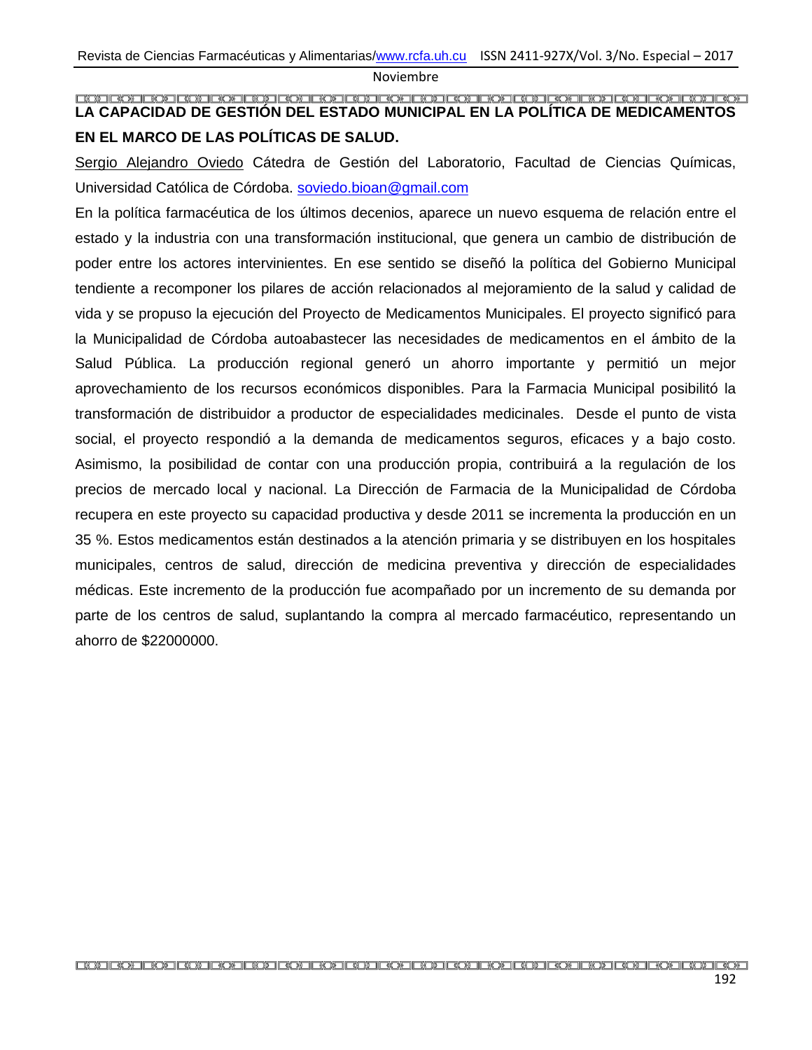# LA CAPACIDAD DE GESTIÓN DEL ESTADO MUNICIPAL EN LA POLÍTICA DE MEDICAMENTOS EN EL MARCO DE LAS POLÍTICAS DE SALUD.

Sergio Alejandro Oviedo Cátedra de Gestión del Laboratorio, Facultad de Ciencias Químicas, Universidad Católica de Córdoba. soviedo.bioan@gmail.com

En la política farmacéutica de los últimos decenios, aparece un nuevo esquema de relación entre el estado y la industria con una transformación institucional, que genera un cambio de distribución de poder entre los actores intervinientes. En ese sentido se diseñó la política del Gobierno Municipal tendiente a recomponer los pilares de acción relacionados al mejoramiento de la salud y calidad de vida y se propuso la ejecución del Proyecto de Medicamentos Municipales. El proyecto significó para la Municipalidad de Córdoba autoabastecer las necesidades de medicamentos en el ámbito de la Salud Pública. La producción regional generó un ahorro importante y permitió un mejor aprovechamiento de los recursos económicos disponibles. Para la Farmacia Municipal posibilitó la transformación de distribuidor a productor de especialidades medicinales. Desde el punto de vista social, el proyecto respondió a la demanda de medicamentos seguros, eficaces y a bajo costo. Asimismo, la posibilidad de contar con una producción propia, contribuirá a la regulación de los precios de mercado local y nacional. La Dirección de Farmacia de la Municipalidad de Córdoba recupera en este proyecto su capacidad productiva y desde 2011 se incrementa la producción en un 35 %. Estos medicamentos están destinados a la atención primaria y se distribuyen en los hospitales municipales, centros de salud, dirección de medicina preventiva y dirección de especialidades médicas. Este incremento de la producción fue acompañado por un incremento de su demanda por parte de los centros de salud, suplantando la compra al mercado farmacéutico, representando un ahorro de $22000000.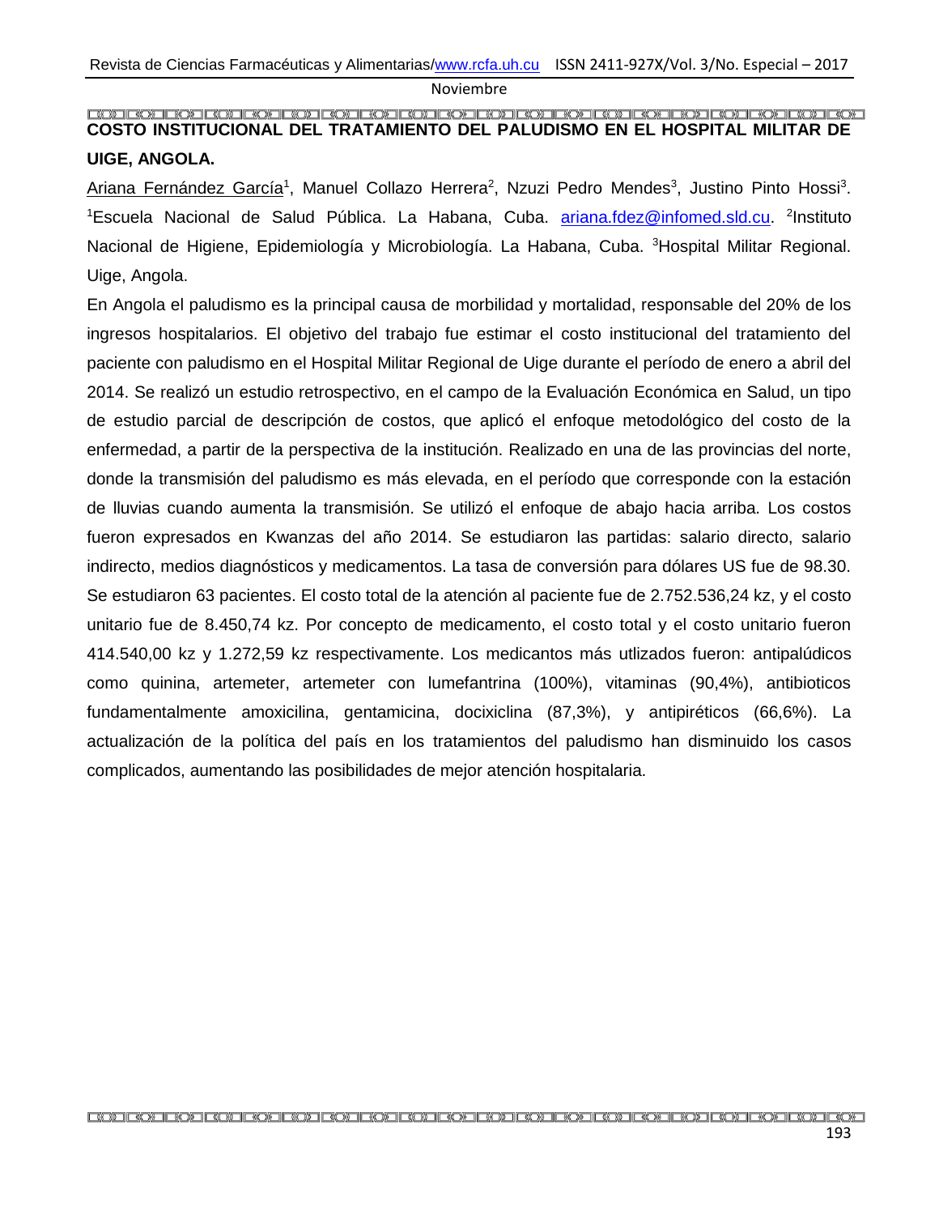**COSTO INSTITUCIONAL DEL TRATAMIENTO DEL PALUDISMO EN EL HOSPITAL MILITAR DE UIGE, ANGOLA.**

Ariana Fernández García[1], Manuel Collazo Herrera[2], Nzuzi Pedro Mendes[3], Justino Pinto Hossi[3]. [1]Escuela Nacional de Salud Pública. La Habana, Cuba. ariana.fdez@infomed.sld.cu. [2]Instituto Nacional de Higiene, Epidemiología y Microbiología. La Habana, Cuba. [3]Hospital Militar Regional. Uige, Angola.

En Angola el paludismo es la principal causa de morbilidad y mortalidad, responsable del 20% de los ingresos hospitalarios. El objetivo del trabajo fue estimar el costo institucional del tratamiento del paciente con paludismo en el Hospital Militar Regional de Uige durante el período de enero a abril del 2014. Se realizó un estudio retrospectivo, en el campo de la Evaluación Económica en Salud, un tipo de estudio parcial de descripción de costos, que aplicó el enfoque metodológico del costo de la enfermedad, a partir de la perspectiva de la institución. Realizado en una de las provincias del norte, donde la transmisión del paludismo es más elevada, en el período que corresponde con la estación de lluvias cuando aumenta la transmisión. Se utilizó el enfoque de abajo hacia arriba. Los costos fueron expresados en Kwanzas del año 2014. Se estudiaron las partidas: salario directo, salario indirecto, medios diagnósticos y medicamentos. La tasa de conversión para dólares US fue de 98.30. Se estudiaron 63 pacientes. El costo total de la atención al paciente fue de 2.752.536,24 kz, y el costo unitario fue de 8.450,74 kz. Por concepto de medicamento, el costo total y el costo unitario fueron 414.540,00 kz y 1.272,59 kz respectivamente. Los medicantos más utlizados fueron: antipalúdicos como quinina, artemeter, artemeter con lumefantrina (100%), vitaminas (90,4%), antibioticos fundamentalmente amoxicilina, gentamicina, docixiclina (87,3%), y antipiréticos (66,6%). La actualización de la política del país en los tratamientos del paludismo han disminuido los casos complicados, aumentando las posibilidades de mejor atención hospitalaria.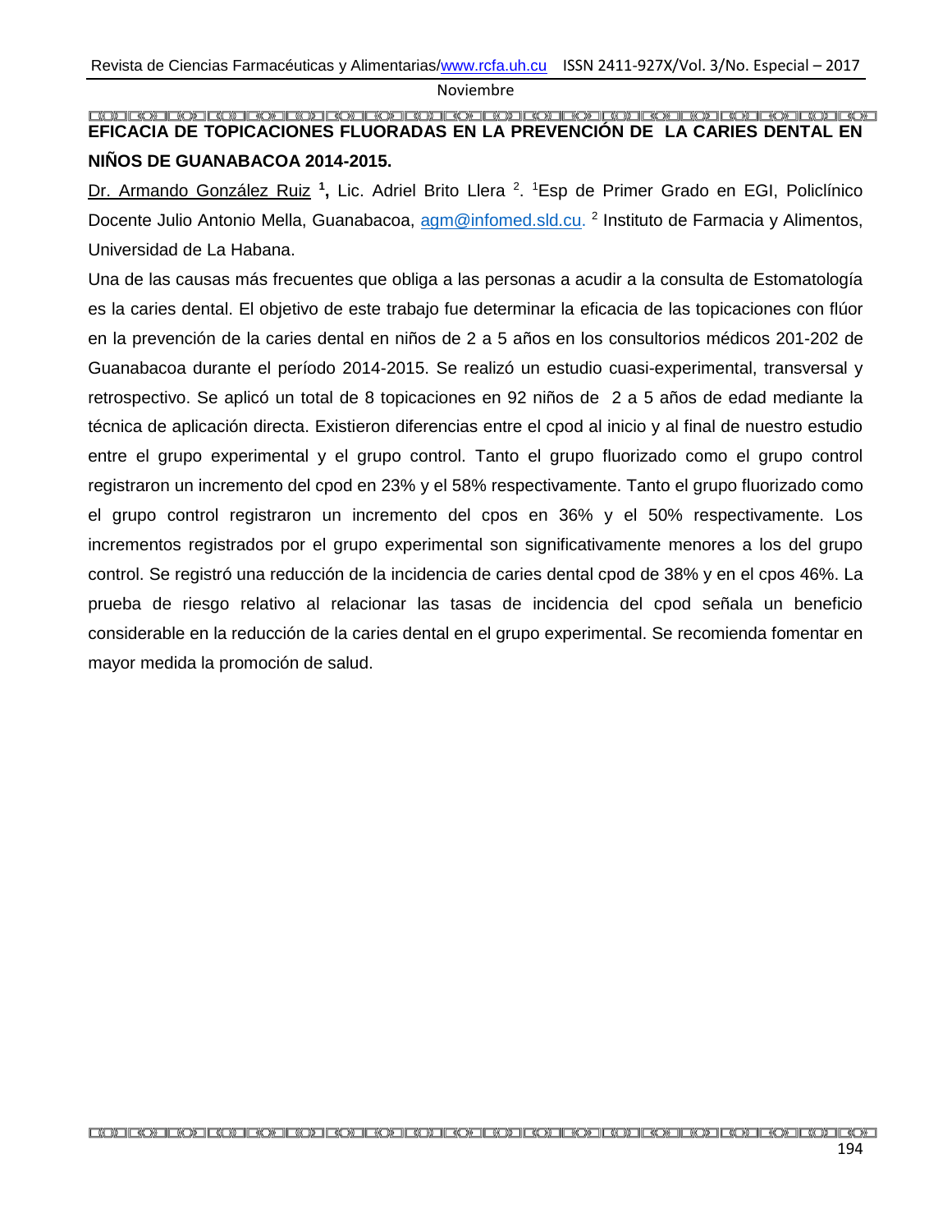# EFICACIA DE TOPICACIONES FLUORADAS EN LA PREVENCIÓN DE LA CARIES DENTAL EN NIÑOS DE GUANABACOA 2014-2015.

Dr. Armando González Ruiz [1], Lic. Adriel Brito Llera [2]. [1]Esp de Primer Grado en EGI, Policlínico Docente Julio Antonio Mella, Guanabacoa, agm@infomed.sld.cu. [2] Instituto de Farmacia y Alimentos, Universidad de La Habana.

Una de las causas más frecuentes que obliga a las personas a acudir a la consulta de Estomatología es la caries dental. El objetivo de este trabajo fue determinar la eficacia de las topicaciones con flúor en la prevención de la caries dental en niños de 2 a 5 años en los consultorios médicos 201-202 de Guanabacoa durante el período 2014-2015. Se realizó un estudio cuasi-experimental, transversal y retrospectivo. Se aplicó un total de 8 topicaciones en 92 niños de 2 a 5 años de edad mediante la técnica de aplicación directa. Existieron diferencias entre el cpod al inicio y al final de nuestro estudio entre el grupo experimental y el grupo control. Tanto el grupo fluorizado como el grupo control registraron un incremento del cpod en 23% y el 58% respectivamente. Tanto el grupo fluorizado como el grupo control registraron un incremento del cpos en 36% y el 50% respectivamente. Los incrementos registrados por el grupo experimental son significativamente menores a los del grupo control. Se registró una reducción de la incidencia de caries dental cpod de 38% y en el cpos 46%. La prueba de riesgo relativo al relacionar las tasas de incidencia del cpod señala un beneficio considerable en la reducción de la caries dental en el grupo experimental. Se recomienda fomentar en mayor medida la promoción de salud.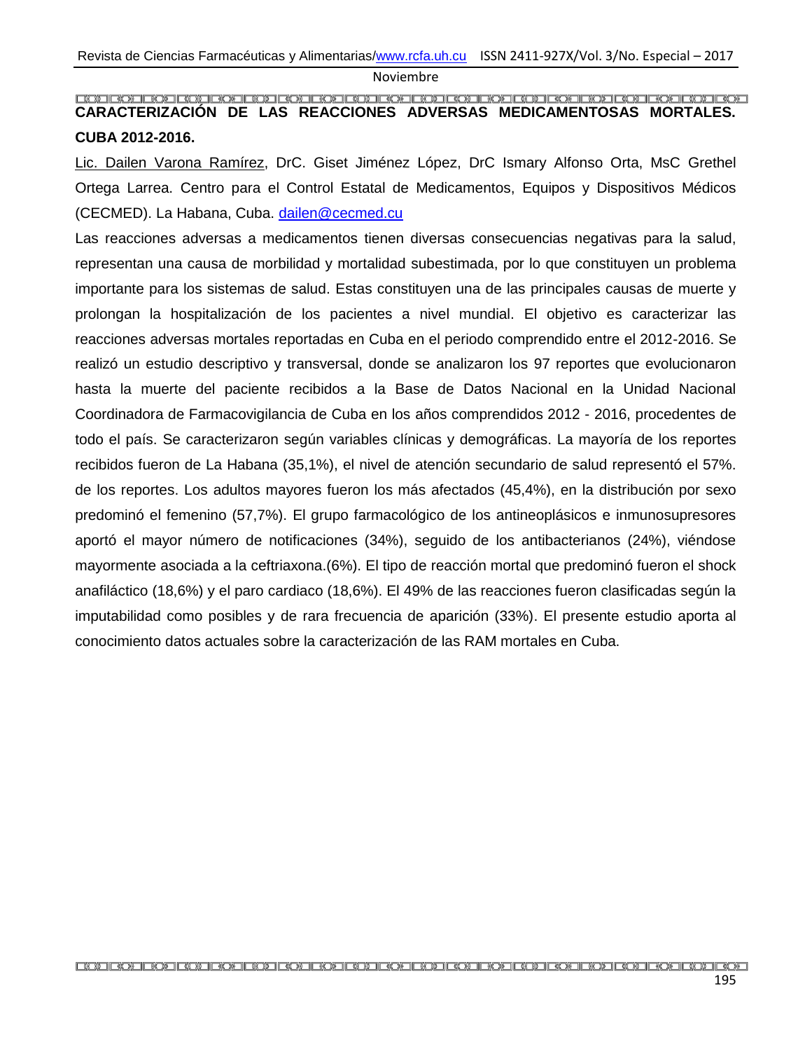# CARACTERIZACIÓN DE LAS REACCIONES ADVERSAS MEDICAMENTOSAS MORTALES. CUBA 2012-2016.

Lic. Dailen Varona Ramírez, DrC. Giset Jiménez López, DrC Ismary Alfonso Orta, MsC Grethel Ortega Larrea. Centro para el Control Estatal de Medicamentos, Equipos y Dispositivos Médicos (CECMED). La Habana, Cuba. dailen@cecmed.cu

Las reacciones adversas a medicamentos tienen diversas consecuencias negativas para la salud, representan una causa de morbilidad y mortalidad subestimada, por lo que constituyen un problema importante para los sistemas de salud. Estas constituyen una de las principales causas de muerte y prolongan la hospitalización de los pacientes a nivel mundial. El objetivo es caracterizar las reacciones adversas mortales reportadas en Cuba en el periodo comprendido entre el 2012-2016. Se realizó un estudio descriptivo y transversal, donde se analizaron los 97 reportes que evolucionaron hasta la muerte del paciente recibidos a la Base de Datos Nacional en la Unidad Nacional Coordinadora de Farmacovigilancia de Cuba en los años comprendidos 2012 - 2016, procedentes de todo el país. Se caracterizaron según variables clínicas y demográficas. La mayoría de los reportes recibidos fueron de La Habana (35,1%), el nivel de atención secundario de salud representó el 57%. de los reportes. Los adultos mayores fueron los más afectados (45,4%), en la distribución por sexo predominó el femenino (57,7%). El grupo farmacológico de los antineoplásicos e inmunosupresores aportó el mayor número de notificaciones (34%), seguido de los antibacterianos (24%), viéndose mayormente asociada a la ceftriaxona.(6%). El tipo de reacción mortal que predominó fueron el shock anafiláctico (18,6%) y el paro cardiaco (18,6%). El 49% de las reacciones fueron clasificadas según la imputabilidad como posibles y de rara frecuencia de aparición (33%). El presente estudio aporta al conocimiento datos actuales sobre la caracterización de las RAM mortales en Cuba.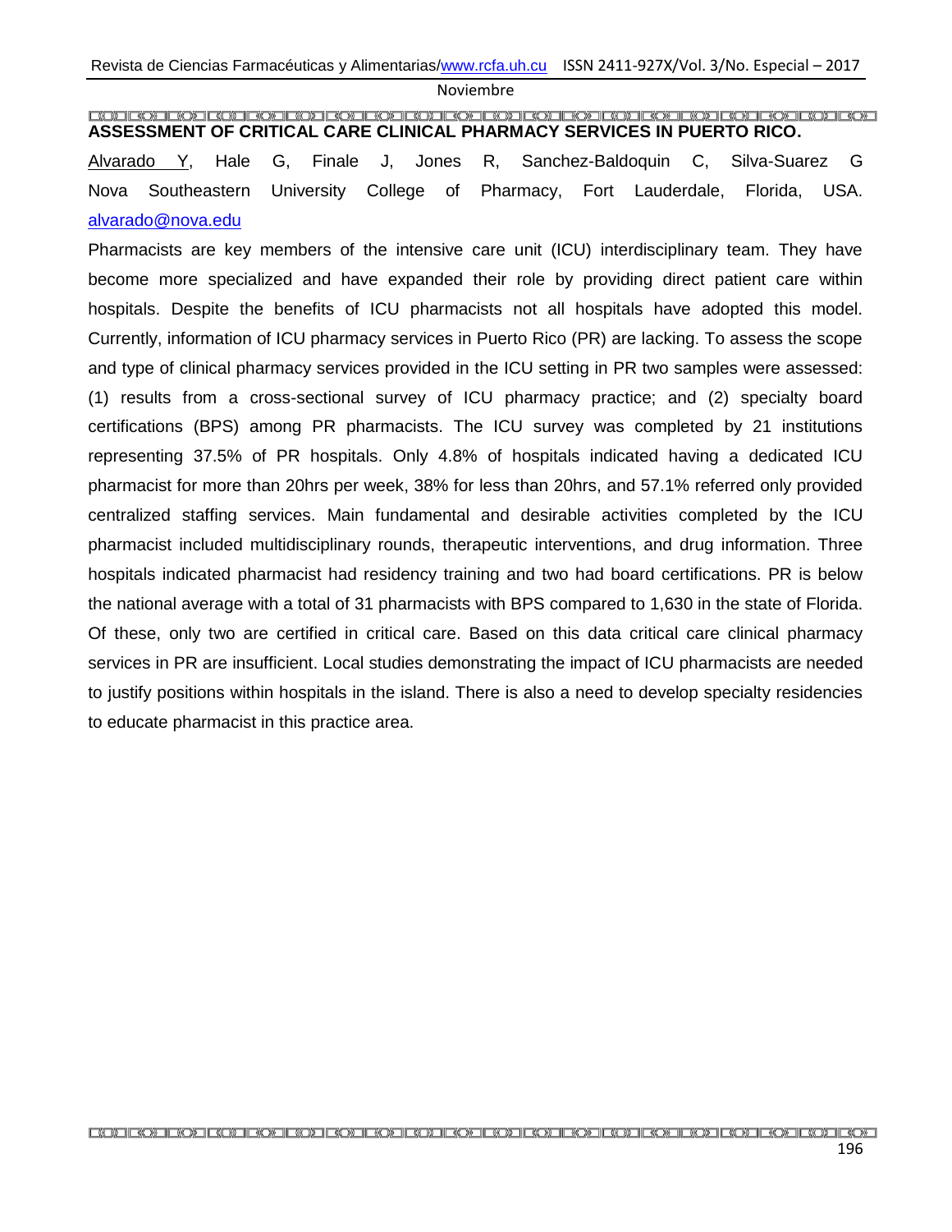## ASSESSMENT OF CRITICAL CARE CLINICAL PHARMACY SERVICES IN PUERTO RICO.

Alvarado Y, Hale G, Finale J, Jones R, Sanchez-Baldoquin C, Silva-Suarez G

Nova Southeastern University College of Pharmacy, Fort Lauderdale, Florida, USA. alvarado@nova.edu

Pharmacists are key members of the intensive care unit (ICU) interdisciplinary team. They have become more specialized and have expanded their role by providing direct patient care within hospitals. Despite the benefits of ICU pharmacists not all hospitals have adopted this model. Currently, information of ICU pharmacy services in Puerto Rico (PR) are lacking. To assess the scope and type of clinical pharmacy services provided in the ICU setting in PR two samples were assessed: (1) results from a cross-sectional survey of ICU pharmacy practice; and (2) specialty board certifications (BPS) among PR pharmacists. The ICU survey was completed by 21 institutions representing 37.5% of PR hospitals. Only 4.8% of hospitals indicated having a dedicated ICU pharmacist for more than 20hrs per week, 38% for less than 20hrs, and 57.1% referred only provided centralized staffing services. Main fundamental and desirable activities completed by the ICU pharmacist included multidisciplinary rounds, therapeutic interventions, and drug information. Three hospitals indicated pharmacist had residency training and two had board certifications. PR is below the national average with a total of 31 pharmacists with BPS compared to 1,630 in the state of Florida. Of these, only two are certified in critical care. Based on this data critical care clinical pharmacy services in PR are insufficient. Local studies demonstrating the impact of ICU pharmacists are needed to justify positions within hospitals in the island. There is also a need to develop specialty residencies to educate pharmacist in this practice area.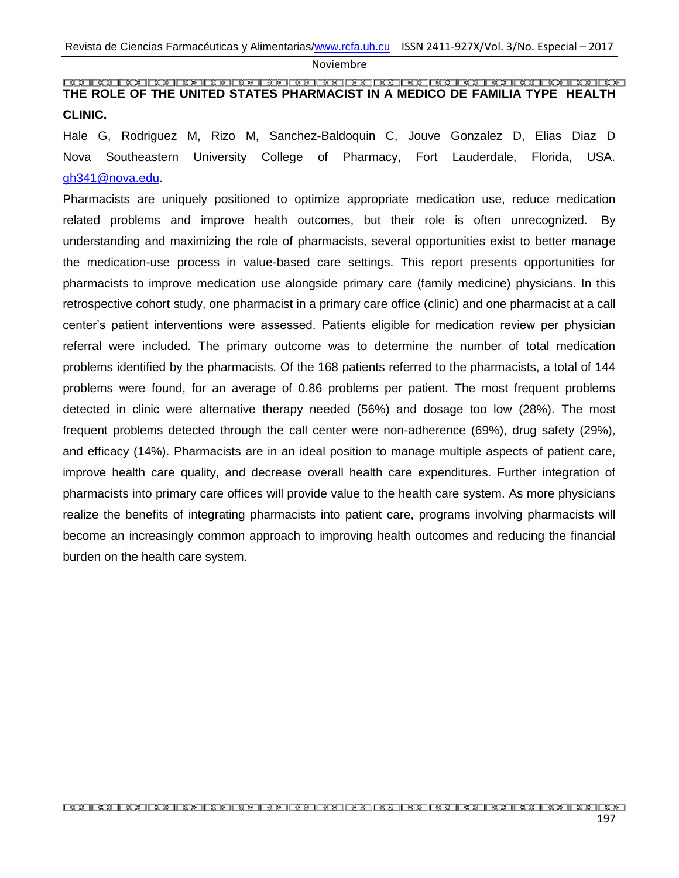## THE ROLE OF THE UNITED STATES PHARMACIST IN A MEDICO DE FAMILIA TYPE HEALTH CLINIC.

Hale G, Rodriguez M, Rizo M, Sanchez-Baldoquin C, Jouve Gonzalez D, Elias Diaz D

Nova Southeastern University College of Pharmacy, Fort Lauderdale, Florida, USA. gh341@nova.edu.

Pharmacists are uniquely positioned to optimize appropriate medication use, reduce medication related problems and improve health outcomes, but their role is often unrecognized. By understanding and maximizing the role of pharmacists, several opportunities exist to better manage the medication-use process in value-based care settings. This report presents opportunities for pharmacists to improve medication use alongside primary care (family medicine) physicians. In this retrospective cohort study, one pharmacist in a primary care office (clinic) and one pharmacist at a call center's patient interventions were assessed. Patients eligible for medication review per physician referral were included. The primary outcome was to determine the number of total medication problems identified by the pharmacists. Of the 168 patients referred to the pharmacists, a total of 144 problems were found, for an average of 0.86 problems per patient. The most frequent problems detected in clinic were alternative therapy needed (56%) and dosage too low (28%). The most frequent problems detected through the call center were non-adherence (69%), drug safety (29%), and efficacy (14%). Pharmacists are in an ideal position to manage multiple aspects of patient care, improve health care quality, and decrease overall health care expenditures. Further integration of pharmacists into primary care offices will provide value to the health care system. As more physicians realize the benefits of integrating pharmacists into patient care, programs involving pharmacists will become an increasingly common approach to improving health outcomes and reducing the financial burden on the health care system.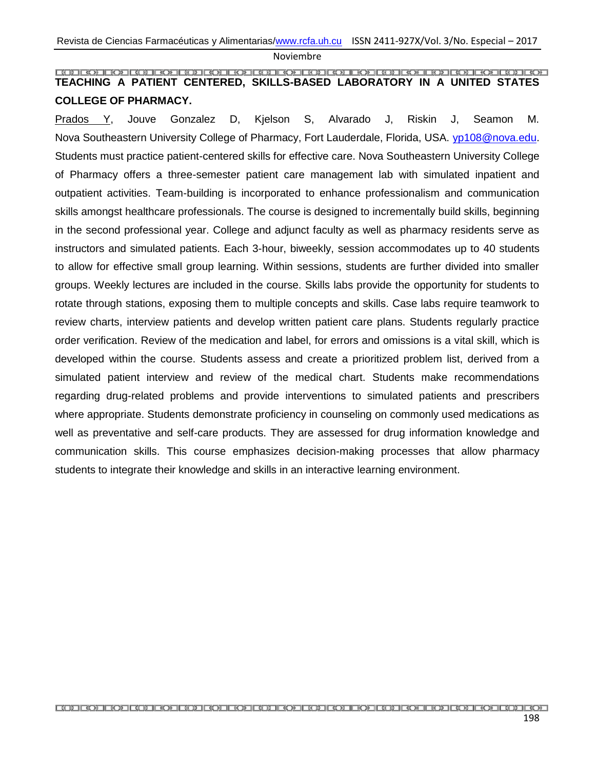## TEACHING A PATIENT CENTERED, SKILLS-BASED LABORATORY IN A UNITED STATES COLLEGE OF PHARMACY.

Prados Y, Jouve Gonzalez D, Kjelson S, Alvarado J, Riskin J, Seamon M.

Nova Southeastern University College of Pharmacy, Fort Lauderdale, Florida, USA. yp108@nova.edu.

Students must practice patient-centered skills for effective care. Nova Southeastern University College of Pharmacy offers a three-semester patient care management lab with simulated inpatient and outpatient activities. Team-building is incorporated to enhance professionalism and communication skills amongst healthcare professionals. The course is designed to incrementally build skills, beginning in the second professional year. College and adjunct faculty as well as pharmacy residents serve as instructors and simulated patients. Each 3-hour, biweekly, session accommodates up to 40 students to allow for effective small group learning. Within sessions, students are further divided into smaller groups. Weekly lectures are included in the course. Skills labs provide the opportunity for students to rotate through stations, exposing them to multiple concepts and skills. Case labs require teamwork to review charts, interview patients and develop written patient care plans. Students regularly practice order verification. Review of the medication and label, for errors and omissions is a vital skill, which is developed within the course. Students assess and create a prioritized problem list, derived from a simulated patient interview and review of the medical chart. Students make recommendations regarding drug-related problems and provide interventions to simulated patients and prescribers where appropriate. Students demonstrate proficiency in counseling on commonly used medications as well as preventative and self-care products. They are assessed for drug information knowledge and communication skills. This course emphasizes decision-making processes that allow pharmacy students to integrate their knowledge and skills in an interactive learning environment.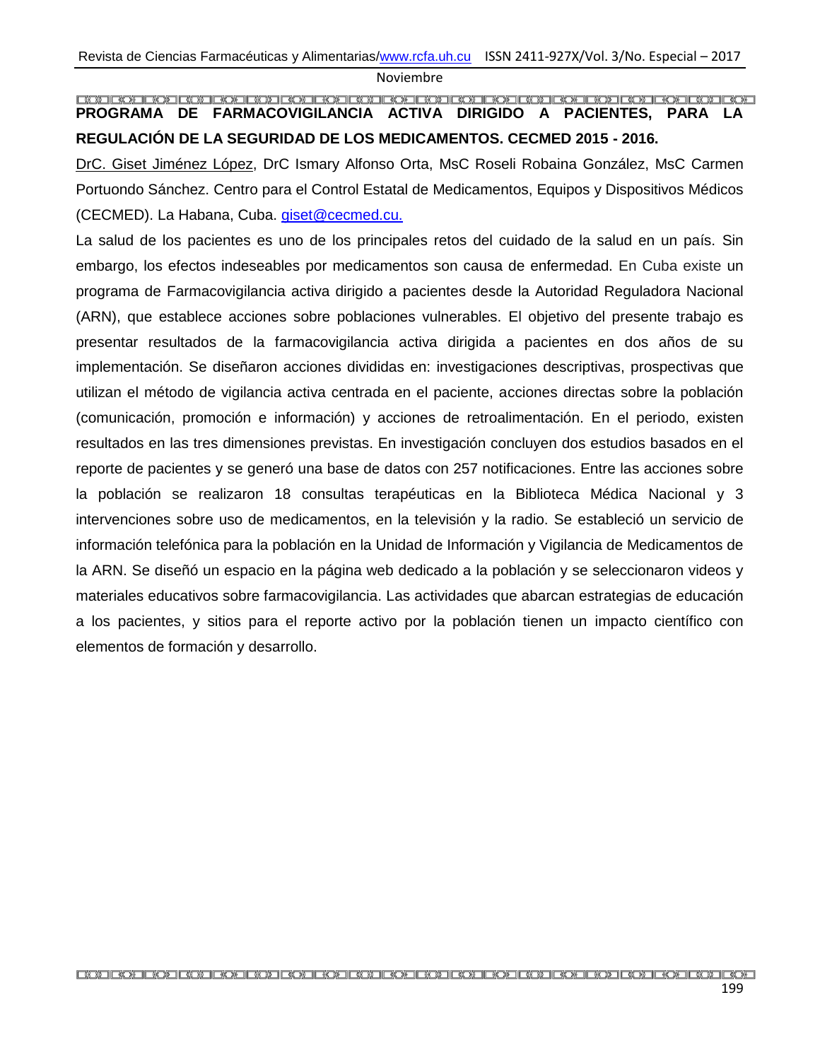# PROGRAMA DE FARMACOVIGILANCIA ACTIVA DIRIGIDO A PACIENTES, PARA LA REGULACIÓN DE LA SEGURIDAD DE LOS MEDICAMENTOS. CECMED 2015 - 2016.

DrC. Giset Jiménez López, DrC Ismary Alfonso Orta, MsC Roseli Robaina González, MsC Carmen Portuondo Sánchez. Centro para el Control Estatal de Medicamentos, Equipos y Dispositivos Médicos (CECMED). La Habana, Cuba. giset@cecmed.cu.

La salud de los pacientes es uno de los principales retos del cuidado de la salud en un país. Sin embargo, los efectos indeseables por medicamentos son causa de enfermedad. En Cuba existe un programa de Farmacovigilancia activa dirigido a pacientes desde la Autoridad Reguladora Nacional (ARN), que establece acciones sobre poblaciones vulnerables. El objetivo del presente trabajo es presentar resultados de la farmacovigilancia activa dirigida a pacientes en dos años de su implementación. Se diseñaron acciones divididas en: investigaciones descriptivas, prospectivas que utilizan el método de vigilancia activa centrada en el paciente, acciones directas sobre la población (comunicación, promoción e información) y acciones de retroalimentación. En el periodo, existen resultados en las tres dimensiones previstas. En investigación concluyen dos estudios basados en el reporte de pacientes y se generó una base de datos con 257 notificaciones. Entre las acciones sobre la población se realizaron 18 consultas terapéuticas en la Biblioteca Médica Nacional y 3 intervenciones sobre uso de medicamentos, en la televisión y la radio. Se estableció un servicio de información telefónica para la población en la Unidad de Información y Vigilancia de Medicamentos de la ARN. Se diseñó un espacio en la página web dedicado a la población y se seleccionaron videos y materiales educativos sobre farmacovigilancia. Las actividades que abarcan estrategias de educación a los pacientes, y sitios para el reporte activo por la población tienen un impacto científico con elementos de formación y desarrollo.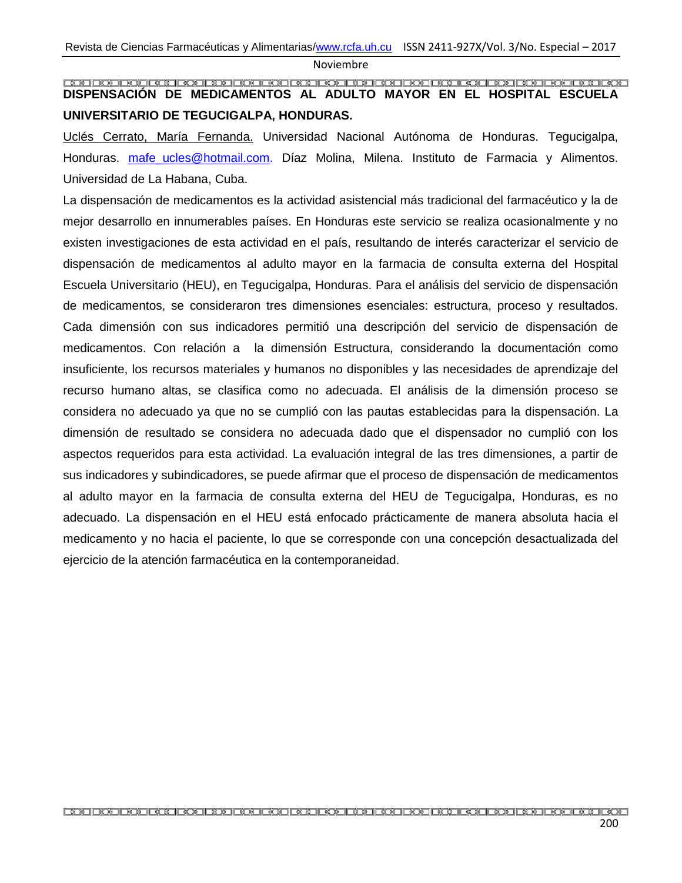## DISPENSACIÓN DE MEDICAMENTOS AL ADULTO MAYOR EN EL HOSPITAL ESCUELA UNIVERSITARIO DE TEGUCIGALPA, HONDURAS.

Uclés Cerrato, María Fernanda. Universidad Nacional Autónoma de Honduras. Tegucigalpa, Honduras. mafe_ucles@hotmail.com. Díaz Molina, Milena. Instituto de Farmacia y Alimentos. Universidad de La Habana, Cuba.

La dispensación de medicamentos es la actividad asistencial más tradicional del farmacéutico y la de mejor desarrollo en innumerables países. En Honduras este servicio se realiza ocasionalmente y no existen investigaciones de esta actividad en el país, resultando de interés caracterizar el servicio de dispensación de medicamentos al adulto mayor en la farmacia de consulta externa del Hospital Escuela Universitario (HEU), en Tegucigalpa, Honduras. Para el análisis del servicio de dispensación de medicamentos, se consideraron tres dimensiones esenciales: estructura, proceso y resultados. Cada dimensión con sus indicadores permitió una descripción del servicio de dispensación de medicamentos. Con relación a la dimensión Estructura, considerando la documentación como insuficiente, los recursos materiales y humanos no disponibles y las necesidades de aprendizaje del recurso humano altas, se clasifica como no adecuada. El análisis de la dimensión proceso se considera no adecuado ya que no se cumplió con las pautas establecidas para la dispensación. La dimensión de resultado se considera no adecuada dado que el dispensador no cumplió con los aspectos requeridos para esta actividad. La evaluación integral de las tres dimensiones, a partir de sus indicadores y subindicadores, se puede afirmar que el proceso de dispensación de medicamentos al adulto mayor en la farmacia de consulta externa del HEU de Tegucigalpa, Honduras, es no adecuado. La dispensación en el HEU está enfocado prácticamente de manera absoluta hacia el medicamento y no hacia el paciente, lo que se corresponde con una concepción desactualizada del ejercicio de la atención farmacéutica en la contemporaneidad.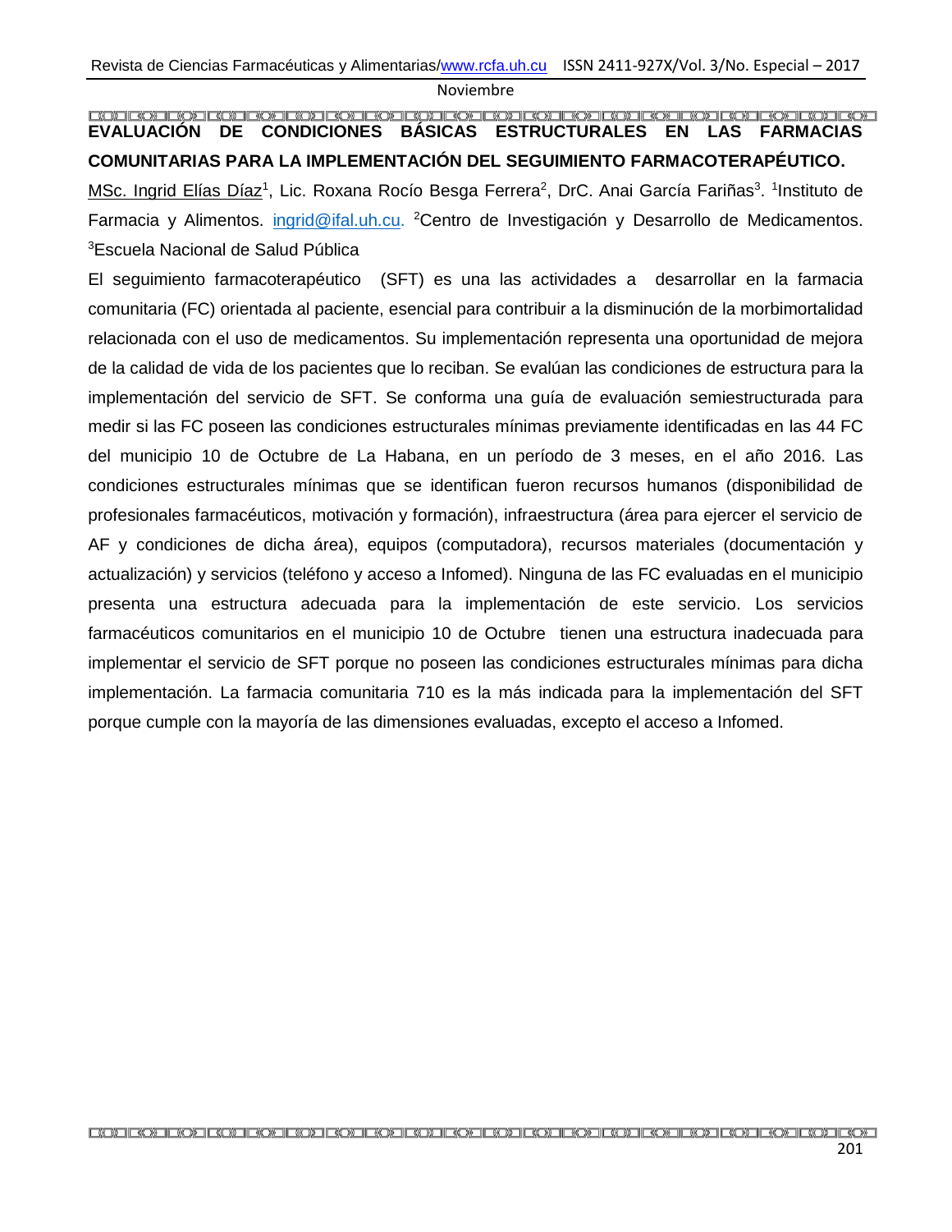# EVALUACIÓN DE CONDICIONES BÁSICAS ESTRUCTURALES EN LAS FARMACIAS COMUNITARIAS PARA LA IMPLEMENTACIÓN DEL SEGUIMIENTO FARMACOTERAPÉUTICO.

MSc. Ingrid Elías Díaz[1], Lic. Roxana Rocío Besga Ferrera[2], DrC. Anai García Fariñas[3]. [1]Instituto de Farmacia y Alimentos. ingrid@ifal.uh.cu. [2]Centro de Investigación y Desarrollo de Medicamentos. [3]Escuela Nacional de Salud Pública

El seguimiento farmacoterapéutico (SFT) es una las actividades a desarrollar en la farmacia comunitaria (FC) orientada al paciente, esencial para contribuir a la disminución de la morbimortalidad relacionada con el uso de medicamentos. Su implementación representa una oportunidad de mejora de la calidad de vida de los pacientes que lo reciban. Se evalúan las condiciones de estructura para la implementación del servicio de SFT. Se conforma una guía de evaluación semiestructurada para medir si las FC poseen las condiciones estructurales mínimas previamente identificadas en las 44 FC del municipio 10 de Octubre de La Habana, en un período de 3 meses, en el año 2016. Las condiciones estructurales mínimas que se identifican fueron recursos humanos (disponibilidad de profesionales farmacéuticos, motivación y formación), infraestructura (área para ejercer el servicio de AF y condiciones de dicha área), equipos (computadora), recursos materiales (documentación y actualización) y servicios (teléfono y acceso a Infomed). Ninguna de las FC evaluadas en el municipio presenta una estructura adecuada para la implementación de este servicio. Los servicios farmacéuticos comunitarios en el municipio 10 de Octubre tienen una estructura inadecuada para implementar el servicio de SFT porque no poseen las condiciones estructurales mínimas para dicha implementación. La farmacia comunitaria 710 es la más indicada para la implementación del SFT porque cumple con la mayoría de las dimensiones evaluadas, excepto el acceso a Infomed.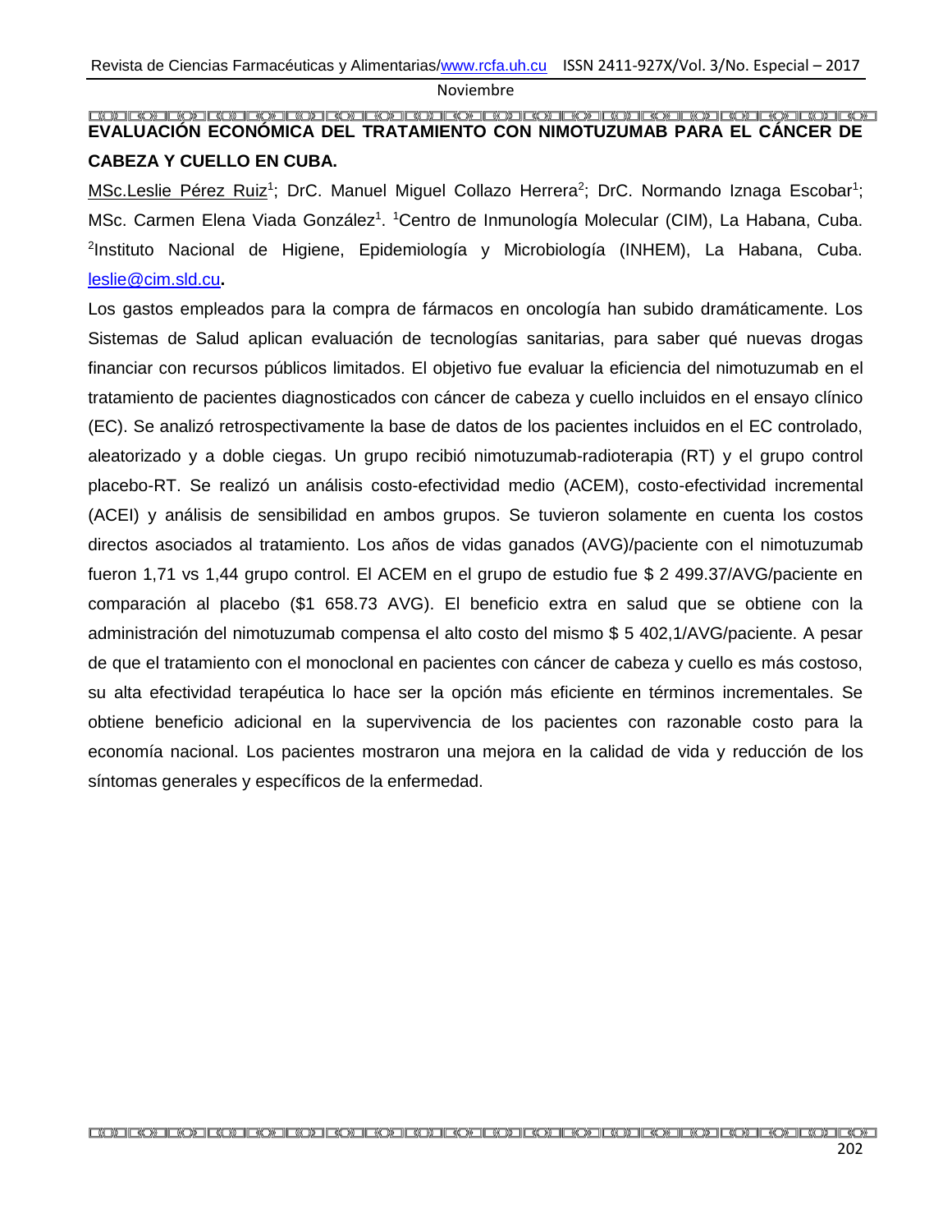# EVALUACIÓN ECONÓMICA DEL TRATAMIENTO CON NIMOTUZUMAB PARA EL CÁNCER DE CABEZA Y CUELLO EN CUBA.

MSc.Leslie Pérez Ruiz[1]; DrC. Manuel Miguel Collazo Herrera[2]; DrC. Normando Iznaga Escobar[1]; MSc. Carmen Elena Viada González[1]. [1]Centro de Inmunología Molecular (CIM), La Habana, Cuba. [2]Instituto Nacional de Higiene, Epidemiología y Microbiología (INHEM), La Habana, Cuba. leslie@cim.sld.cu**.**

Los gastos empleados para la compra de fármacos en oncología han subido dramáticamente. Los Sistemas de Salud aplican evaluación de tecnologías sanitarias, para saber qué nuevas drogas financiar con recursos públicos limitados. El objetivo fue evaluar la eficiencia del nimotuzumab en el tratamiento de pacientes diagnosticados con cáncer de cabeza y cuello incluidos en el ensayo clínico (EC). Se analizó retrospectivamente la base de datos de los pacientes incluidos en el EC controlado, aleatorizado y a doble ciegas. Un grupo recibió nimotuzumab-radioterapia (RT) y el grupo control placebo-RT. Se realizó un análisis costo-efectividad medio (ACEM), costo-efectividad incremental (ACEI) y análisis de sensibilidad en ambos grupos. Se tuvieron solamente en cuenta los costos directos asociados al tratamiento. Los años de vidas ganados (AVG)/paciente con el nimotuzumab fueron 1,71 vs 1,44 grupo control. El ACEM en el grupo de estudio fue $ 2 499.37/AVG/paciente en comparación al placebo ($1 658.73 AVG). El beneficio extra en salud que se obtiene con la administración del nimotuzumab compensa el alto costo del mismo $ 5 402,1/AVG/paciente. A pesar de que el tratamiento con el monoclonal en pacientes con cáncer de cabeza y cuello es más costoso, su alta efectividad terapéutica lo hace ser la opción más eficiente en términos incrementales. Se obtiene beneficio adicional en la supervivencia de los pacientes con razonable costo para la economía nacional. Los pacientes mostraron una mejora en la calidad de vida y reducción de los síntomas generales y específicos de la enfermedad.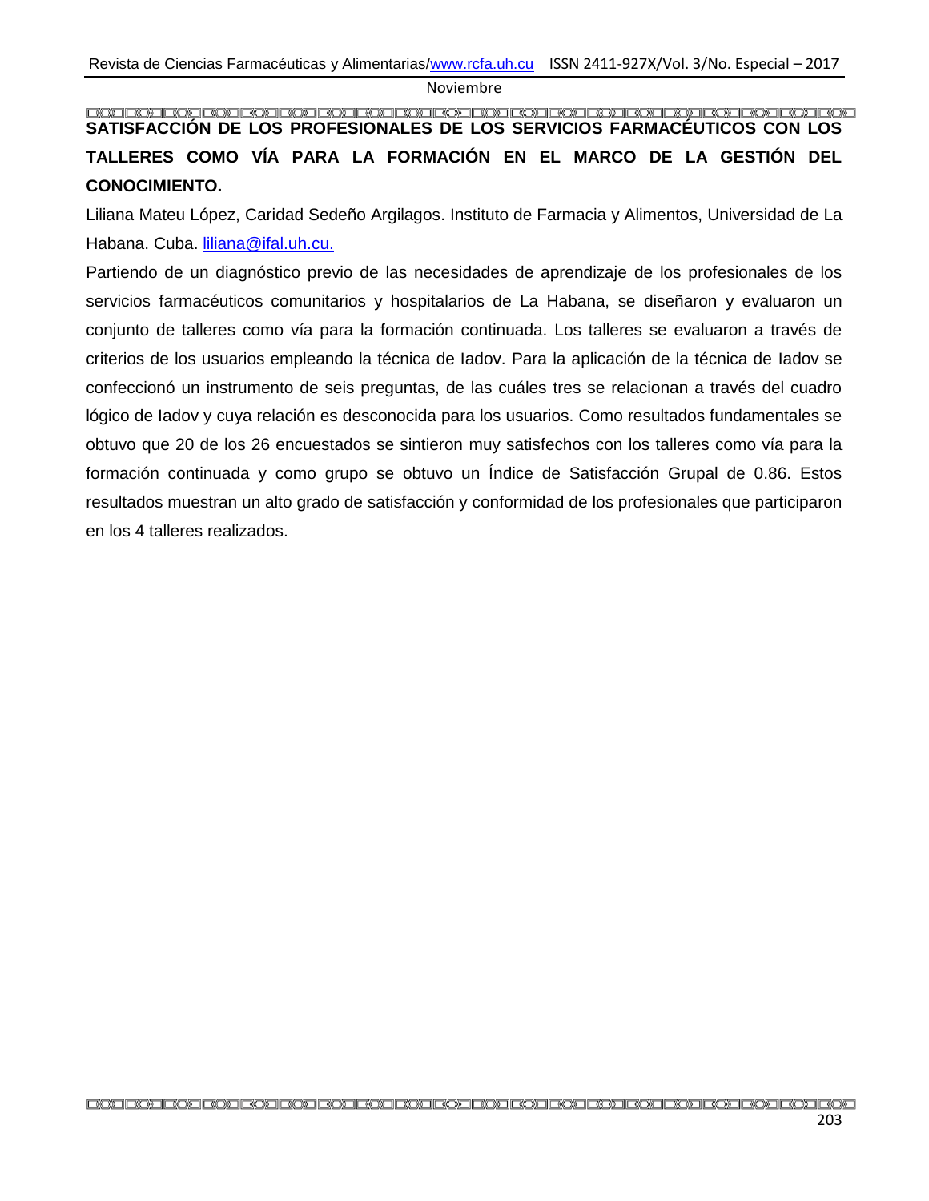## SATISFACCIÓN DE LOS PROFESIONALES DE LOS SERVICIOS FARMACÉUTICOS CON LOS TALLERES COMO VÍA PARA LA FORMACIÓN EN EL MARCO DE LA GESTIÓN DEL CONOCIMIENTO.

Liliana Mateu López, Caridad Sedeño Argilagos. Instituto de Farmacia y Alimentos, Universidad de La Habana. Cuba. liliana@ifal.uh.cu.

Partiendo de un diagnóstico previo de las necesidades de aprendizaje de los profesionales de los servicios farmacéuticos comunitarios y hospitalarios de La Habana, se diseñaron y evaluaron un conjunto de talleres como vía para la formación continuada. Los talleres se evaluaron a través de criterios de los usuarios empleando la técnica de Iadov. Para la aplicación de la técnica de Iadov se confeccionó un instrumento de seis preguntas, de las cuáles tres se relacionan a través del cuadro lógico de Iadov y cuya relación es desconocida para los usuarios. Como resultados fundamentales se obtuvo que 20 de los 26 encuestados se sintieron muy satisfechos con los talleres como vía para la formación continuada y como grupo se obtuvo un Índice de Satisfacción Grupal de 0.86. Estos resultados muestran un alto grado de satisfacción y conformidad de los profesionales que participaron en los 4 talleres realizados.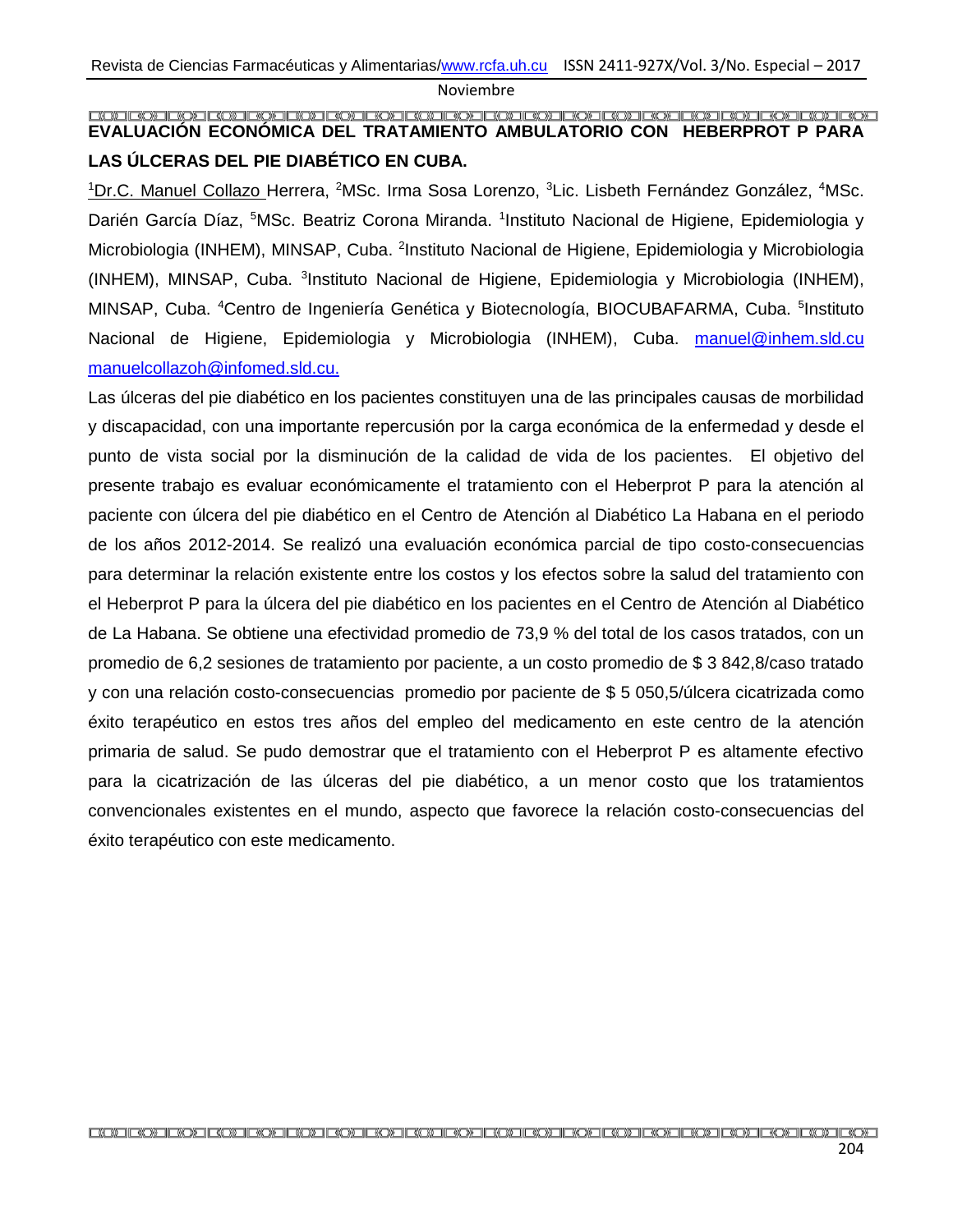# EVALUACIÓN ECONÓMICA DEL TRATAMIENTO AMBULATORIO CON HEBERPROT P PARA LAS ÚLCERAS DEL PIE DIABÉTICO EN CUBA.

[1]Dr.C. Manuel Collazo Herrera, [2]MSc. Irma Sosa Lorenzo, [3]Lic. Lisbeth Fernández González, [4]MSc. Darién García Díaz, [5]MSc. Beatriz Corona Miranda. [1]Instituto Nacional de Higiene, Epidemiologia y Microbiologia (INHEM), MINSAP, Cuba. [2]Instituto Nacional de Higiene, Epidemiologia y Microbiologia (INHEM), MINSAP, Cuba. [3]Instituto Nacional de Higiene, Epidemiologia y Microbiologia (INHEM), MINSAP, Cuba. [4]Centro de Ingeniería Genética y Biotecnología, BIOCUBAFARMA, Cuba. [5]Instituto Nacional de Higiene, Epidemiologia y Microbiologia (INHEM), Cuba. manuel@inhem.sld.cu manuelcollazoh@infomed.sld.cu.

Las úlceras del pie diabético en los pacientes constituyen una de las principales causas de morbilidad y discapacidad, con una importante repercusión por la carga económica de la enfermedad y desde el punto de vista social por la disminución de la calidad de vida de los pacientes. El objetivo del presente trabajo es evaluar económicamente el tratamiento con el Heberprot P para la atención al paciente con úlcera del pie diabético en el Centro de Atención al Diabético La Habana en el periodo de los años 2012-2014. Se realizó una evaluación económica parcial de tipo costo-consecuencias para determinar la relación existente entre los costos y los efectos sobre la salud del tratamiento con el Heberprot P para la úlcera del pie diabético en los pacientes en el Centro de Atención al Diabético de La Habana. Se obtiene una efectividad promedio de 73,9 % del total de los casos tratados, con un promedio de 6,2 sesiones de tratamiento por paciente, a un costo promedio de $ 3 842,8/caso tratado y con una relación costo-consecuencias promedio por paciente de $ 5 050,5/úlcera cicatrizada como éxito terapéutico en estos tres años del empleo del medicamento en este centro de la atención primaria de salud. Se pudo demostrar que el tratamiento con el Heberprot P es altamente efectivo para la cicatrización de las úlceras del pie diabético, a un menor costo que los tratamientos convencionales existentes en el mundo, aspecto que favorece la relación costo-consecuencias del éxito terapéutico con este medicamento.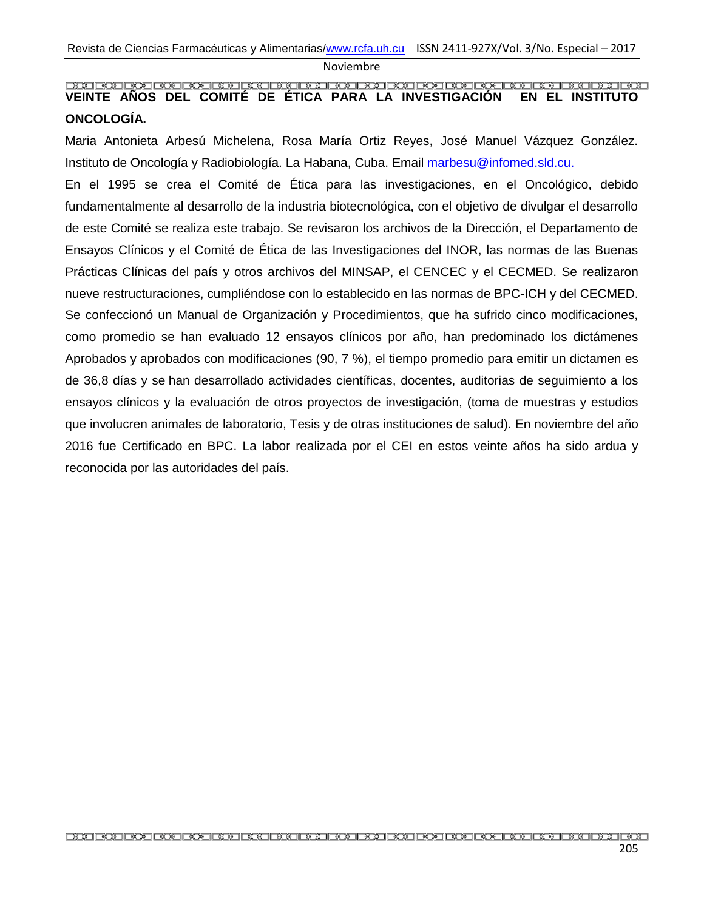## VEINTE AÑOS DEL COMITÉ DE ÉTICA PARA LA INVESTIGACIÓN EN EL INSTITUTO ONCOLOGÍA.

Maria Antonieta Arbesú Michelena, Rosa María Ortiz Reyes, José Manuel Vázquez González. Instituto de Oncología y Radiobiología. La Habana, Cuba. Email marbesu@infomed.sld.cu.

En el 1995 se crea el Comité de Ética para las investigaciones, en el Oncológico, debido fundamentalmente al desarrollo de la industria biotecnológica, con el objetivo de divulgar el desarrollo de este Comité se realiza este trabajo. Se revisaron los archivos de la Dirección, el Departamento de Ensayos Clínicos y el Comité de Ética de las Investigaciones del INOR, las normas de las Buenas Prácticas Clínicas del país y otros archivos del MINSAP, el CENCEC y el CECMED. Se realizaron nueve restructuraciones, cumpliéndose con lo establecido en las normas de BPC-ICH y del CECMED. Se confeccionó un Manual de Organización y Procedimientos, que ha sufrido cinco modificaciones, como promedio se han evaluado 12 ensayos clínicos por año, han predominado los dictámenes Aprobados y aprobados con modificaciones (90, 7 %), el tiempo promedio para emitir un dictamen es de 36,8 días y se han desarrollado actividades científicas, docentes, auditorias de seguimiento a los ensayos clínicos y la evaluación de otros proyectos de investigación, (toma de muestras y estudios que involucren animales de laboratorio, Tesis y de otras instituciones de salud). En noviembre del año 2016 fue Certificado en BPC. La labor realizada por el CEI en estos veinte años ha sido ardua y reconocida por las autoridades del país.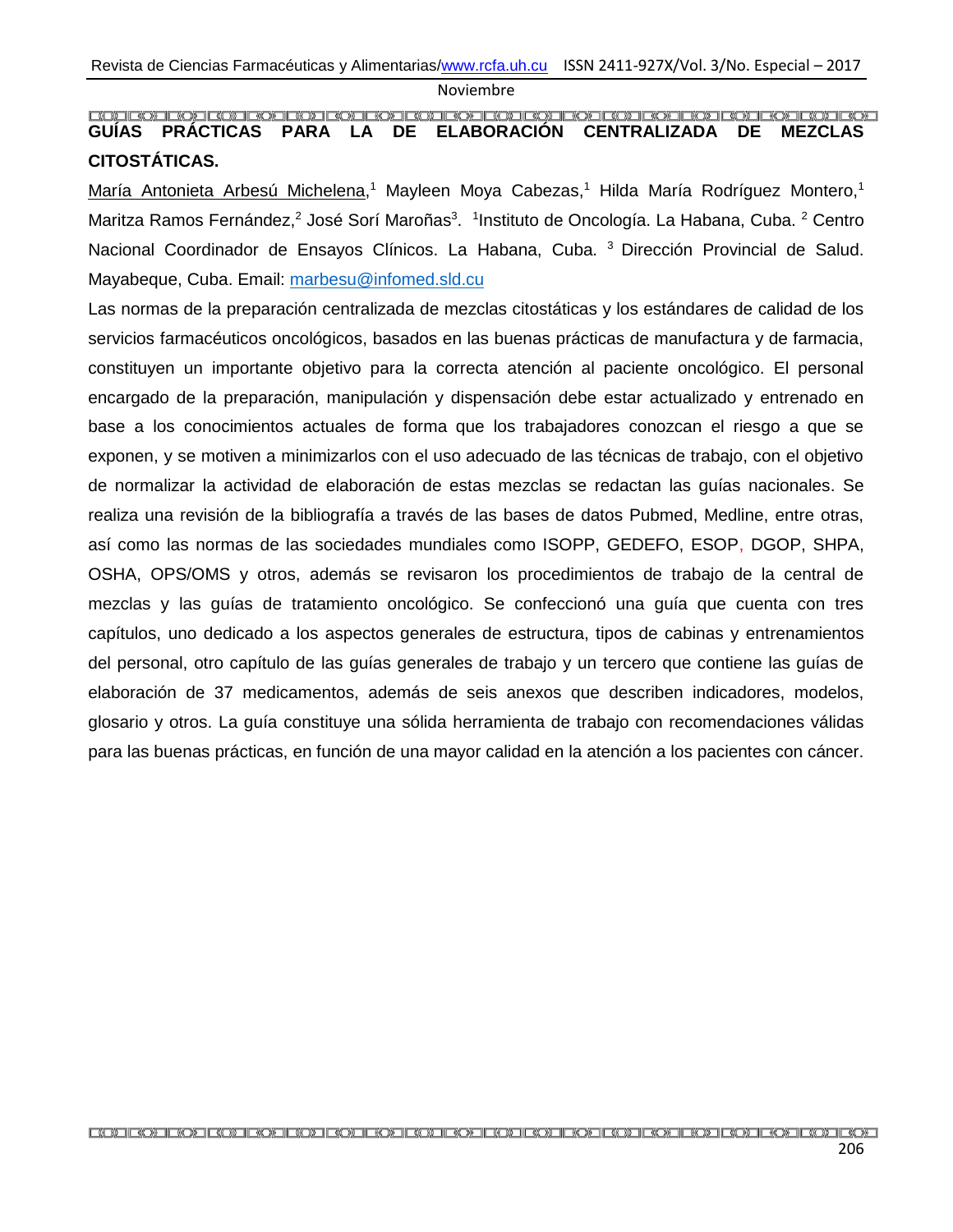## GUÍAS PRÁCTICAS PARA LA DE ELABORACIÓN CENTRALIZADA DE MEZCLAS CITOSTÁTICAS.

María Antonieta Arbesú Michelena,[1] Mayleen Moya Cabezas,[1] Hilda María Rodríguez Montero,[1] Maritza Ramos Fernández,[2] José Sorí Maroñas[3]. [1]Instituto de Oncología. La Habana, Cuba. [2] Centro Nacional Coordinador de Ensayos Clínicos. La Habana, Cuba. [3] Dirección Provincial de Salud. Mayabeque, Cuba. Email: marbesu@infomed.sld.cu

Las normas de la preparación centralizada de mezclas citostáticas y los estándares de calidad de los servicios farmacéuticos oncológicos, basados en las buenas prácticas de manufactura y de farmacia, constituyen un importante objetivo para la correcta atención al paciente oncológico. El personal encargado de la preparación, manipulación y dispensación debe estar actualizado y entrenado en base a los conocimientos actuales de forma que los trabajadores conozcan el riesgo a que se exponen, y se motiven a minimizarlos con el uso adecuado de las técnicas de trabajo, con el objetivo de normalizar la actividad de elaboración de estas mezclas se redactan las guías nacionales. Se realiza una revisión de la bibliografía a través de las bases de datos Pubmed, Medline, entre otras, así como las normas de las sociedades mundiales como ISOPP, GEDEFO, ESOP, DGOP, SHPA, OSHA, OPS/OMS y otros, además se revisaron los procedimientos de trabajo de la central de mezclas y las guías de tratamiento oncológico. Se confeccionó una guía que cuenta con tres capítulos, uno dedicado a los aspectos generales de estructura, tipos de cabinas y entrenamientos del personal, otro capítulo de las guías generales de trabajo y un tercero que contiene las guías de elaboración de 37 medicamentos, además de seis anexos que describen indicadores, modelos, glosario y otros. La guía constituye una sólida herramienta de trabajo con recomendaciones válidas para las buenas prácticas, en función de una mayor calidad en la atención a los pacientes con cáncer.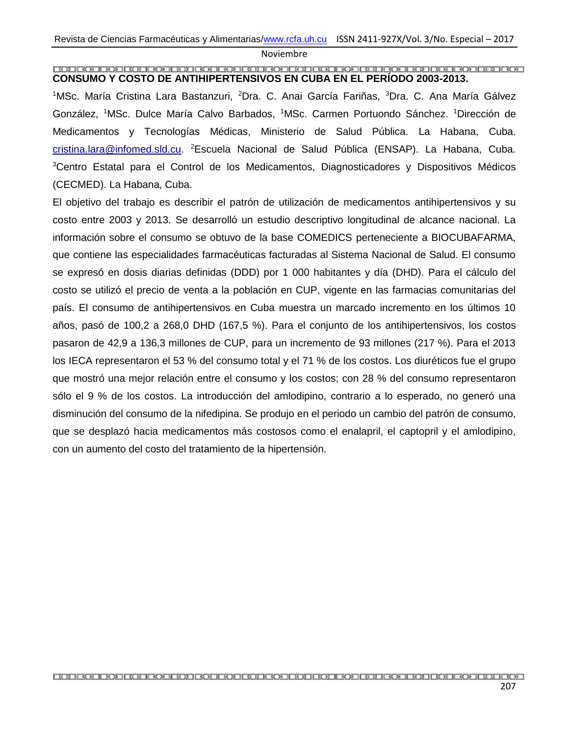**CONSUMO Y COSTO DE ANTIHIPERTENSIVOS EN CUBA EN EL PERÍODO 2003-2013.**

[1]MSc. María Cristina Lara Bastanzuri, [2]Dra. C. Anai García Fariñas, [3]Dra. C. Ana María Gálvez González, [1]MSc. Dulce María Calvo Barbados, [1]MSc. Carmen Portuondo Sánchez. [1]Dirección de Medicamentos y Tecnologías Médicas, Ministerio de Salud Pública. La Habana, Cuba. cristina.lara@infomed.sld.cu. [2]Escuela Nacional de Salud Pública (ENSAP). La Habana, Cuba. [3]Centro Estatal para el Control de los Medicamentos, Diagnosticadores y Dispositivos Médicos (CECMED). La Habana, Cuba.

El objetivo del trabajo es describir el patrón de utilización de medicamentos antihipertensivos y su costo entre 2003 y 2013. Se desarrolló un estudio descriptivo longitudinal de alcance nacional. La información sobre el consumo se obtuvo de la base COMEDICS perteneciente a BIOCUBAFARMA, que contiene las especialidades farmacéuticas facturadas al Sistema Nacional de Salud. El consumo se expresó en dosis diarias definidas (DDD) por 1 000 habitantes y día (DHD). Para el cálculo del costo se utilizó el precio de venta a la población en CUP, vigente en las farmacias comunitarias del país. El consumo de antihipertensivos en Cuba muestra un marcado incremento en los últimos 10 años, pasó de 100,2 a 268,0 DHD (167,5 %). Para el conjunto de los antihipertensivos, los costos pasaron de 42,9 a 136,3 millones de CUP, para un incremento de 93 millones (217 %). Para el 2013 los IECA representaron el 53 % del consumo total y el 71 % de los costos. Los diuréticos fue el grupo que mostró una mejor relación entre el consumo y los costos; con 28 % del consumo representaron sólo el 9 % de los costos. La introducción del amlodipino, contrario a lo esperado, no generó una disminución del consumo de la nifedipina. Se produjo en el periodo un cambio del patrón de consumo, que se desplazó hacia medicamentos más costosos como el enalapril, el captopril y el amlodipino, con un aumento del costo del tratamiento de la hipertensión.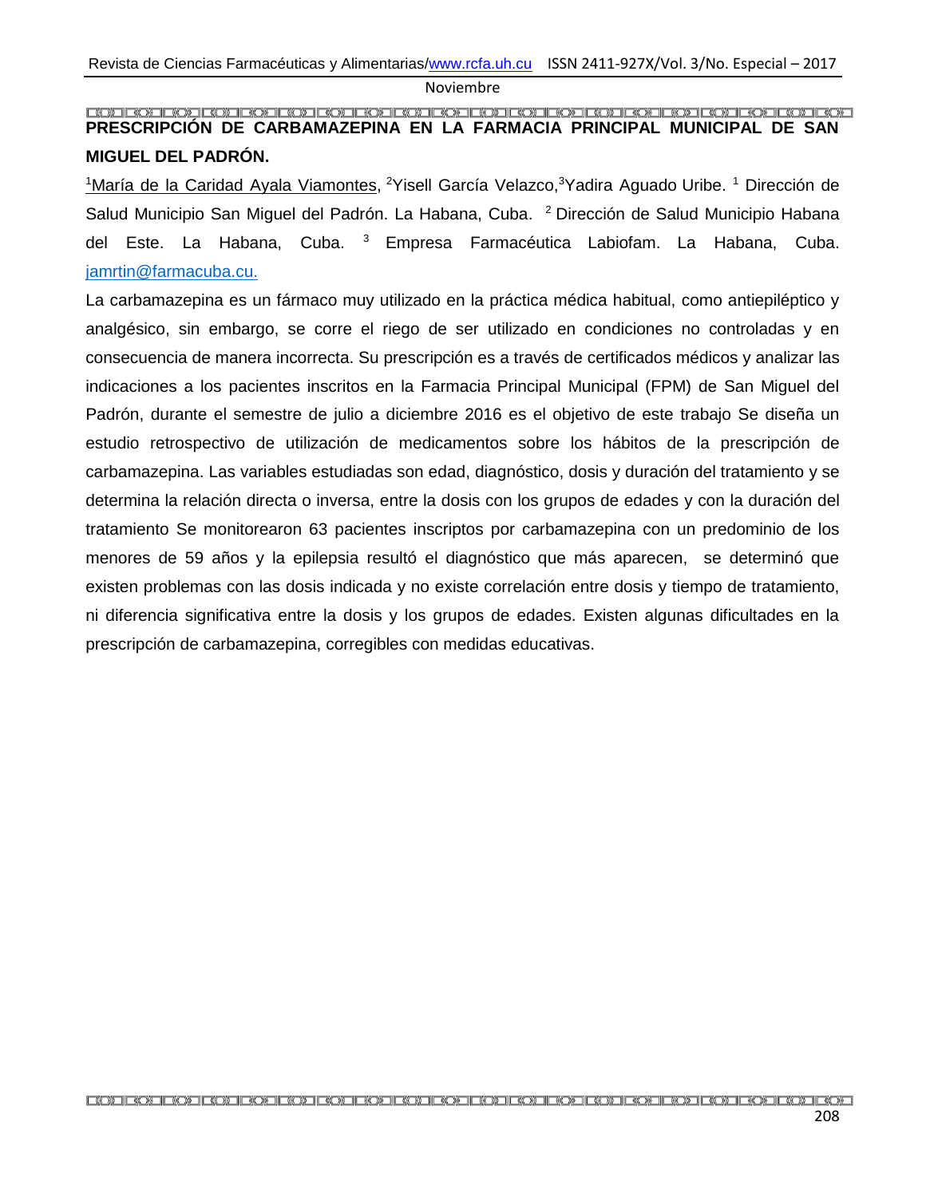# PRESCRIPCIÓN DE CARBAMAZEPINA EN LA FARMACIA PRINCIPAL MUNICIPAL DE SAN MIGUEL DEL PADRÓN.

[1]María de la Caridad Ayala Viamontes, [2]Yisell García Velazco,[3]Yadira Aguado Uribe. [1] Dirección de Salud Municipio San Miguel del Padrón. La Habana, Cuba. [2] Dirección de Salud Municipio Habana del Este. La Habana, Cuba. [3] Empresa Farmacéutica Labiofam. La Habana, Cuba. jamrtin@farmacuba.cu.

La carbamazepina es un fármaco muy utilizado en la práctica médica habitual, como antiepiléptico y analgésico, sin embargo, se corre el riego de ser utilizado en condiciones no controladas y en consecuencia de manera incorrecta. Su prescripción es a través de certificados médicos y analizar las indicaciones a los pacientes inscritos en la Farmacia Principal Municipal (FPM) de San Miguel del Padrón, durante el semestre de julio a diciembre 2016 es el objetivo de este trabajo Se diseña un estudio retrospectivo de utilización de medicamentos sobre los hábitos de la prescripción de carbamazepina. Las variables estudiadas son edad, diagnóstico, dosis y duración del tratamiento y se determina la relación directa o inversa, entre la dosis con los grupos de edades y con la duración del tratamiento Se monitorearon 63 pacientes inscriptos por carbamazepina con un predominio de los menores de 59 años y la epilepsia resultó el diagnóstico que más aparecen, se determinó que existen problemas con las dosis indicada y no existe correlación entre dosis y tiempo de tratamiento, ni diferencia significativa entre la dosis y los grupos de edades. Existen algunas dificultades en la prescripción de carbamazepina, corregibles con medidas educativas.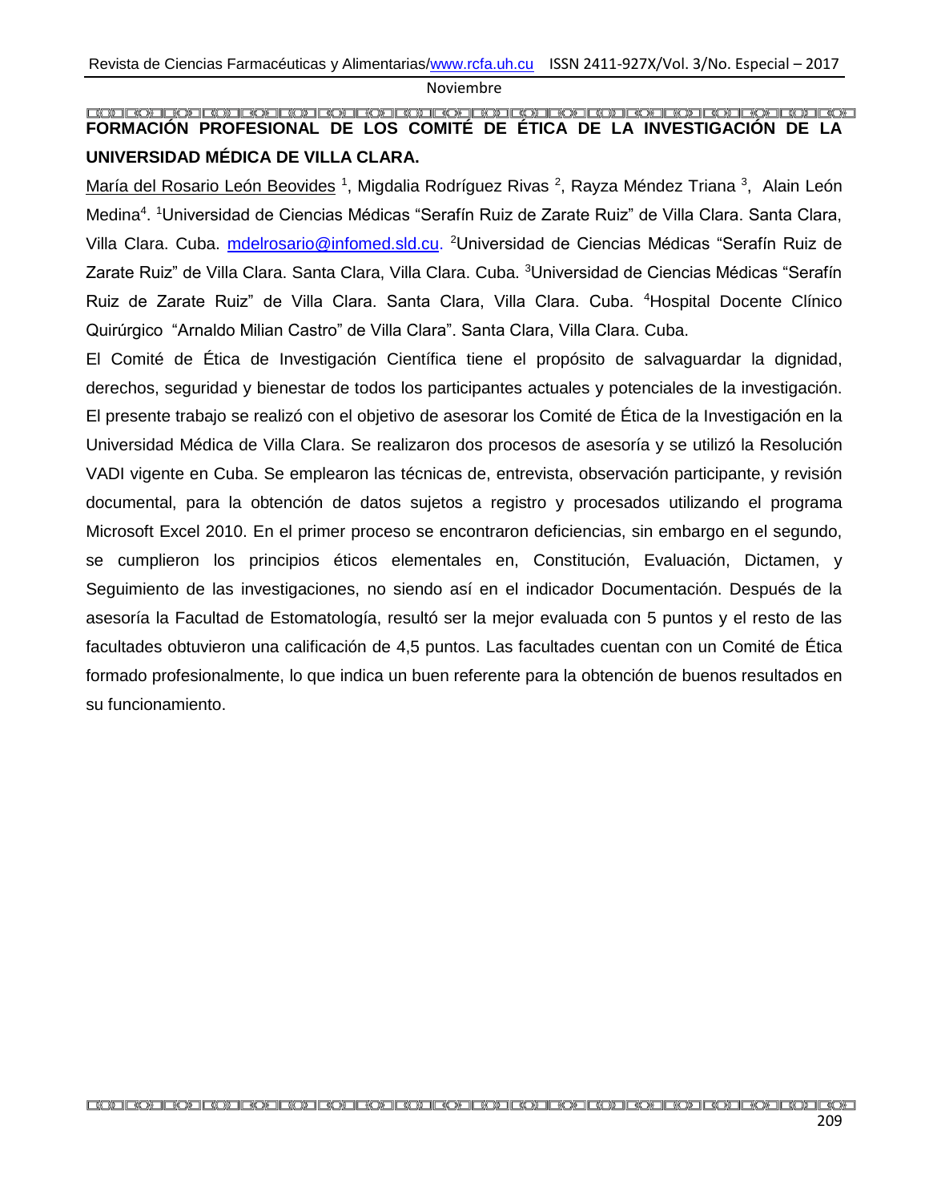# FORMACIÓN PROFESIONAL DE LOS COMITÉ DE ÉTICA DE LA INVESTIGACIÓN DE LA UNIVERSIDAD MÉDICA DE VILLA CLARA.

<u>María del Rosario León Beovides</u> [1], Migdalia Rodríguez Rivas [2], Rayza Méndez Triana [3], Alain León Medina[4]. [1]Universidad de Ciencias Médicas "Serafín Ruiz de Zarate Ruiz" de Villa Clara. Santa Clara, Villa Clara. Cuba. mdelrosario@infomed.sld.cu. [2]Universidad de Ciencias Médicas "Serafín Ruiz de Zarate Ruiz" de Villa Clara. Santa Clara, Villa Clara. Cuba. [3]Universidad de Ciencias Médicas "Serafín Ruiz de Zarate Ruiz" de Villa Clara. Santa Clara, Villa Clara. Cuba. [4]Hospital Docente Clínico Quirúrgico "Arnaldo Milian Castro" de Villa Clara". Santa Clara, Villa Clara. Cuba.

El Comité de Ética de Investigación Científica tiene el propósito de salvaguardar la dignidad, derechos, seguridad y bienestar de todos los participantes actuales y potenciales de la investigación. El presente trabajo se realizó con el objetivo de asesorar los Comité de Ética de la Investigación en la Universidad Médica de Villa Clara. Se realizaron dos procesos de asesoría y se utilizó la Resolución VADI vigente en Cuba. Se emplearon las técnicas de, entrevista, observación participante, y revisión documental, para la obtención de datos sujetos a registro y procesados utilizando el programa Microsoft Excel 2010. En el primer proceso se encontraron deficiencias, sin embargo en el segundo, se cumplieron los principios éticos elementales en, Constitución, Evaluación, Dictamen, y Seguimiento de las investigaciones, no siendo así en el indicador Documentación. Después de la asesoría la Facultad de Estomatología, resultó ser la mejor evaluada con 5 puntos y el resto de las facultades obtuvieron una calificación de 4,5 puntos. Las facultades cuentan con un Comité de Ética formado profesionalmente, lo que indica un buen referente para la obtención de buenos resultados en su funcionamiento.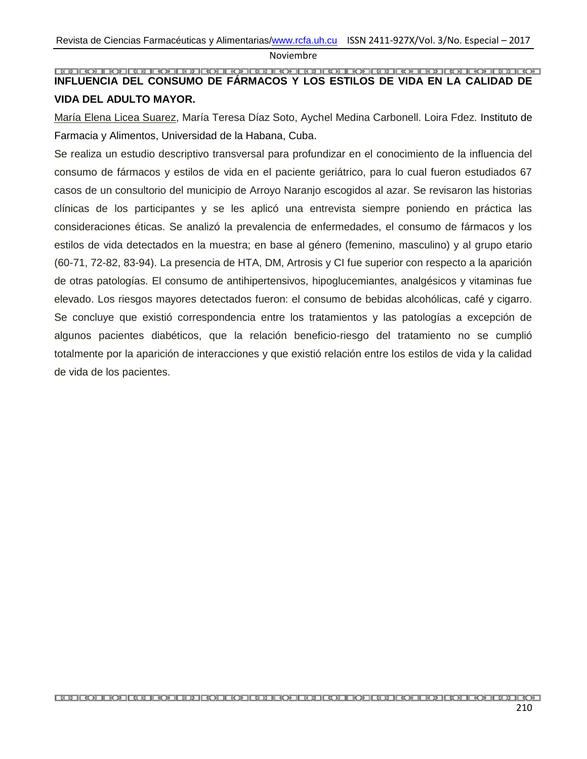## INFLUENCIA DEL CONSUMO DE FÁRMACOS Y LOS ESTILOS DE VIDA EN LA CALIDAD DE VIDA DEL ADULTO MAYOR.

María Elena Licea Suarez, María Teresa Díaz Soto, Aychel Medina Carbonell. Loira Fdez. Instituto de Farmacia y Alimentos, Universidad de la Habana, Cuba.

Se realiza un estudio descriptivo transversal para profundizar en el conocimiento de la influencia del consumo de fármacos y estilos de vida en el paciente geriátrico, para lo cual fueron estudiados 67 casos de un consultorio del municipio de Arroyo Naranjo escogidos al azar. Se revisaron las historias clínicas de los participantes y se les aplicó una entrevista siempre poniendo en práctica las consideraciones éticas. Se analizó la prevalencia de enfermedades, el consumo de fármacos y los estilos de vida detectados en la muestra; en base al género (femenino, masculino) y al grupo etario (60-71, 72-82, 83-94). La presencia de HTA, DM, Artrosis y CI fue superior con respecto a la aparición de otras patologías. El consumo de antihipertensivos, hipoglucemiantes, analgésicos y vitaminas fue elevado. Los riesgos mayores detectados fueron: el consumo de bebidas alcohólicas, café y cigarro. Se concluye que existió correspondencia entre los tratamientos y las patologías a excepción de algunos pacientes diabéticos, que la relación beneficio-riesgo del tratamiento no se cumplió totalmente por la aparición de interacciones y que existió relación entre los estilos de vida y la calidad de vida de los pacientes.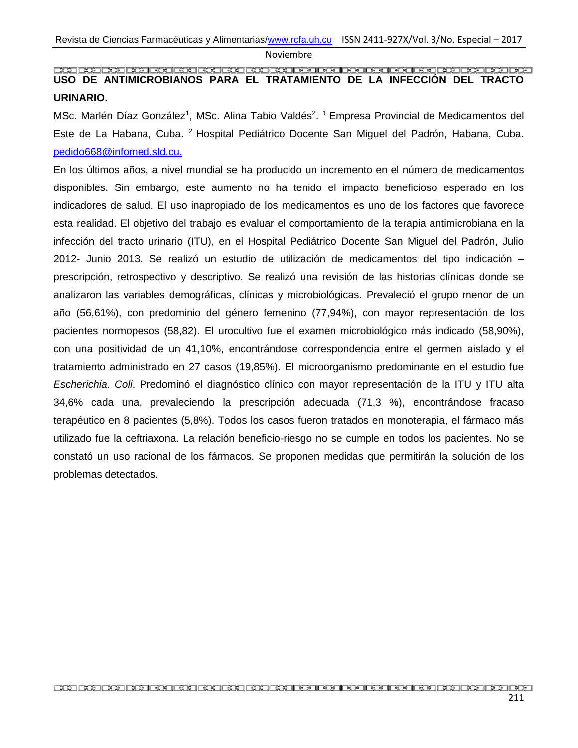# USO DE ANTIMICROBIANOS PARA EL TRATAMIENTO DE LA INFECCIÓN DEL TRACTO URINARIO.

MSc. Marlén Díaz González[1], MSc. Alina Tabio Valdés[2]. [1] Empresa Provincial de Medicamentos del Este de La Habana, Cuba. [2] Hospital Pediátrico Docente San Miguel del Padrón, Habana, Cuba. pedido668@infomed.sld.cu.

En los últimos años, a nivel mundial se ha producido un incremento en el número de medicamentos disponibles. Sin embargo, este aumento no ha tenido el impacto beneficioso esperado en los indicadores de salud. El uso inapropiado de los medicamentos es uno de los factores que favorece esta realidad. El objetivo del trabajo es evaluar el comportamiento de la terapia antimicrobiana en la infección del tracto urinario (ITU), en el Hospital Pediátrico Docente San Miguel del Padrón, Julio 2012- Junio 2013. Se realizó un estudio de utilización de medicamentos del tipo indicación – prescripción, retrospectivo y descriptivo. Se realizó una revisión de las historias clínicas donde se analizaron las variables demográficas, clínicas y microbiológicas. Prevaleció el grupo menor de un año (56,61%), con predominio del género femenino (77,94%), con mayor representación de los pacientes normopesos (58,82). El urocultivo fue el examen microbiológico más indicado (58,90%), con una positividad de un 41,10%, encontrándose correspondencia entre el germen aislado y el tratamiento administrado en 27 casos (19,85%). El microorganismo predominante en el estudio fue *Escherichia. Coli*. Predominó el diagnóstico clínico con mayor representación de la ITU y ITU alta 34,6% cada una, prevaleciendo la prescripción adecuada (71,3 %), encontrándose fracaso terapéutico en 8 pacientes (5,8%). Todos los casos fueron tratados en monoterapia, el fármaco más utilizado fue la ceftriaxona. La relación beneficio-riesgo no se cumple en todos los pacientes. No se constató un uso racional de los fármacos. Se proponen medidas que permitirán la solución de los problemas detectados.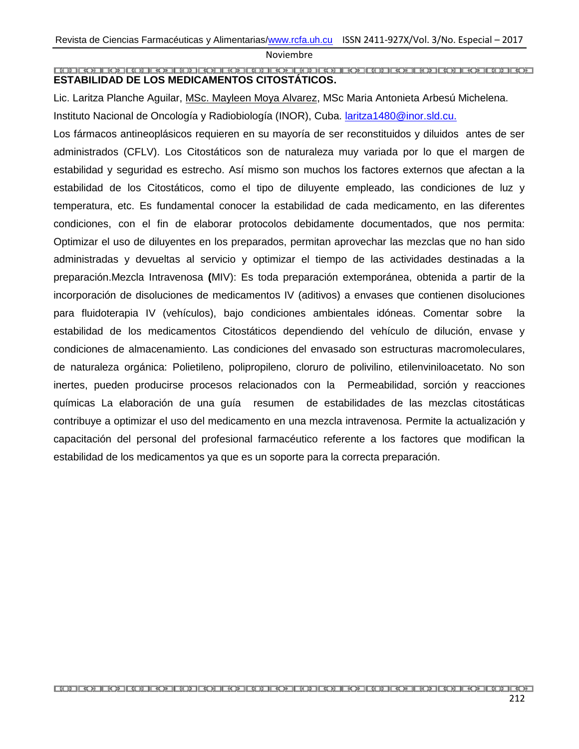## ESTABILIDAD DE LOS MEDICAMENTOS CITOSTÁTICOS.

Lic. Laritza Planche Aguilar, MSc. Mayleen Moya Alvarez, MSc Maria Antonieta Arbesú Michelena.

Instituto Nacional de Oncología y Radiobiología (INOR), Cuba. laritza1480@inor.sld.cu.

Los fármacos antineoplásicos requieren en su mayoría de ser reconstituidos y diluidos antes de ser administrados (CFLV). Los Citostáticos son de naturaleza muy variada por lo que el margen de estabilidad y seguridad es estrecho. Así mismo son muchos los factores externos que afectan a la estabilidad de los Citostáticos, como el tipo de diluyente empleado, las condiciones de luz y temperatura, etc. Es fundamental conocer la estabilidad de cada medicamento, en las diferentes condiciones, con el fin de elaborar protocolos debidamente documentados, que nos permita: Optimizar el uso de diluyentes en los preparados, permitan aprovechar las mezclas que no han sido administradas y devueltas al servicio y optimizar el tiempo de las actividades destinadas a la preparación.Mezcla Intravenosa **(**MIV): Es toda preparación extemporánea, obtenida a partir de la incorporación de disoluciones de medicamentos IV (aditivos) a envases que contienen disoluciones para fluidoterapia IV (vehículos), bajo condiciones ambientales idóneas. Comentar sobre la estabilidad de los medicamentos Citostáticos dependiendo del vehículo de dilución, envase y condiciones de almacenamiento. Las condiciones del envasado son estructuras macromoleculares, de naturaleza orgánica: Polietileno, polipropileno, cloruro de polivilino, etilenviniloacetato. No son inertes, pueden producirse procesos relacionados con la Permeabilidad, sorción y reacciones químicas La elaboración de una guía resumen de estabilidades de las mezclas citostáticas contribuye a optimizar el uso del medicamento en una mezcla intravenosa. Permite la actualización y capacitación del personal del profesional farmacéutico referente a los factores que modifican la estabilidad de los medicamentos ya que es un soporte para la correcta preparación.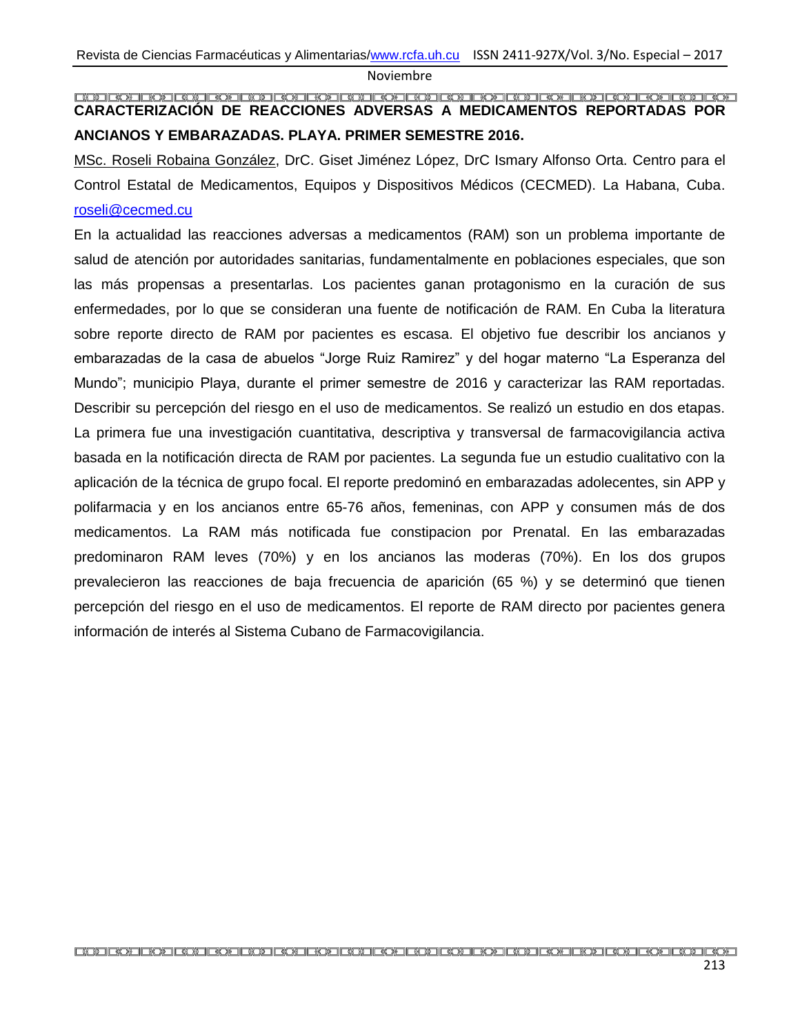## CARACTERIZACIÓN DE REACCIONES ADVERSAS A MEDICAMENTOS REPORTADAS POR ANCIANOS Y EMBARAZADAS. PLAYA. PRIMER SEMESTRE 2016.

MSc. Roseli Robaina González, DrC. Giset Jiménez López, DrC Ismary Alfonso Orta. Centro para el Control Estatal de Medicamentos, Equipos y Dispositivos Médicos (CECMED). La Habana, Cuba. roseli@cecmed.cu

En la actualidad las reacciones adversas a medicamentos (RAM) son un problema importante de salud de atención por autoridades sanitarias, fundamentalmente en poblaciones especiales, que son las más propensas a presentarlas. Los pacientes ganan protagonismo en la curación de sus enfermedades, por lo que se consideran una fuente de notificación de RAM. En Cuba la literatura sobre reporte directo de RAM por pacientes es escasa. El objetivo fue describir los ancianos y embarazadas de la casa de abuelos "Jorge Ruiz Ramirez" y del hogar materno "La Esperanza del Mundo"; municipio Playa, durante el primer semestre de 2016 y caracterizar las RAM reportadas. Describir su percepción del riesgo en el uso de medicamentos. Se realizó un estudio en dos etapas. La primera fue una investigación cuantitativa, descriptiva y transversal de farmacovigilancia activa basada en la notificación directa de RAM por pacientes. La segunda fue un estudio cualitativo con la aplicación de la técnica de grupo focal. El reporte predominó en embarazadas adolecentes, sin APP y polifarmacia y en los ancianos entre 65-76 años, femeninas, con APP y consumen más de dos medicamentos. La RAM más notificada fue constipacion por Prenatal. En las embarazadas predominaron RAM leves (70%) y en los ancianos las moderas (70%). En los dos grupos prevalecieron las reacciones de baja frecuencia de aparición (65 %) y se determinó que tienen percepción del riesgo en el uso de medicamentos. El reporte de RAM directo por pacientes genera información de interés al Sistema Cubano de Farmacovigilancia.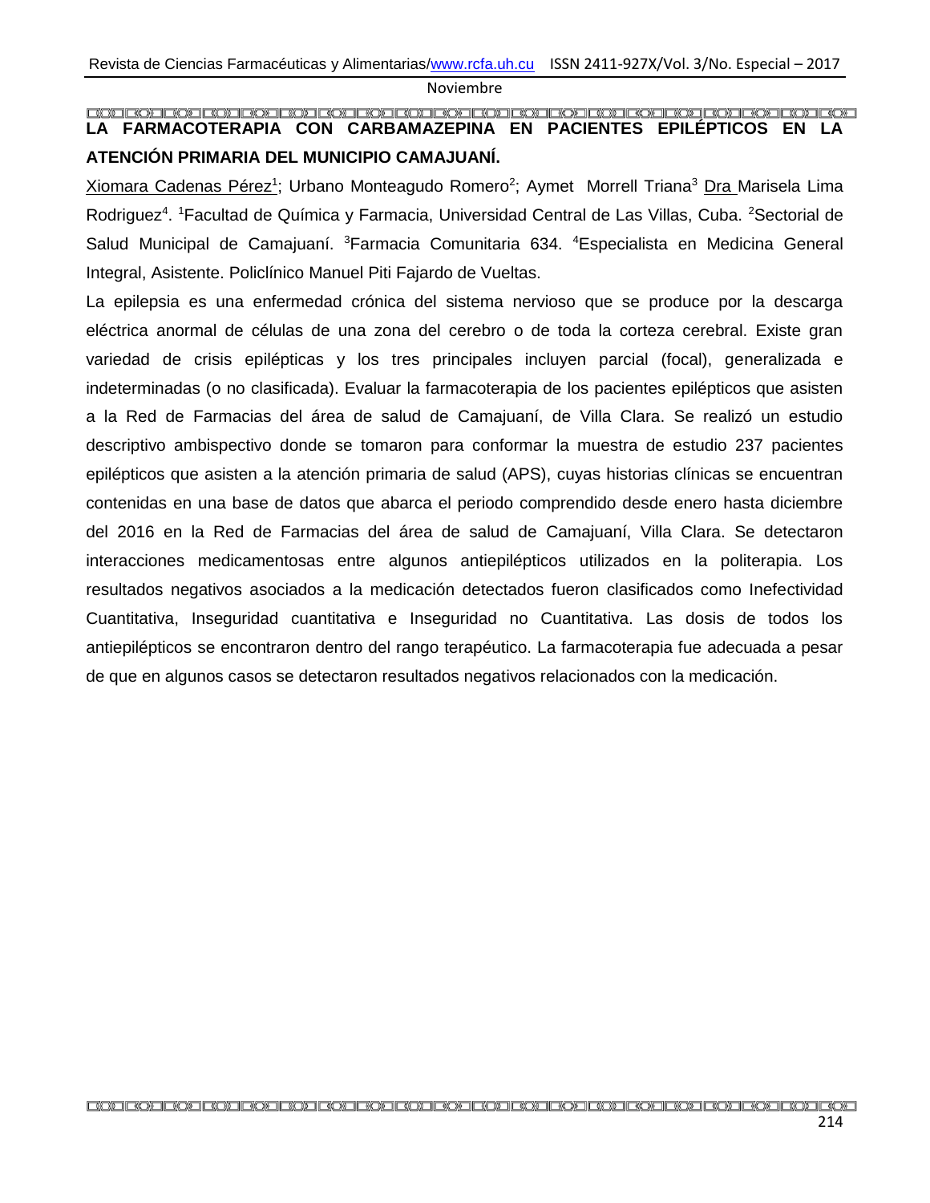## LA FARMACOTERAPIA CON CARBAMAZEPINA EN PACIENTES EPILÉPTICOS EN LA ATENCIÓN PRIMARIA DEL MUNICIPIO CAMAJUANÍ.

Xiomara Cadenas Pérez[1]; Urbano Monteagudo Romero[2]; Aymet Morrell Triana[3] Dra Marisela Lima Rodriguez[4]. [1]Facultad de Química y Farmacia, Universidad Central de Las Villas, Cuba. [2]Sectorial de Salud Municipal de Camajuaní. [3]Farmacia Comunitaria 634. [4]Especialista en Medicina General Integral, Asistente. Policlínico Manuel Piti Fajardo de Vueltas.

La epilepsia es una enfermedad crónica del sistema nervioso que se produce por la descarga eléctrica anormal de células de una zona del cerebro o de toda la corteza cerebral. Existe gran variedad de crisis epilépticas y los tres principales incluyen parcial (focal), generalizada e indeterminadas (o no clasificada). Evaluar la farmacoterapia de los pacientes epilépticos que asisten a la Red de Farmacias del área de salud de Camajuaní, de Villa Clara. Se realizó un estudio descriptivo ambispectivo donde se tomaron para conformar la muestra de estudio 237 pacientes epilépticos que asisten a la atención primaria de salud (APS), cuyas historias clínicas se encuentran contenidas en una base de datos que abarca el periodo comprendido desde enero hasta diciembre del 2016 en la Red de Farmacias del área de salud de Camajuaní, Villa Clara. Se detectaron interacciones medicamentosas entre algunos antiepilépticos utilizados en la politerapia. Los resultados negativos asociados a la medicación detectados fueron clasificados como Inefectividad Cuantitativa, Inseguridad cuantitativa e Inseguridad no Cuantitativa. Las dosis de todos los antiepilépticos se encontraron dentro del rango terapéutico. La farmacoterapia fue adecuada a pesar de que en algunos casos se detectaron resultados negativos relacionados con la medicación.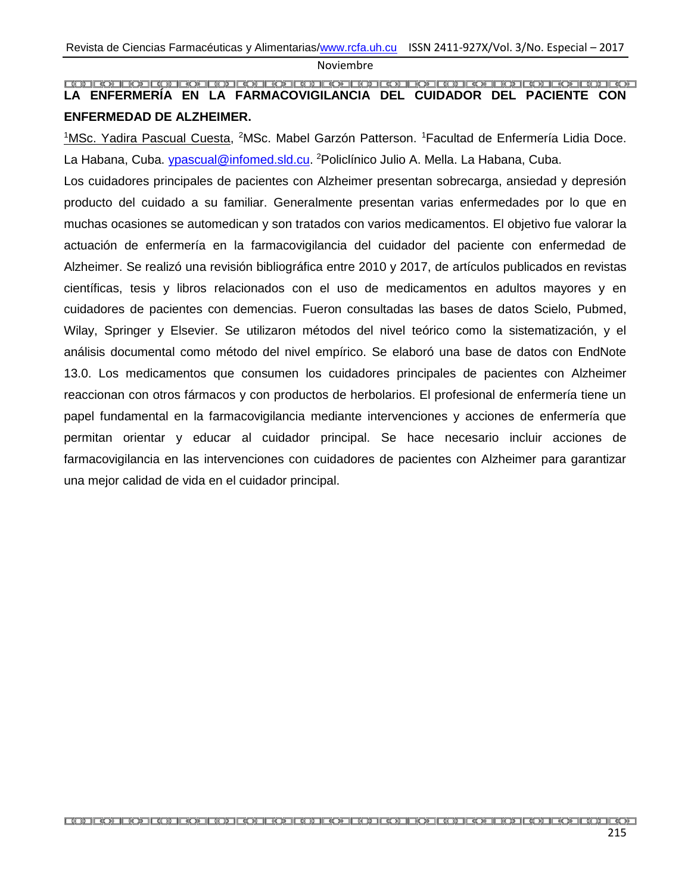# LA ENFERMERÍA EN LA FARMACOVIGILANCIA DEL CUIDADOR DEL PACIENTE CON ENFERMEDAD DE ALZHEIMER.

[1]MSc. Yadira Pascual Cuesta, [2]MSc. Mabel Garzón Patterson. [1]Facultad de Enfermería Lidia Doce. La Habana, Cuba. ypascual@infomed.sld.cu. [2]Policlínico Julio A. Mella. La Habana, Cuba.

Los cuidadores principales de pacientes con Alzheimer presentan sobrecarga, ansiedad y depresión producto del cuidado a su familiar. Generalmente presentan varias enfermedades por lo que en muchas ocasiones se automedican y son tratados con varios medicamentos. El objetivo fue valorar la actuación de enfermería en la farmacovigilancia del cuidador del paciente con enfermedad de Alzheimer. Se realizó una revisión bibliográfica entre 2010 y 2017, de artículos publicados en revistas científicas, tesis y libros relacionados con el uso de medicamentos en adultos mayores y en cuidadores de pacientes con demencias. Fueron consultadas las bases de datos Scielo, Pubmed, Wilay, Springer y Elsevier. Se utilizaron métodos del nivel teórico como la sistematización, y el análisis documental como método del nivel empírico. Se elaboró una base de datos con EndNote 13.0. Los medicamentos que consumen los cuidadores principales de pacientes con Alzheimer reaccionan con otros fármacos y con productos de herbolarios. El profesional de enfermería tiene un papel fundamental en la farmacovigilancia mediante intervenciones y acciones de enfermería que permitan orientar y educar al cuidador principal. Se hace necesario incluir acciones de farmacovigilancia en las intervenciones con cuidadores de pacientes con Alzheimer para garantizar una mejor calidad de vida en el cuidador principal.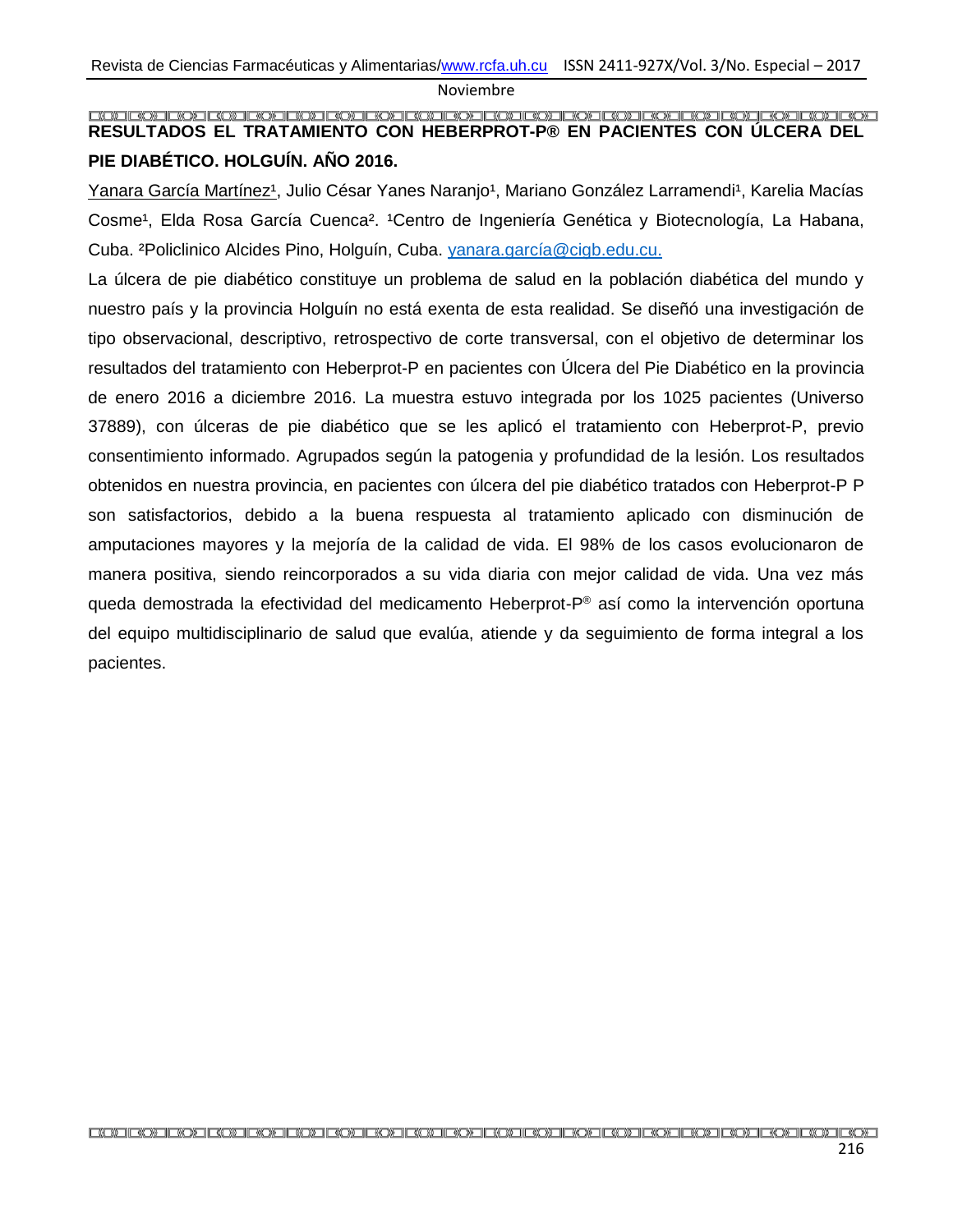## RESULTADOS EL TRATAMIENTO CON HEBERPROT-P® EN PACIENTES CON ÚLCERA DEL PIE DIABÉTICO. HOLGUÍN. AÑO 2016.

Yanara García Martínez[1], Julio César Yanes Naranjo[1], Mariano González Larramendi[1], Karelia Macías Cosme[1], Elda Rosa García Cuenca[2]. [1]Centro de Ingeniería Genética y Biotecnología, La Habana, Cuba. [2]Policlinico Alcides Pino, Holguín, Cuba. yanara.garcía@cigb.edu.cu.

La úlcera de pie diabético constituye un problema de salud en la población diabética del mundo y nuestro país y la provincia Holguín no está exenta de esta realidad. Se diseñó una investigación de tipo observacional, descriptivo, retrospectivo de corte transversal, con el objetivo de determinar los resultados del tratamiento con Heberprot-P en pacientes con Úlcera del Pie Diabético en la provincia de enero 2016 a diciembre 2016. La muestra estuvo integrada por los 1025 pacientes (Universo 37889), con úlceras de pie diabético que se les aplicó el tratamiento con Heberprot-P, previo consentimiento informado. Agrupados según la patogenia y profundidad de la lesión. Los resultados obtenidos en nuestra provincia, en pacientes con úlcera del pie diabético tratados con Heberprot-P P son satisfactorios, debido a la buena respuesta al tratamiento aplicado con disminución de amputaciones mayores y la mejoría de la calidad de vida. El 98% de los casos evolucionaron de manera positiva, siendo reincorporados a su vida diaria con mejor calidad de vida. Una vez más queda demostrada la efectividad del medicamento Heberprot-P® así como la intervención oportuna del equipo multidisciplinario de salud que evalúa, atiende y da seguimiento de forma integral a los pacientes.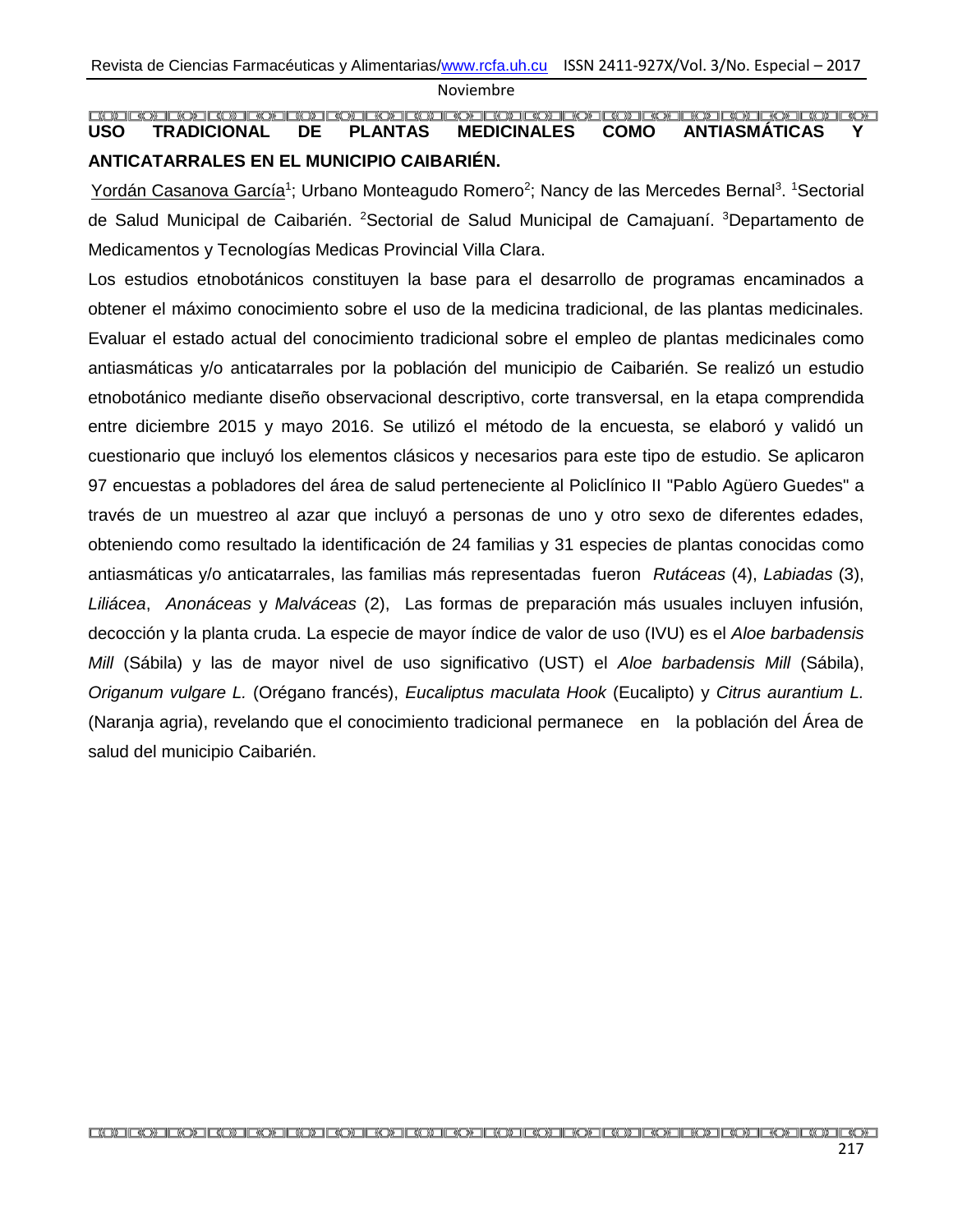# USO TRADICIONAL DE PLANTAS MEDICINALES COMO ANTIASMÁTICAS Y ANTICATARRALES EN EL MUNICIPIO CAIBARIÉN.

Yordán Casanova García[1]; Urbano Monteagudo Romero[2]; Nancy de las Mercedes Bernal[3]. [1]Sectorial de Salud Municipal de Caibarién. [2]Sectorial de Salud Municipal de Camajuaní. [3]Departamento de Medicamentos y Tecnologías Medicas Provincial Villa Clara.

Los estudios etnobotánicos constituyen la base para el desarrollo de programas encaminados a obtener el máximo conocimiento sobre el uso de la medicina tradicional, de las plantas medicinales. Evaluar el estado actual del conocimiento tradicional sobre el empleo de plantas medicinales como antiasmáticas y/o anticatarrales por la población del municipio de Caibarién. Se realizó un estudio etnobotánico mediante diseño observacional descriptivo, corte transversal, en la etapa comprendida entre diciembre 2015 y mayo 2016. Se utilizó el método de la encuesta, se elaboró y validó un cuestionario que incluyó los elementos clásicos y necesarios para este tipo de estudio. Se aplicaron 97 encuestas a pobladores del área de salud perteneciente al Policlínico II "Pablo Agüero Guedes" a través de un muestreo al azar que incluyó a personas de uno y otro sexo de diferentes edades, obteniendo como resultado la identificación de 24 familias y 31 especies de plantas conocidas como antiasmáticas y/o anticatarrales, las familias más representadas fueron *Rutáceas* (4), *Labiadas* (3), *Liliácea*, *Anonáceas* y *Malváceas* (2), Las formas de preparación más usuales incluyen infusión, decocción y la planta cruda. La especie de mayor índice de valor de uso (IVU) es el *Aloe barbadensis Mill* (Sábila) y las de mayor nivel de uso significativo (UST) el *Aloe barbadensis Mill* (Sábila), *Origanum vulgare L.* (Orégano francés), *Eucaliptus maculata Hook* (Eucalipto) y *Citrus aurantium L.* (Naranja agria), revelando que el conocimiento tradicional permanece en la población del Área de salud del municipio Caibarién.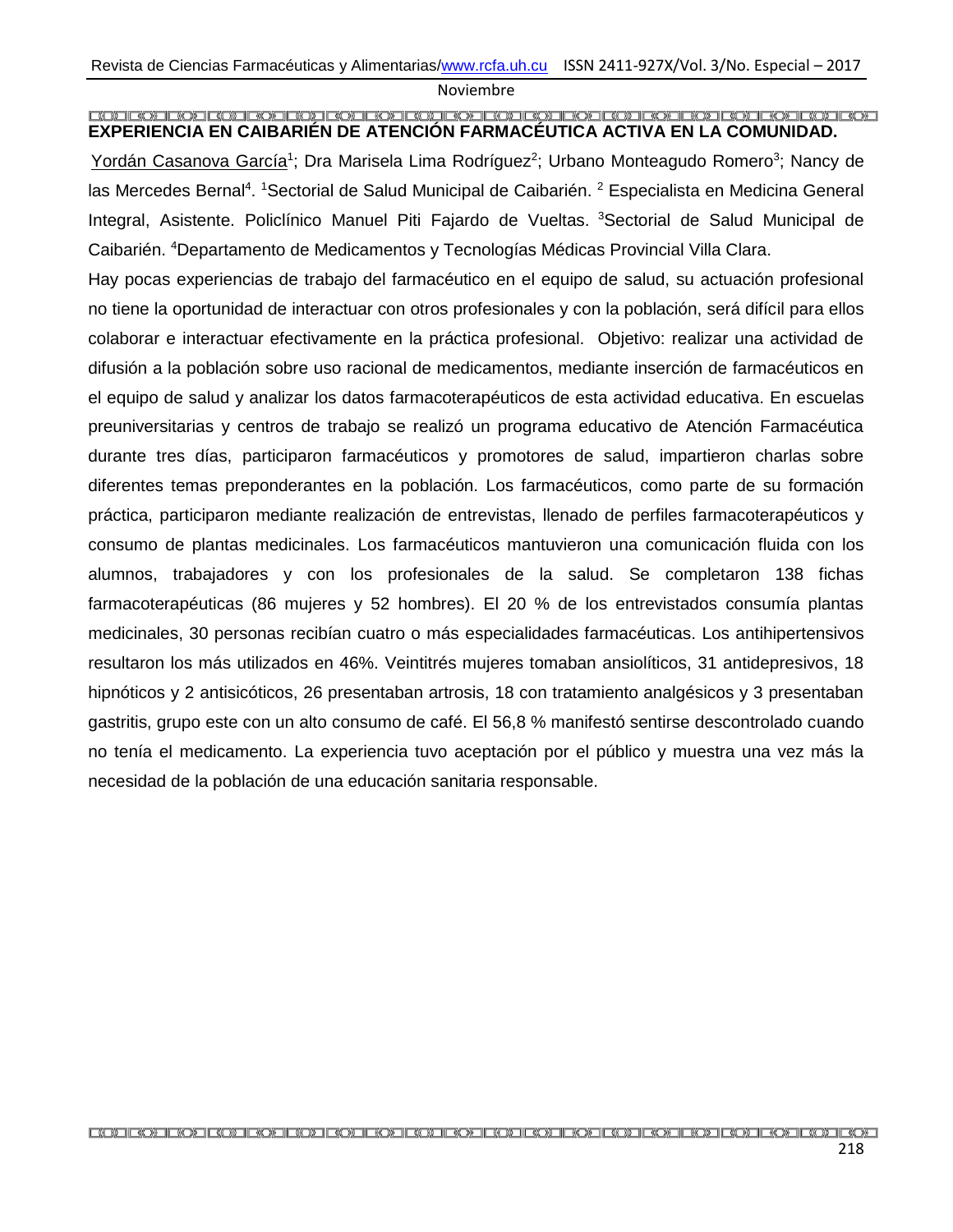# EXPERIENCIA EN CAIBARIÉN DE ATENCIÓN FARMACÉUTICA ACTIVA EN LA COMUNIDAD.

Yordán Casanova García[1]; Dra Marisela Lima Rodríguez[2]; Urbano Monteagudo Romero[3]; Nancy de las Mercedes Bernal[4]. [1]Sectorial de Salud Municipal de Caibarién. [2] Especialista en Medicina General Integral, Asistente. Policlínico Manuel Piti Fajardo de Vueltas. [3]Sectorial de Salud Municipal de Caibarién. [4]Departamento de Medicamentos y Tecnologías Médicas Provincial Villa Clara.

Hay pocas experiencias de trabajo del farmacéutico en el equipo de salud, su actuación profesional no tiene la oportunidad de interactuar con otros profesionales y con la población, será difícil para ellos colaborar e interactuar efectivamente en la práctica profesional. Objetivo: realizar una actividad de difusión a la población sobre uso racional de medicamentos, mediante inserción de farmacéuticos en el equipo de salud y analizar los datos farmacoterapéuticos de esta actividad educativa. En escuelas preuniversitarias y centros de trabajo se realizó un programa educativo de Atención Farmacéutica durante tres días, participaron farmacéuticos y promotores de salud, impartieron charlas sobre diferentes temas preponderantes en la población. Los farmacéuticos, como parte de su formación práctica, participaron mediante realización de entrevistas, llenado de perfiles farmacoterapéuticos y consumo de plantas medicinales. Los farmacéuticos mantuvieron una comunicación fluida con los alumnos, trabajadores y con los profesionales de la salud. Se completaron 138 fichas farmacoterapéuticas (86 mujeres y 52 hombres). El 20 % de los entrevistados consumía plantas medicinales, 30 personas recibían cuatro o más especialidades farmacéuticas. Los antihipertensivos resultaron los más utilizados en 46%. Veintitrés mujeres tomaban ansiolíticos, 31 antidepresivos, 18 hipnóticos y 2 antisicóticos, 26 presentaban artrosis, 18 con tratamiento analgésicos y 3 presentaban gastritis, grupo este con un alto consumo de café. El 56,8 % manifestó sentirse descontrolado cuando no tenía el medicamento. La experiencia tuvo aceptación por el público y muestra una vez más la necesidad de la población de una educación sanitaria responsable.